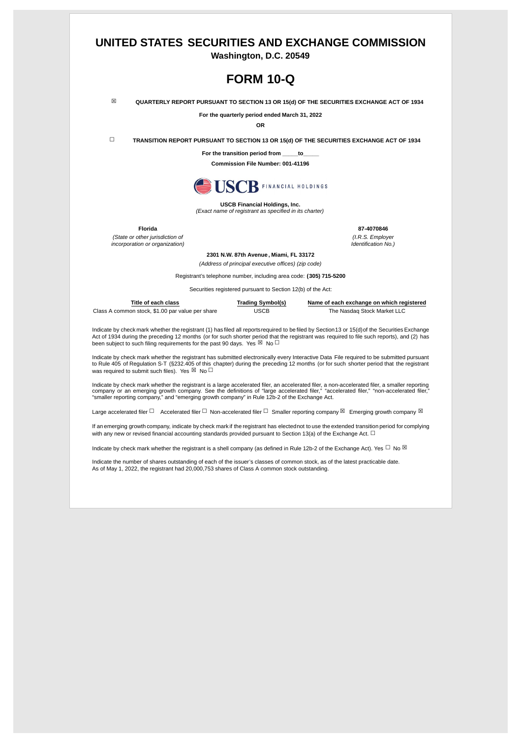# UNITED STATES SECURITIES AND EXCHANGE COMMISSION

**Washington, D.C. 20549**

# FORM 10-Q

☒ **QUARTERLY REPORT PURSUANT TO SECTION 13 OR 15(d) OF THE SECURITIES EXCHANGE ACT OF 1934**

**For the quarterly period ended March 31, 2022**

**OR**

☐ **TRANSITION REPORT PURSUANT TO SECTION 13 OR 15(d) OF THE SECURITIES EXCHANGE ACT OF 1934**

**For the transition period from _____to_____**

**Commission File Number: 001-41196**

**USCB Financial Holdings, Inc.**

*(Exact name of registrant as specified in its charter)*

| **Florida** | **87-4070846** |
|---|---|
| *(State or other jurisdiction of incorporation or organization)* | *(I.R.S. Employer Identification No.)* |

**2301 N.W. 87th Avenue, Miami, FL 33172**

*(Address of principal executive offices) (zip code)*

Registrant's telephone number, including area code: **(305) 715-5200**

Securities registered pursuant to Section 12(b) of the Act:

| Title of each class | Trading Symbol(s) | Name of each exchange on which registered |
|---|---|---|
| Class A common stock, $1.00 par value per share | USCB | The Nasdaq Stock Market LLC |

Indicate by check mark whether the registrant (1) has filed all reports required to be filed by Section 13 or 15(d) of the Securities Exchange Act of 1934 during the preceding 12 months (or for such shorter period that the registrant was required to file such reports), and (2) has been subject to such filing requirements for the past 90 days. Yes ☒ No ☐

Indicate by check mark whether the registrant has submitted electronically every Interactive Data File required to be submitted pursuant to Rule 405 of Regulation S-T (§232.405 of this chapter) during the preceding 12 months (or for such shorter period that the registrant was required to submit such files). Yes ☒ No ☐

Indicate by check mark whether the registrant is a large accelerated filer, an accelerated filer, a non-accelerated filer, a smaller reporting company or an emerging growth company. See the definitions of "large accelerated filer," "accelerated filer," "non-accelerated filer," "smaller reporting company," and "emerging growth company" in Rule 12b-2 of the Exchange Act.

Large accelerated filer ☐ Accelerated filer ☐ Non-accelerated filer ☐ Smaller reporting company ☒ Emerging growth company ☒

If an emerging growth company, indicate by check mark if the registrant has elected not to use the extended transition period for complying with any new or revised financial accounting standards provided pursuant to Section 13(a) of the Exchange Act. ☐

Indicate by check mark whether the registrant is a shell company (as defined in Rule 12b-2 of the Exchange Act). Yes ☐ No ☒

Indicate the number of shares outstanding of each of the issuer's classes of common stock, as of the latest practicable date.
As of May 1, 2022, the registrant had 20,000,753 shares of Class A common stock outstanding.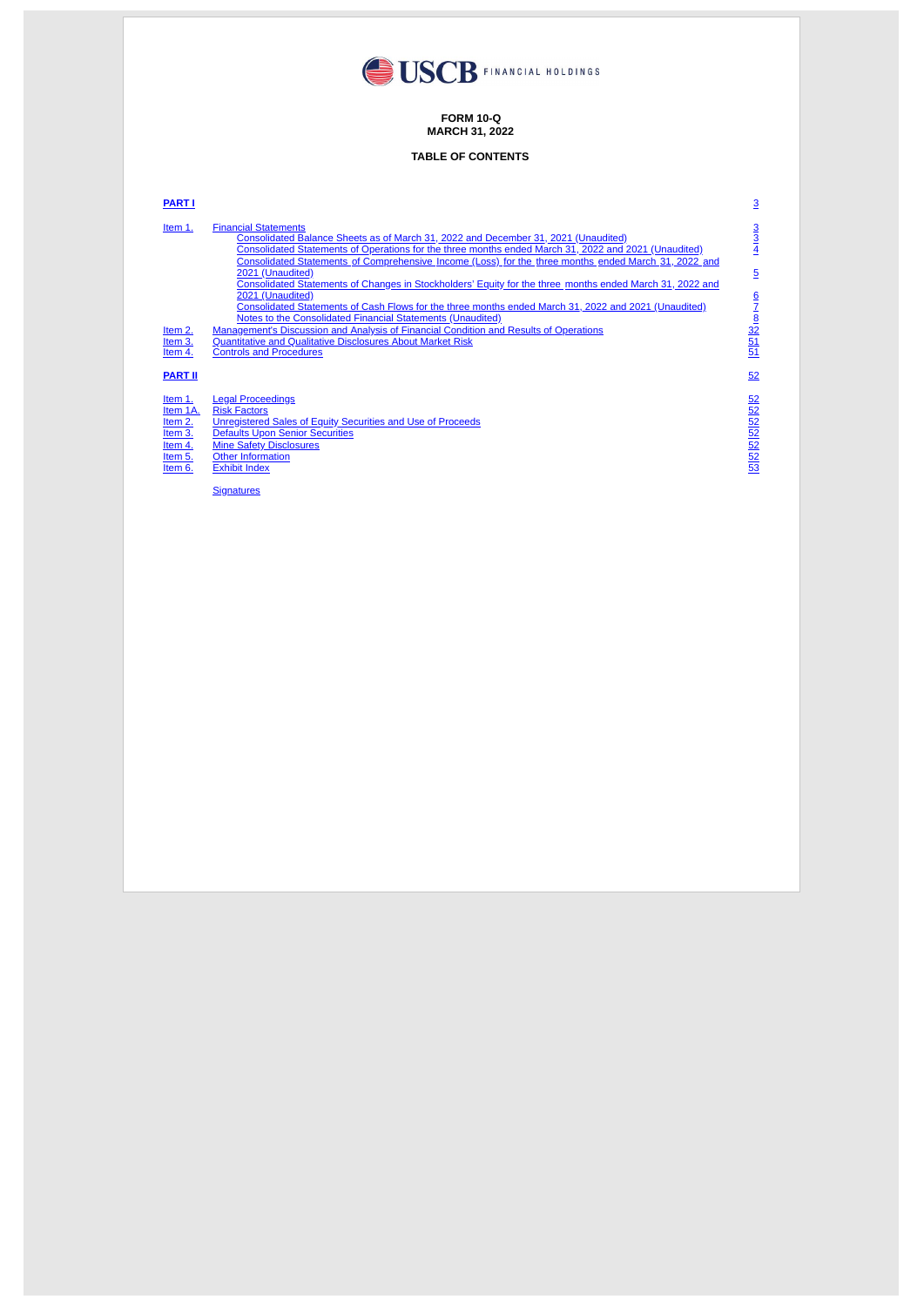**FORM 10-Q**
**MARCH 31, 2022**

**TABLE OF CONTENTS**

| | | |
|---|---|---|
| **PART I** | | 3 |
| Item 1. | Financial Statements | 3 |
| | Consolidated Balance Sheets as of March 31, 2022 and December 31, 2021 (Unaudited) | 3 |
| | Consolidated Statements of Operations for the three months ended March 31, 2022 and 2021 (Unaudited) | 4 |
| | Consolidated Statements of Comprehensive Income (Loss) for the three months ended March 31, 2022 and 2021 (Unaudited) | 5 |
| | Consolidated Statements of Changes in Stockholders' Equity for the three months ended March 31, 2022 and 2021 (Unaudited) | 6 |
| | Consolidated Statements of Cash Flows for the three months ended March 31, 2022 and 2021 (Unaudited) | 7 |
| | Notes to the Consolidated Financial Statements (Unaudited) | 8 |
| Item 2. | Management's Discussion and Analysis of Financial Condition and Results of Operations | 32 |
| Item 3. | Quantitative and Qualitative Disclosures About Market Risk | 51 |
| Item 4. | Controls and Procedures | 51 |
| **PART II** | | 52 |
| Item 1. | Legal Proceedings | 52 |
| Item 1A. | Risk Factors | 52 |
| Item 2. | Unregistered Sales of Equity Securities and Use of Proceeds | 52 |
| Item 3. | Defaults Upon Senior Securities | 52 |
| Item 4. | Mine Safety Disclosures | 52 |
| Item 5. | Other Information | 52 |
| Item 6. | Exhibit Index | 53 |
| | Signatures | |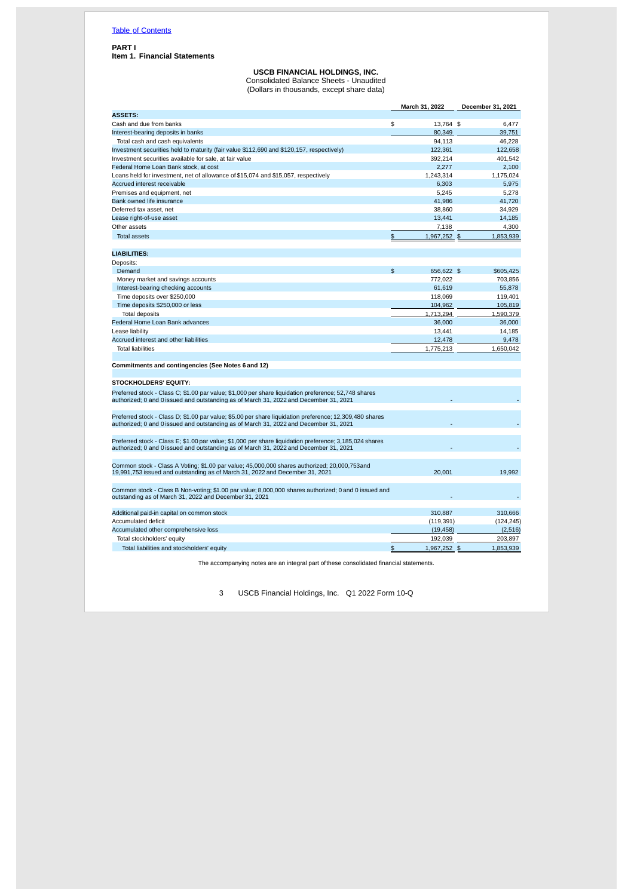[Table of Contents](#)

**PART I**
**Item 1. Financial Statements**

**USCB FINANCIAL HOLDINGS, INC.**
Consolidated Balance Sheets - Unaudited
(Dollars in thousands, except share data)

| | March 31, 2022 | December 31, 2021 |
|---|---|---|
| **ASSETS:** | | |
| Cash and due from banks | $ 13,764 | $ 6,477 |
| Interest-bearing deposits in banks | 80,349 | 39,751 |
| Total cash and cash equivalents | 94,113 | 46,228 |
| Investment securities held to maturity (fair value $112,690 and $120,157, respectively) | 122,361 | 122,658 |
| Investment securities available for sale, at fair value | 392,214 | 401,542 |
| Federal Home Loan Bank stock, at cost | 2,277 | 2,100 |
| Loans held for investment, net of allowance of $15,074 and $15,057, respectively | 1,243,314 | 1,175,024 |
| Accrued interest receivable | 6,303 | 5,975 |
| Premises and equipment, net | 5,245 | 5,278 |
| Bank owned life insurance | 41,986 | 41,720 |
| Deferred tax asset, net | 38,860 | 34,929 |
| Lease right-of-use asset | 13,441 | 14,185 |
| Other assets | 7,138 | 4,300 |
| Total assets | $ 1,967,252 | $ 1,853,939 |
| **LIABILITIES:** | | |
| Deposits: | | |
| Demand | $ 656,622 | $ $605,425 |
| Money market and savings accounts | 772,022 | 703,856 |
| Interest-bearing checking accounts | 61,619 | 55,878 |
| Time deposits over $250,000 | 118,069 | 119,401 |
| Time deposits $250,000 or less | 104,962 | 105,819 |
| Total deposits | 1,713,294 | 1,590,379 |
| Federal Home Loan Bank advances | 36,000 | 36,000 |
| Lease liability | 13,441 | 14,185 |
| Accrued interest and other liabilities | 12,478 | 9,478 |
| Total liabilities | 1,775,213 | 1,650,042 |
| **Commitments and contingencies (See Notes 6 and 12)** | | |
| **STOCKHOLDERS' EQUITY:** | | |
| Preferred stock - Class C; $1.00 par value; $1,000 per share liquidation preference; 52,748 shares authorized; 0 and 0 issued and outstanding as of March 31, 2022 and December 31, 2021 | - | - |
| Preferred stock - Class D; $1.00 par value; $5.00 per share liquidation preference; 12,309,480 shares authorized; 0 and 0 issued and outstanding as of March 31, 2022 and December 31, 2021 | - | - |
| Preferred stock - Class E; $1.00 par value; $1,000 per share liquidation preference; 3,185,024 shares authorized; 0 and 0 issued and outstanding as of March 31, 2022 and December 31, 2021 | - | - |
| Common stock - Class A Voting; $1.00 par value; 45,000,000 shares authorized; 20,000,753and 19,991,753 issued and outstanding as of March 31, 2022 and December 31, 2021 | 20,001 | 19,992 |
| Common stock - Class B Non-voting; $1.00 par value; 8,000,000 shares authorized; 0 and 0 issued and outstanding as of March 31, 2022 and December 31, 2021 | - | - |
| Additional paid-in capital on common stock | 310,887 | 310,666 |
| Accumulated deficit | (119,391) | (124,245) |
| Accumulated other comprehensive loss | (19,458) | (2,516) |
| Total stockholders' equity | 192,039 | 203,897 |
| Total liabilities and stockholders' equity | $ 1,967,252 | $ 1,853,939 |

The accompanying notes are an integral part of these consolidated financial statements.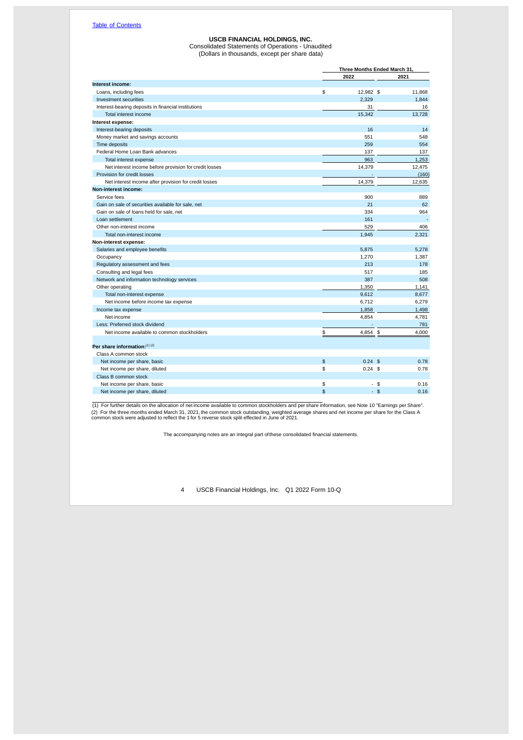Table of Contents

**USCB FINANCIAL HOLDINGS, INC.**
Consolidated Statements of Operations - Unaudited
(Dollars in thousands, except per share data)

| | Three Months Ended March 31, | |
|---|---|---|
| | 2022 | 2021 |
| **Interest income:** | | |
| Loans, including fees | $ 12,982 | $ 11,868 |
| Investment securities | 2,329 | 1,844 |
| Interest-bearing deposits in financial institutions | 31 | 16 |
| Total interest income | 15,342 | 13,728 |
| **Interest expense:** | | |
| Interest-bearing deposits | 16 | 14 |
| Money market and savings accounts | 551 | 548 |
| Time deposits | 259 | 554 |
| Federal Home Loan Bank advances | 137 | 137 |
| Total interest expense | 963 | 1,253 |
| Net interest income before provision for credit losses | 14,379 | 12,475 |
| Provision for credit losses | - | (160) |
| Net interest income after provision for credit losses | 14,379 | 12,635 |
| **Non-interest income:** | | |
| Service fees | 900 | 889 |
| Gain on sale of securities available for sale, net | 21 | 62 |
| Gain on sale of loans held for sale, net | 334 | 964 |
| Loan settlement | 161 | - |
| Other non-interest income | 529 | 406 |
| Total non-interest income | 1,945 | 2,321 |
| **Non-interest expense:** | | |
| Salaries and employee benefits | 5,875 | 5,278 |
| Occupancy | 1,270 | 1,387 |
| Regulatory assessment and fees | 213 | 178 |
| Consulting and legal fees | 517 | 185 |
| Network and information technology services | 387 | 508 |
| Other operating | 1,350 | 1,141 |
| Total non-interest expense | 9,612 | 8,677 |
| Net income before income tax expense | 6,712 | 6,279 |
| Income tax expense | 1,858 | 1,498 |
| Net income | 4,854 | 4,781 |
| Less: Preferred stock dividend | - | 781 |
| Net income available to common stockholders | $ 4,854 | $ 4,000 |
| | | |
| **Per share information:**[(1) (2)] | | |
| Class A common stock | | |
| Net income per share, basic | $ 0.24 | $ 0.78 |
| Net income per share, diluted | $ 0.24 | $ 0.78 |
| Class B common stock | | |
| Net income per share, basic | $ - | $ 0.16 |
| Net income per share, diluted | $ - | $ 0.16 |

(1) For further details on the allocation of net income available to common stockholders and per share information, see Note 10 "Earnings per Share".
(2) For the three months ended March 31, 2021, the common stock outstanding, weighted average shares and net income per share for the Class A common stock were adjusted to reflect the 1 for 5 reverse stock split effected in June of 2021.

The accompanying notes are an integral part of these consolidated financial statements.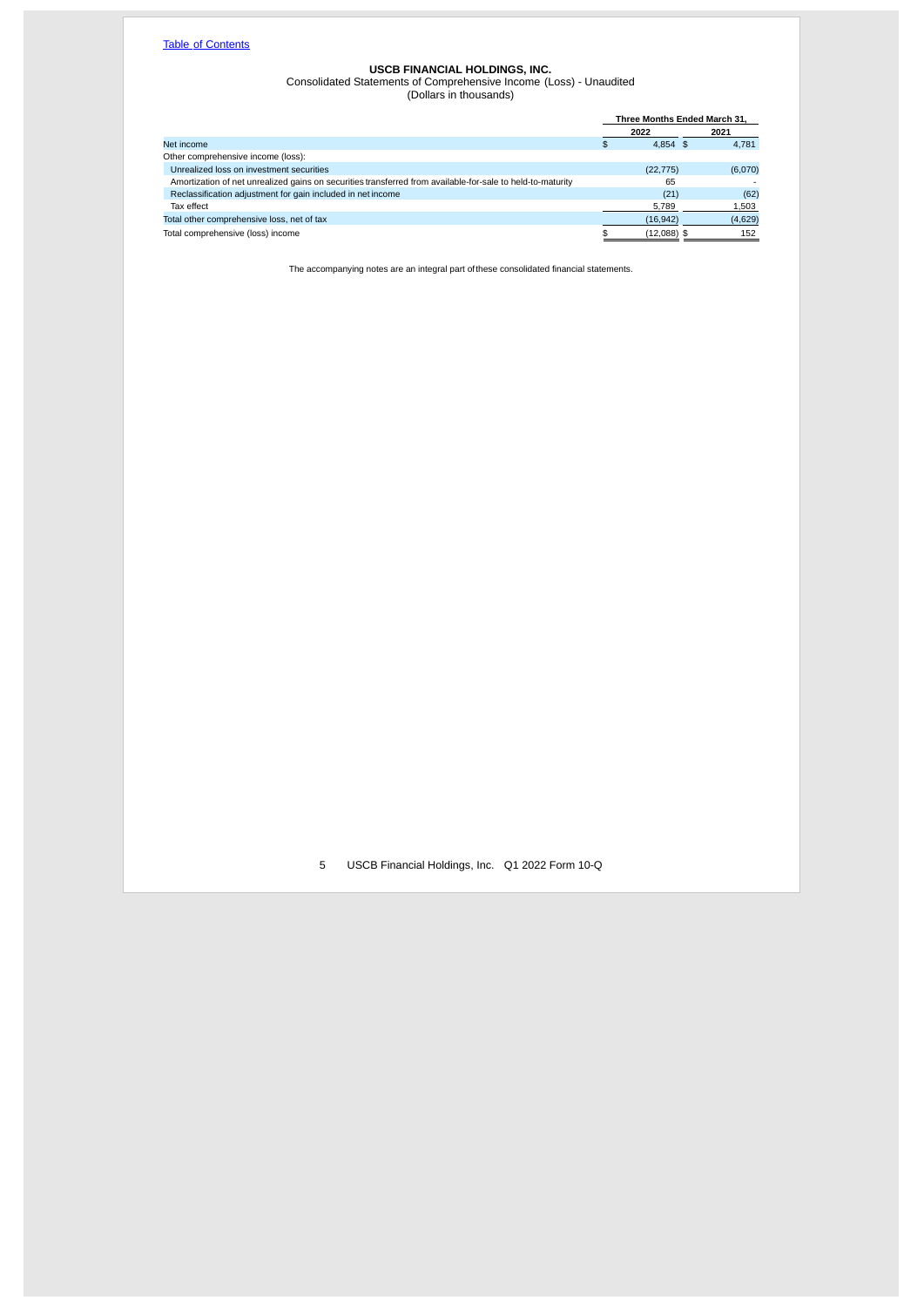[Table of Contents](#)

**USCB FINANCIAL HOLDINGS, INC.**
Consolidated Statements of Comprehensive Income (Loss) - Unaudited
(Dollars in thousands)

| | Three Months Ended March 31, | |
|---|---|---|
| | 2022 | 2021 |
| Net income | $ 4,854 | $ 4,781 |
| Other comprehensive income (loss): | | |
| Unrealized loss on investment securities | (22,775) | (6,070) |
| Amortization of net unrealized gains on securities transferred from available-for-sale to held-to-maturity | 65 | - |
| Reclassification adjustment for gain included in net income | (21) | (62) |
| Tax effect | 5,789 | 1,503 |
| Total other comprehensive loss, net of tax | (16,942) | (4,629) |
| Total comprehensive (loss) income | $ (12,088) | $ 152 |

The accompanying notes are an integral part of these consolidated financial statements.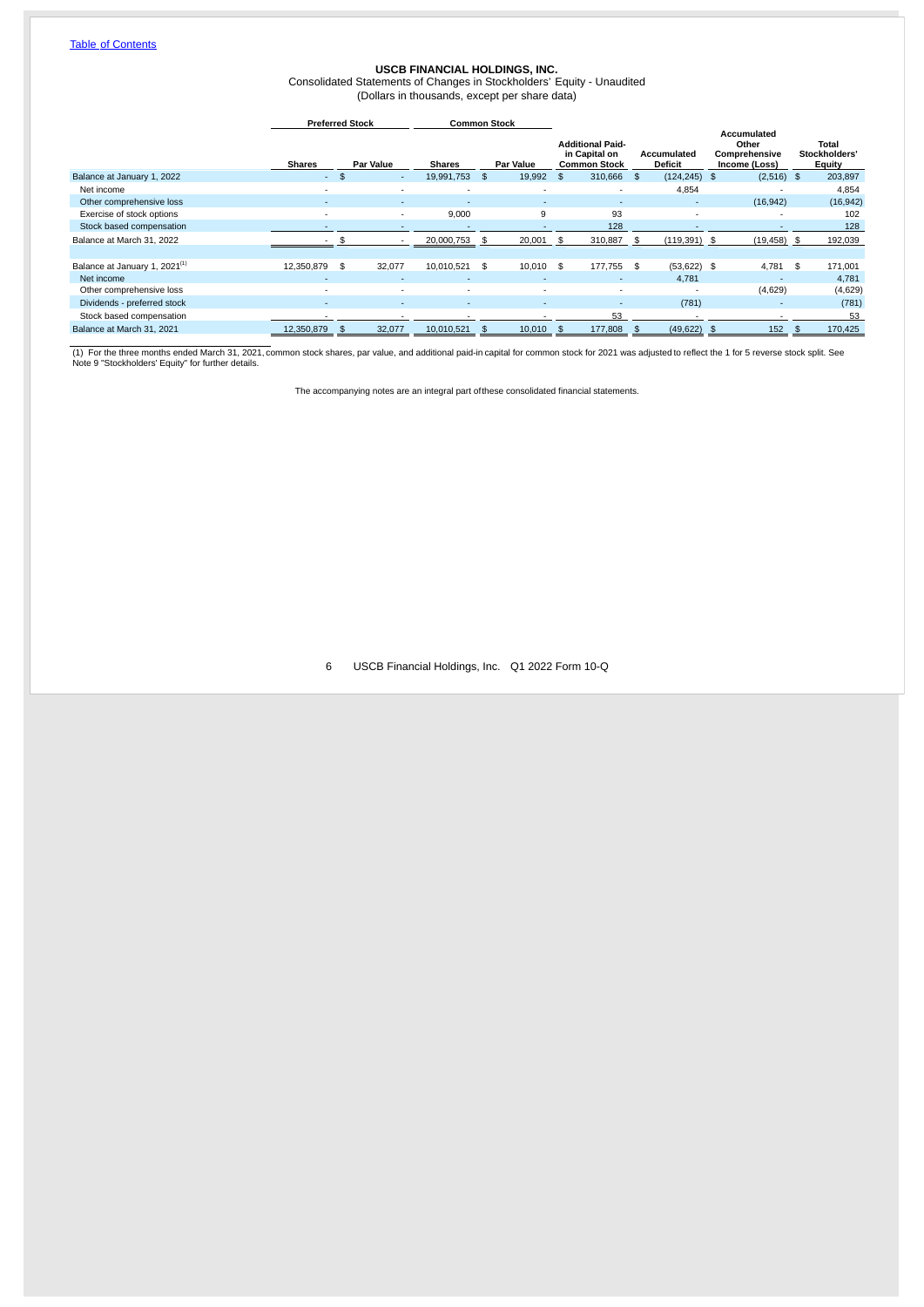Table of Contents

**USCB FINANCIAL HOLDINGS, INC.**

Consolidated Statements of Changes in Stockholders' Equity - Unaudited

(Dollars in thousands, except per share data)

| | Preferred Stock | | Common Stock | | | | | |
|---|---|---|---|---|---|---|---|---|
| | Shares | Par Value | Shares | Par Value | Additional Paid-in Capital on Common Stock | Accumulated Deficit | Accumulated Other Comprehensive Income (Loss) | Total Stockholders' Equity |
| Balance at January 1, 2022 | - | $ - | 19,991,753 | $ 19,992 | $ 310,666 | $ (124,245) | $ (2,516) | $ 203,897 |
| Net income | - | - | - | - | - | 4,854 | - | 4,854 |
| Other comprehensive loss | - | - | - | - | - | - | (16,942) | (16,942) |
| Exercise of stock options | - | - | 9,000 | 9 | 93 | - | - | 102 |
| Stock based compensation | - | - | - | - | 128 | - | - | 128 |
| Balance at March 31, 2022 | - | $ - | 20,000,753 | $ 20,001 | $ 310,887 | $ (119,391) | $ (19,458) | $ 192,039 |
| | | | | | | | | |
| Balance at January 1, 2021[(1)] | 12,350,879 | $ 32,077 | 10,010,521 | $ 10,010 | $ 177,755 | $ (53,622) | $ 4,781 | $ 171,001 |
| Net income | - | - | - | - | - | 4,781 | - | 4,781 |
| Other comprehensive loss | - | - | - | - | - | - | (4,629) | (4,629) |
| Dividends - preferred stock | - | - | - | - | - | (781) | - | (781) |
| Stock based compensation | - | - | - | - | 53 | - | - | 53 |
| Balance at March 31, 2021 | 12,350,879 | $ 32,077 | 10,010,521 | $ 10,010 | $ 177,808 | $ (49,622) | $ 152 | $ 170,425 |

(1) For the three months ended March 31, 2021, common stock shares, par value, and additional paid-in capital for common stock for 2021 was adjusted to reflect the 1 for 5 reverse stock split. See Note 9 "Stockholders' Equity" for further details.

The accompanying notes are an integral part of these consolidated financial statements.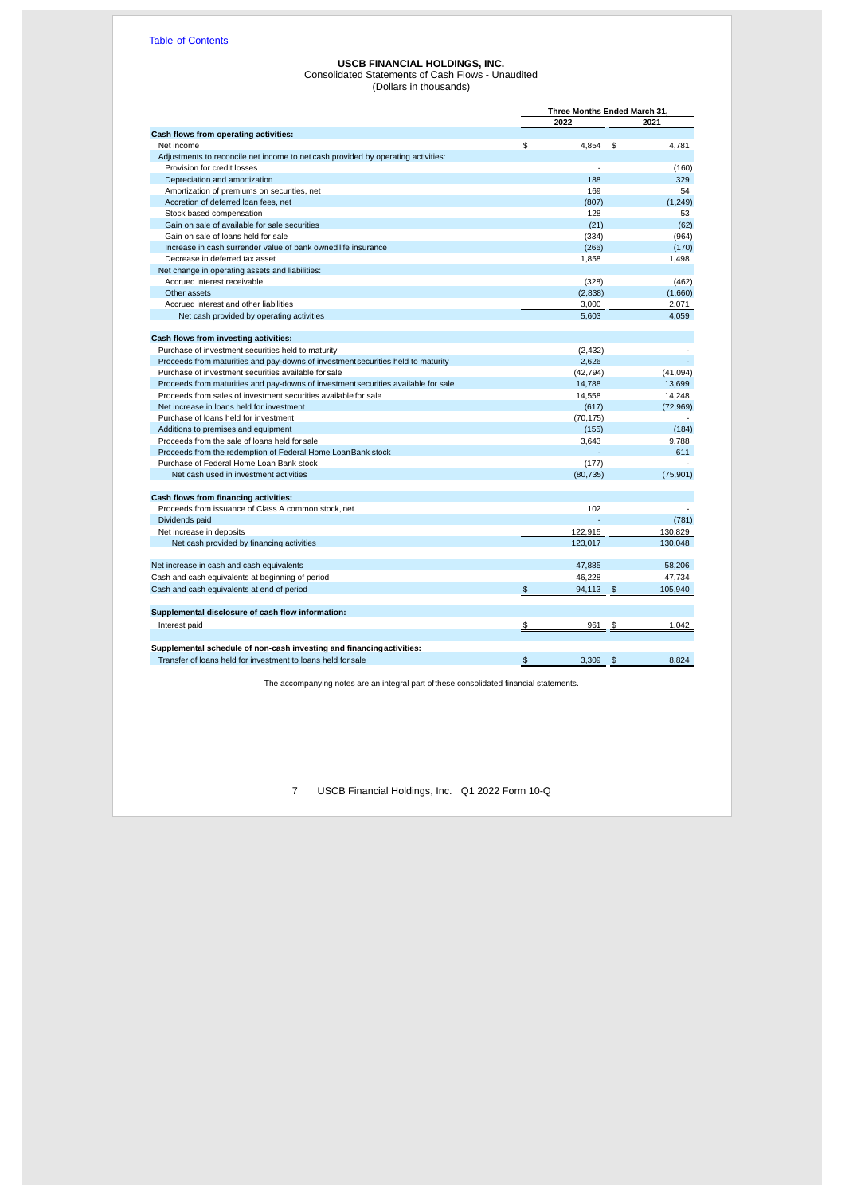[Table of Contents](#)

**USCB FINANCIAL HOLDINGS, INC.**
Consolidated Statements of Cash Flows - Unaudited
(Dollars in thousands)

| | Three Months Ended March 31, | |
|---|---|---|
| | 2022 | 2021 |
| **Cash flows from operating activities:** | | |
| Net income | $ 4,854 | $ 4,781 |
| Adjustments to reconcile net income to net cash provided by operating activities: | | |
| Provision for credit losses | - | (160) |
| Depreciation and amortization | 188 | 329 |
| Amortization of premiums on securities, net | 169 | 54 |
| Accretion of deferred loan fees, net | (807) | (1,249) |
| Stock based compensation | 128 | 53 |
| Gain on sale of available for sale securities | (21) | (62) |
| Gain on sale of loans held for sale | (334) | (964) |
| Increase in cash surrender value of bank owned life insurance | (266) | (170) |
| Decrease in deferred tax asset | 1,858 | 1,498 |
| Net change in operating assets and liabilities: | | |
| Accrued interest receivable | (328) | (462) |
| Other assets | (2,838) | (1,660) |
| Accrued interest and other liabilities | 3,000 | 2,071 |
| Net cash provided by operating activities | 5,603 | 4,059 |
| **Cash flows from investing activities:** | | |
| Purchase of investment securities held to maturity | (2,432) | - |
| Proceeds from maturities and pay-downs of investment securities held to maturity | 2,626 | - |
| Purchase of investment securities available for sale | (42,794) | (41,094) |
| Proceeds from maturities and pay-downs of investment securities available for sale | 14,788 | 13,699 |
| Proceeds from sales of investment securities available for sale | 14,558 | 14,248 |
| Net increase in loans held for investment | (617) | (72,969) |
| Purchase of loans held for investment | (70,175) | - |
| Additions to premises and equipment | (155) | (184) |
| Proceeds from the sale of loans held for sale | 3,643 | 9,788 |
| Proceeds from the redemption of Federal Home Loan Bank stock | - | 611 |
| Purchase of Federal Home Loan Bank stock | (177) | - |
| Net cash used in investment activities | (80,735) | (75,901) |
| **Cash flows from financing activities:** | | |
| Proceeds from issuance of Class A common stock, net | 102 | - |
| Dividends paid | - | (781) |
| Net increase in deposits | 122,915 | 130,829 |
| Net cash provided by financing activities | 123,017 | 130,048 |
| Net increase in cash and cash equivalents | 47,885 | 58,206 |
| Cash and cash equivalents at beginning of period | 46,228 | 47,734 |
| Cash and cash equivalents at end of period | $ 94,113 | $ 105,940 |
| **Supplemental disclosure of cash flow information:** | | |
| Interest paid | $ 961 | $ 1,042 |
| **Supplemental schedule of non-cash investing and financing activities:** | | |
| Transfer of loans held for investment to loans held for sale | $ 3,309 | $ 8,824 |

The accompanying notes are an integral part of these consolidated financial statements.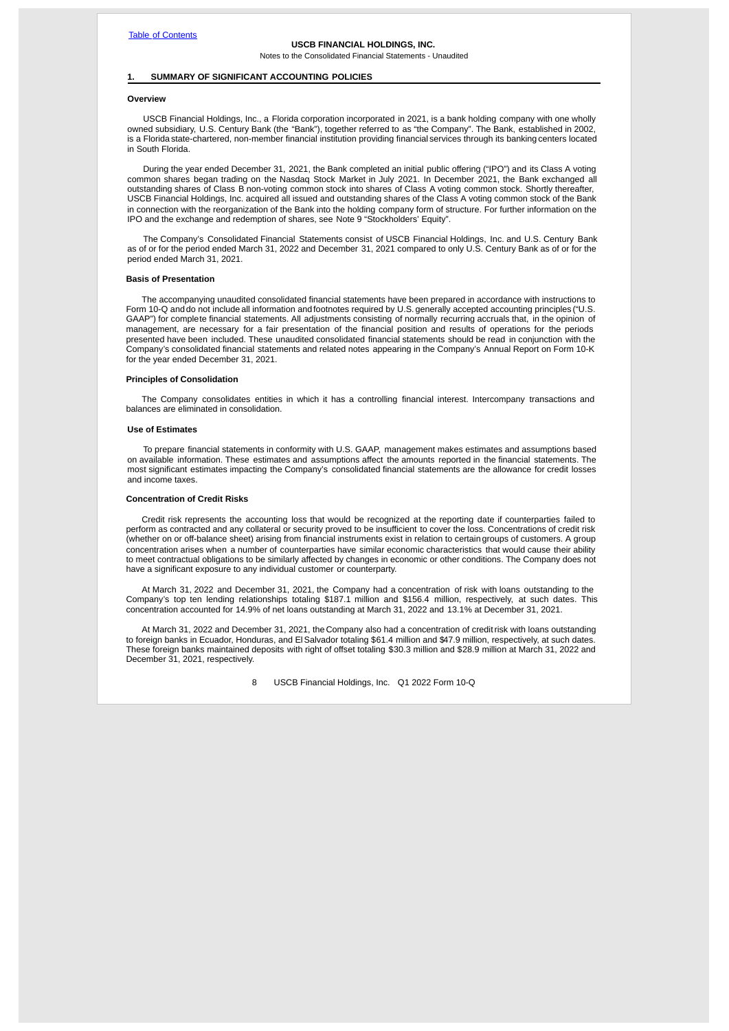USCB FINANCIAL HOLDINGS, INC.

Notes to the Consolidated Financial Statements - Unaudited

## 1. SUMMARY OF SIGNIFICANT ACCOUNTING POLICIES

### Overview

USCB Financial Holdings, Inc., a Florida corporation incorporated in 2021, is a bank holding company with one wholly owned subsidiary, U.S. Century Bank (the "Bank"), together referred to as "the Company". The Bank, established in 2002, is a Florida state-chartered, non-member financial institution providing financial services through its banking centers located in South Florida.

During the year ended December 31, 2021, the Bank completed an initial public offering ("IPO") and its Class A voting common shares began trading on the Nasdaq Stock Market in July 2021. In December 2021, the Bank exchanged all outstanding shares of Class B non-voting common stock into shares of Class A voting common stock. Shortly thereafter, USCB Financial Holdings, Inc. acquired all issued and outstanding shares of the Class A voting common stock of the Bank in connection with the reorganization of the Bank into the holding company form of structure. For further information on the IPO and the exchange and redemption of shares, see Note 9 "Stockholders' Equity".

The Company's Consolidated Financial Statements consist of USCB Financial Holdings, Inc. and U.S. Century Bank as of or for the period ended March 31, 2022 and December 31, 2021 compared to only U.S. Century Bank as of or for the period ended March 31, 2021.

### Basis of Presentation

The accompanying unaudited consolidated financial statements have been prepared in accordance with instructions to Form 10-Q and do not include all information and footnotes required by U.S. generally accepted accounting principles ("U.S. GAAP") for complete financial statements. All adjustments consisting of normally recurring accruals that, in the opinion of management, are necessary for a fair presentation of the financial position and results of operations for the periods presented have been included. These unaudited consolidated financial statements should be read in conjunction with the Company's consolidated financial statements and related notes appearing in the Company's Annual Report on Form 10-K for the year ended December 31, 2021.

### Principles of Consolidation

The Company consolidates entities in which it has a controlling financial interest. Intercompany transactions and balances are eliminated in consolidation.

### Use of Estimates

To prepare financial statements in conformity with U.S. GAAP, management makes estimates and assumptions based on available information. These estimates and assumptions affect the amounts reported in the financial statements. The most significant estimates impacting the Company's consolidated financial statements are the allowance for credit losses and income taxes.

### Concentration of Credit Risks

Credit risk represents the accounting loss that would be recognized at the reporting date if counterparties failed to perform as contracted and any collateral or security proved to be insufficient to cover the loss. Concentrations of credit risk (whether on or off-balance sheet) arising from financial instruments exist in relation to certain groups of customers. A group concentration arises when a number of counterparties have similar economic characteristics that would cause their ability to meet contractual obligations to be similarly affected by changes in economic or other conditions. The Company does not have a significant exposure to any individual customer or counterparty.

At March 31, 2022 and December 31, 2021, the Company had a concentration of risk with loans outstanding to the Company's top ten lending relationships totaling $187.1 million and $156.4 million, respectively, at such dates. This concentration accounted for 14.9% of net loans outstanding at March 31, 2022 and 13.1% at December 31, 2021.

At March 31, 2022 and December 31, 2021, the Company also had a concentration of credit risk with loans outstanding to foreign banks in Ecuador, Honduras, and El Salvador totaling $61.4 million and $47.9 million, respectively, at such dates. These foreign banks maintained deposits with right of offset totaling $30.3 million and $28.9 million at March 31, 2022 and December 31, 2021, respectively.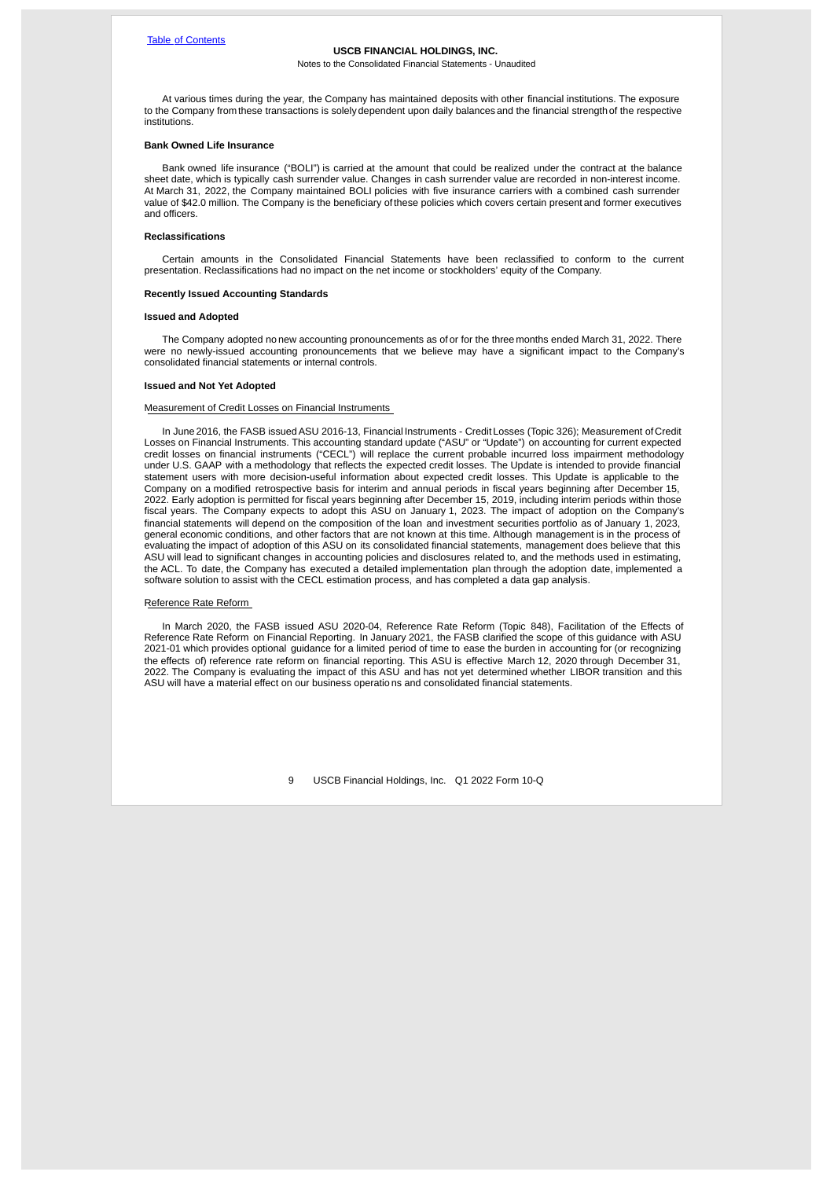At various times during the year, the Company has maintained deposits with other financial institutions. The exposure to the Company from these transactions is solely dependent upon daily balances and the financial strength of the respective institutions.

**Bank Owned Life Insurance**

Bank owned life insurance ("BOLI") is carried at the amount that could be realized under the contract at the balance sheet date, which is typically cash surrender value. Changes in cash surrender value are recorded in non-interest income. At March 31, 2022, the Company maintained BOLI policies with five insurance carriers with a combined cash surrender value of $42.0 million. The Company is the beneficiary of these policies which covers certain present and former executives and officers.

**Reclassifications**

Certain amounts in the Consolidated Financial Statements have been reclassified to conform to the current presentation. Reclassifications had no impact on the net income or stockholders' equity of the Company.

**Recently Issued Accounting Standards**

**Issued and Adopted**

The Company adopted no new accounting pronouncements as of or for the three months ended March 31, 2022. There were no newly-issued accounting pronouncements that we believe may have a significant impact to the Company's consolidated financial statements or internal controls.

**Issued and Not Yet Adopted**

Measurement of Credit Losses on Financial Instruments

In June 2016, the FASB issued ASU 2016-13, Financial Instruments - Credit Losses (Topic 326); Measurement of Credit Losses on Financial Instruments. This accounting standard update ("ASU" or "Update") on accounting for current expected credit losses on financial instruments ("CECL") will replace the current probable incurred loss impairment methodology under U.S. GAAP with a methodology that reflects the expected credit losses. The Update is intended to provide financial statement users with more decision-useful information about expected credit losses. This Update is applicable to the Company on a modified retrospective basis for interim and annual periods in fiscal years beginning after December 15, 2022. Early adoption is permitted for fiscal years beginning after December 15, 2019, including interim periods within those fiscal years. The Company expects to adopt this ASU on January 1, 2023. The impact of adoption on the Company's financial statements will depend on the composition of the loan and investment securities portfolio as of January 1, 2023, general economic conditions, and other factors that are not known at this time. Although management is in the process of evaluating the impact of adoption of this ASU on its consolidated financial statements, management does believe that this ASU will lead to significant changes in accounting policies and disclosures related to, and the methods used in estimating, the ACL. To date, the Company has executed a detailed implementation plan through the adoption date, implemented a software solution to assist with the CECL estimation process, and has completed a data gap analysis.

Reference Rate Reform

In March 2020, the FASB issued ASU 2020-04, Reference Rate Reform (Topic 848), Facilitation of the Effects of Reference Rate Reform on Financial Reporting. In January 2021, the FASB clarified the scope of this guidance with ASU 2021-01 which provides optional guidance for a limited period of time to ease the burden in accounting for (or recognizing the effects of) reference rate reform on financial reporting. This ASU is effective March 12, 2020 through December 31, 2022. The Company is evaluating the impact of this ASU and has not yet determined whether LIBOR transition and this ASU will have a material effect on our business operations and consolidated financial statements.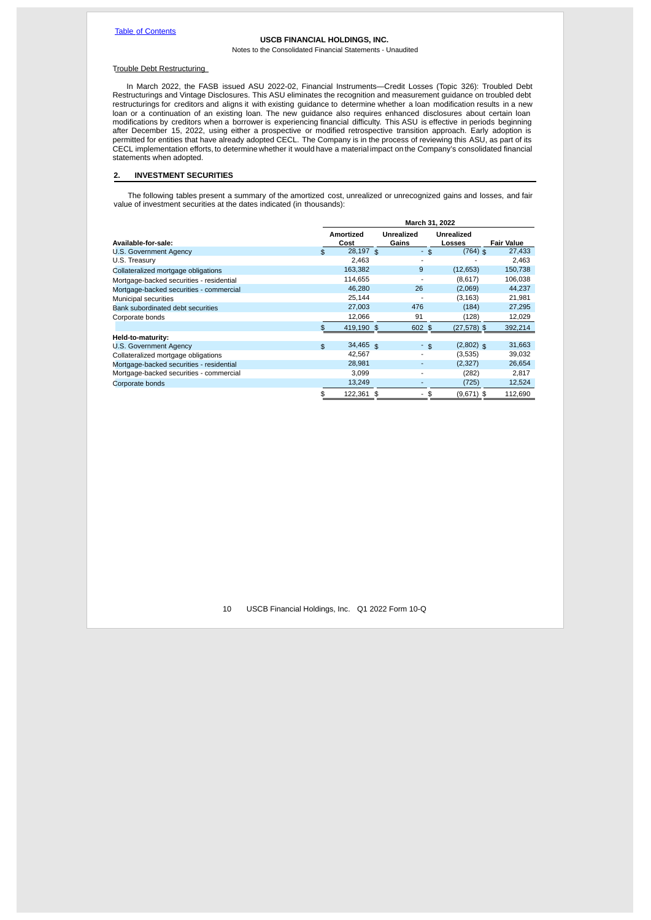Table of Contents

**USCB FINANCIAL HOLDINGS, INC.**
Notes to the Consolidated Financial Statements - Unaudited

Trouble Debt Restructuring

In March 2022, the FASB issued ASU 2022-02, Financial Instruments—Credit Losses (Topic 326): Troubled Debt Restructurings and Vintage Disclosures. This ASU eliminates the recognition and measurement guidance on troubled debt restructurings for creditors and aligns it with existing guidance to determine whether a loan modification results in a new loan or a continuation of an existing loan. The new guidance also requires enhanced disclosures about certain loan modifications by creditors when a borrower is experiencing financial difficulty. This ASU is effective in periods beginning after December 15, 2022, using either a prospective or modified retrospective transition approach. Early adoption is permitted for entities that have already adopted CECL. The Company is in the process of reviewing this ASU, as part of its CECL implementation efforts, to determine whether it would have a material impact on the Company's consolidated financial statements when adopted.

## 2. INVESTMENT SECURITIES

The following tables present a summary of the amortized cost, unrealized or unrecognized gains and losses, and fair value of investment securities at the dates indicated (in thousands):

| | March 31, 2022 | | | |
|---|---|---|---|---|
| **Available-for-sale:** | **Amortized Cost** | **Unrealized Gains** | **Unrealized Losses** | **Fair Value** |
| U.S. Government Agency | $ 28,197 | $ - | $ (764) | $ 27,433 |
| U.S. Treasury | 2,463 | - | - | 2,463 |
| Collateralized mortgage obligations | 163,382 | 9 | (12,653) | 150,738 |
| Mortgage-backed securities - residential | 114,655 | - | (8,617) | 106,038 |
| Mortgage-backed securities - commercial | 46,280 | 26 | (2,069) | 44,237 |
| Municipal securities | 25,144 | - | (3,163) | 21,981 |
| Bank subordinated debt securities | 27,003 | 476 | (184) | 27,295 |
| Corporate bonds | 12,066 | 91 | (128) | 12,029 |
| | $ 419,190 | $ 602 | $ (27,578) | $ 392,214 |
| **Held-to-maturity:** | | | | |
| U.S. Government Agency | $ 34,465 | $ - | $ (2,802) | $ 31,663 |
| Collateralized mortgage obligations | 42,567 | - | (3,535) | 39,032 |
| Mortgage-backed securities - residential | 28,981 | - | (2,327) | 26,654 |
| Mortgage-backed securities - commercial | 3,099 | - | (282) | 2,817 |
| Corporate bonds | 13,249 | - | (725) | 12,524 |
| | $ 122,361 | $ - | $ (9,671) | $ 112,690 |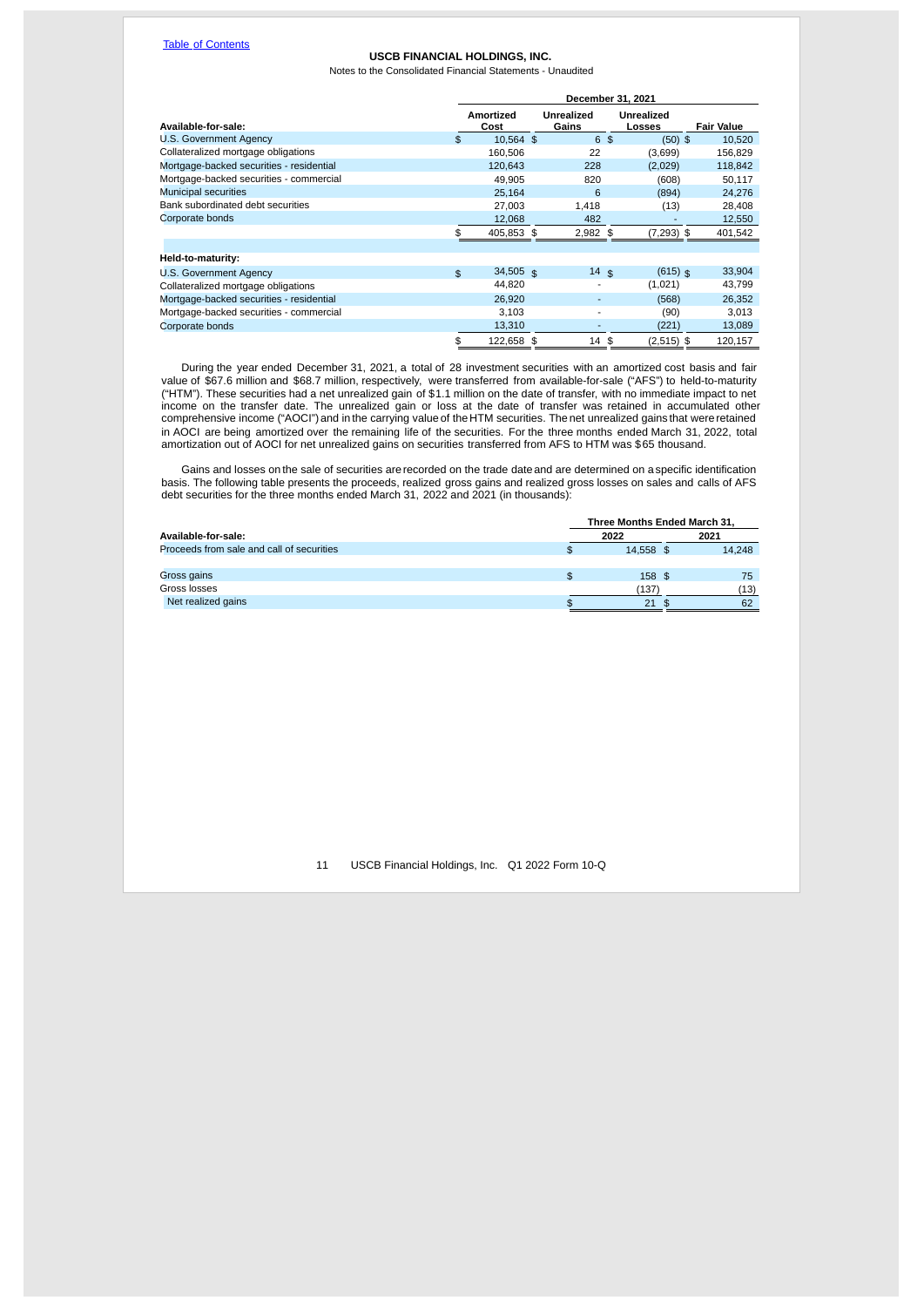USCB FINANCIAL HOLDINGS, INC.

Notes to the Consolidated Financial Statements - Unaudited

| | December 31, 2021 | | | |
|---|---|---|---|---|
| **Available-for-sale:** | **Amortized Cost** | **Unrealized Gains** | **Unrealized Losses** | **Fair Value** |
| U.S. Government Agency | $ 10,564 | $ 6 | $ (50) | $ 10,520 |
| Collateralized mortgage obligations | 160,506 | 22 | (3,699) | 156,829 |
| Mortgage-backed securities - residential | 120,643 | 228 | (2,029) | 118,842 |
| Mortgage-backed securities - commercial | 49,905 | 820 | (608) | 50,117 |
| Municipal securities | 25,164 | 6 | (894) | 24,276 |
| Bank subordinated debt securities | 27,003 | 1,418 | (13) | 28,408 |
| Corporate bonds | 12,068 | 482 | - | 12,550 |
| | $ 405,853 | $ 2,982 | $ (7,293) | $ 401,542 |
| | | | | |
| **Held-to-maturity:** | | | | |
| U.S. Government Agency | $ 34,505 | $ 14 | $ (615) | $ 33,904 |
| Collateralized mortgage obligations | 44,820 | - | (1,021) | 43,799 |
| Mortgage-backed securities - residential | 26,920 | - | (568) | 26,352 |
| Mortgage-backed securities - commercial | 3,103 | - | (90) | 3,013 |
| Corporate bonds | 13,310 | - | (221) | 13,089 |
| | $ 122,658 | $ 14 | $ (2,515) | $ 120,157 |

During the year ended December 31, 2021, a total of 28 investment securities with an amortized cost basis and fair value of $67.6 million and $68.7 million, respectively, were transferred from available-for-sale ("AFS") to held-to-maturity ("HTM"). These securities had a net unrealized gain of $1.1 million on the date of transfer, with no immediate impact to net income on the transfer date. The unrealized gain or loss at the date of transfer was retained in accumulated other comprehensive income ("AOCI") and in the carrying value of the HTM securities. The net unrealized gains that were retained in AOCI are being amortized over the remaining life of the securities. For the three months ended March 31, 2022, total amortization out of AOCI for net unrealized gains on securities transferred from AFS to HTM was $65 thousand.

Gains and losses on the sale of securities are recorded on the trade date and are determined on a specific identification basis. The following table presents the proceeds, realized gross gains and realized gross losses on sales and calls of AFS debt securities for the three months ended March 31, 2022 and 2021 (in thousands):

| | Three Months Ended March 31, | |
|---|---|---|
| **Available-for-sale:** | **2022** | **2021** |
| Proceeds from sale and call of securities | $ 14,558 | $ 14,248 |
| | | |
| Gross gains | $ 158 | $ 75 |
| Gross losses | (137) | (13) |
| Net realized gains | $ 21 | $ 62 |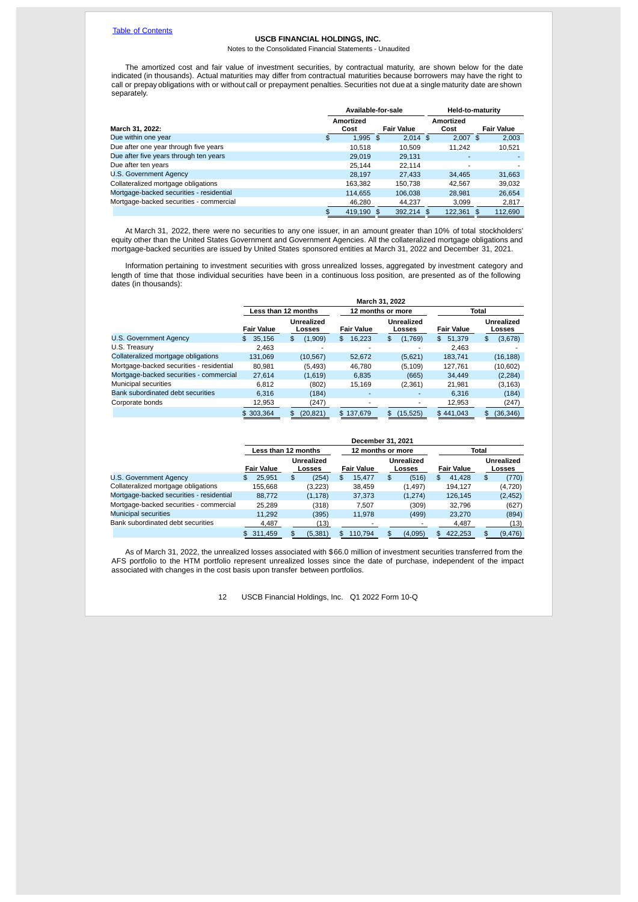USCB FINANCIAL HOLDINGS, INC.

Notes to the Consolidated Financial Statements - Unaudited

The amortized cost and fair value of investment securities, by contractual maturity, are shown below for the date indicated (in thousands). Actual maturities may differ from contractual maturities because borrowers may have the right to call or prepay obligations with or without call or prepayment penalties. Securities not due at a single maturity date are shown separately.

| | Available-for-sale | | Held-to-maturity | |
|---|---|---|---|---|
| **March 31, 2022:** | **Amortized Cost** | **Fair Value** | **Amortized Cost** | **Fair Value** |
| Due within one year | $ 1,995 | $ 2,014 | $ 2,007 | $ 2,003 |
| Due after one year through five years | 10,518 | 10,509 | 11,242 | 10,521 |
| Due after five years through ten years | 29,019 | 29,131 | - | - |
| Due after ten years | 25,144 | 22,114 | - | - |
| U.S. Government Agency | 28,197 | 27,433 | 34,465 | 31,663 |
| Collateralized mortgage obligations | 163,382 | 150,738 | 42,567 | 39,032 |
| Mortgage-backed securities - residential | 114,655 | 106,038 | 28,981 | 26,654 |
| Mortgage-backed securities - commercial | 46,280 | 44,237 | 3,099 | 2,817 |
| | $ 419,190 | $ 392,214 | $ 122,361 | $ 112,690 |

At March 31, 2022, there were no securities to any one issuer, in an amount greater than 10% of total stockholders' equity other than the United States Government and Government Agencies. All the collateralized mortgage obligations and mortgage-backed securities are issued by United States sponsored entities at March 31, 2022 and December 31, 2021.

Information pertaining to investment securities with gross unrealized losses, aggregated by investment category and length of time that those individual securities have been in a continuous loss position, are presented as of the following dates (in thousands):

| | March 31, 2022 | | | | | |
|---|---|---|---|---|---|---|
| | Less than 12 months | | 12 months or more | | Total | |
| | **Fair Value** | **Unrealized Losses** | **Fair Value** | **Unrealized Losses** | **Fair Value** | **Unrealized Losses** |
| U.S. Government Agency | $ 35,156 | $ (1,909) | $ 16,223 | $ (1,769) | $ 51,379 | $ (3,678) |
| U.S. Treasury | 2,463 | - | - | - | 2,463 | - |
| Collateralized mortgage obligations | 131,069 | (10,567) | 52,672 | (5,621) | 183,741 | (16,188) |
| Mortgage-backed securities - residential | 80,981 | (5,493) | 46,780 | (5,109) | 127,761 | (10,602) |
| Mortgage-backed securities - commercial | 27,614 | (1,619) | 6,835 | (665) | 34,449 | (2,284) |
| Municipal securities | 6,812 | (802) | 15,169 | (2,361) | 21,981 | (3,163) |
| Bank subordinated debt securities | 6,316 | (184) | - | - | 6,316 | (184) |
| Corporate bonds | 12,953 | (247) | - | - | 12,953 | (247) |
| | $ 303,364 | $ (20,821) | $ 137,679 | $ (15,525) | $ 441,043 | $ (36,346) |

| | December 31, 2021 | | | | | |
|---|---|---|---|---|---|---|
| | Less than 12 months | | 12 months or more | | Total | |
| | **Fair Value** | **Unrealized Losses** | **Fair Value** | **Unrealized Losses** | **Fair Value** | **Unrealized Losses** |
| U.S. Government Agency | $ 25,951 | $ (254) | $ 15,477 | $ (516) | $ 41,428 | $ (770) |
| Collateralized mortgage obligations | 155,668 | (3,223) | 38,459 | (1,497) | 194,127 | (4,720) |
| Mortgage-backed securities - residential | 88,772 | (1,178) | 37,373 | (1,274) | 126,145 | (2,452) |
| Mortgage-backed securities - commercial | 25,289 | (318) | 7,507 | (309) | 32,796 | (627) |
| Municipal securities | 11,292 | (395) | 11,978 | (499) | 23,270 | (894) |
| Bank subordinated debt securities | 4,487 | (13) | - | - | 4,487 | (13) |
| | $ 311,459 | $ (5,381) | $ 110,794 | $ (4,095) | $ 422,253 | $ (9,476) |

As of March 31, 2022, the unrealized losses associated with $66.0 million of investment securities transferred from the AFS portfolio to the HTM portfolio represent unrealized losses since the date of purchase, independent of the impact associated with changes in the cost basis upon transfer between portfolios.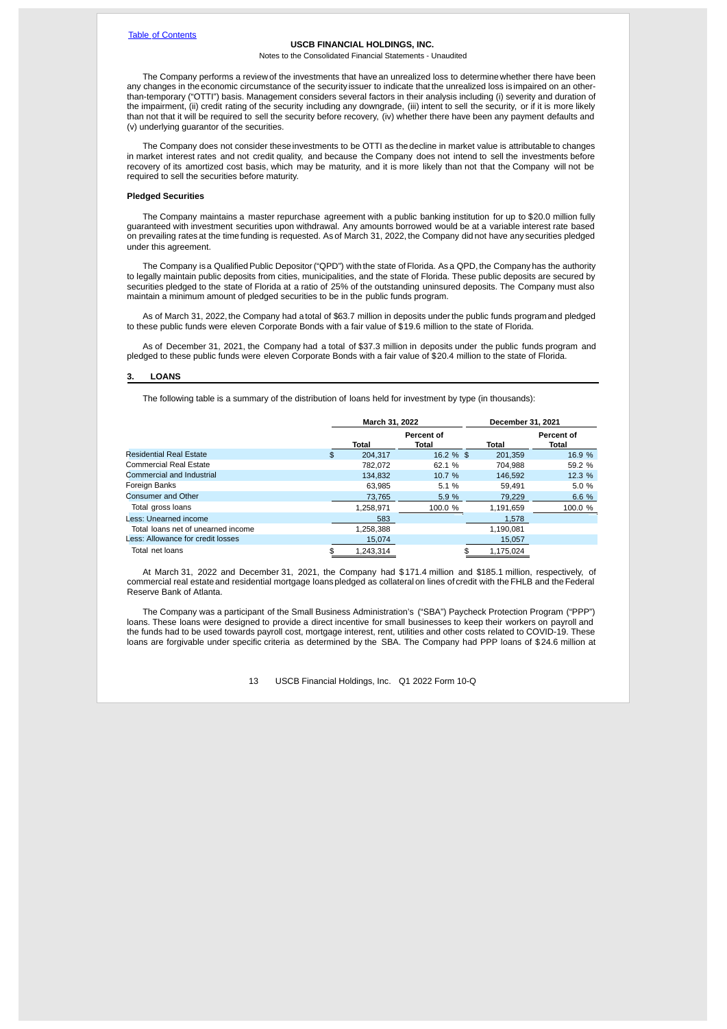The Company performs a review of the investments that have an unrealized loss to determine whether there have been any changes in the economic circumstance of the security issuer to indicate that the unrealized loss is impaired on an other-than-temporary ("OTTI") basis. Management considers several factors in their analysis including (i) severity and duration of the impairment, (ii) credit rating of the security including any downgrade, (iii) intent to sell the security, or if it is more likely than not that it will be required to sell the security before recovery, (iv) whether there have been any payment defaults and (v) underlying guarantor of the securities.

The Company does not consider these investments to be OTTI as the decline in market value is attributable to changes in market interest rates and not credit quality, and because the Company does not intend to sell the investments before recovery of its amortized cost basis, which may be maturity, and it is more likely than not that the Company will not be required to sell the securities before maturity.

**Pledged Securities**

The Company maintains a master repurchase agreement with a public banking institution for up to $20.0 million fully guaranteed with investment securities upon withdrawal. Any amounts borrowed would be at a variable interest rate based on prevailing rates at the time funding is requested. As of March 31, 2022, the Company did not have any securities pledged under this agreement.

The Company is a Qualified Public Depositor ("QPD") with the state of Florida. As a QPD, the Company has the authority to legally maintain public deposits from cities, municipalities, and the state of Florida. These public deposits are secured by securities pledged to the state of Florida at a ratio of 25% of the outstanding uninsured deposits. The Company must also maintain a minimum amount of pledged securities to be in the public funds program.

As of March 31, 2022, the Company had a total of $63.7 million in deposits under the public funds program and pledged to these public funds were eleven Corporate Bonds with a fair value of $19.6 million to the state of Florida.

As of December 31, 2021, the Company had a total of $37.3 million in deposits under the public funds program and pledged to these public funds were eleven Corporate Bonds with a fair value of $20.4 million to the state of Florida.

## 3. LOANS

The following table is a summary of the distribution of loans held for investment by type (in thousands):

| | March 31, 2022 | | December 31, 2021 | |
|---|---|---|---|---|
| | Total | Percent of Total | Total | Percent of Total |
| Residential Real Estate | $ 204,317 | 16.2 % | $ 201,359 | 16.9 % |
| Commercial Real Estate | 782,072 | 62.1 % | 704,988 | 59.2 % |
| Commercial and Industrial | 134,832 | 10.7 % | 146,592 | 12.3 % |
| Foreign Banks | 63,985 | 5.1 % | 59,491 | 5.0 % |
| Consumer and Other | 73,765 | 5.9 % | 79,229 | 6.6 % |
| Total gross loans | 1,258,971 | 100.0 % | 1,191,659 | 100.0 % |
| Less: Unearned income | 583 | | 1,578 | |
| Total loans net of unearned income | 1,258,388 | | 1,190,081 | |
| Less: Allowance for credit losses | 15,074 | | 15,057 | |
| Total net loans | $ 1,243,314 | | $ 1,175,024 | |

At March 31, 2022 and December 31, 2021, the Company had $171.4 million and $185.1 million, respectively, of commercial real estate and residential mortgage loans pledged as collateral on lines of credit with the FHLB and the Federal Reserve Bank of Atlanta.

The Company was a participant of the Small Business Administration's ("SBA") Paycheck Protection Program ("PPP") loans. These loans were designed to provide a direct incentive for small businesses to keep their workers on payroll and the funds had to be used towards payroll cost, mortgage interest, rent, utilities and other costs related to COVID-19. These loans are forgivable under specific criteria as determined by the SBA. The Company had PPP loans of $24.6 million at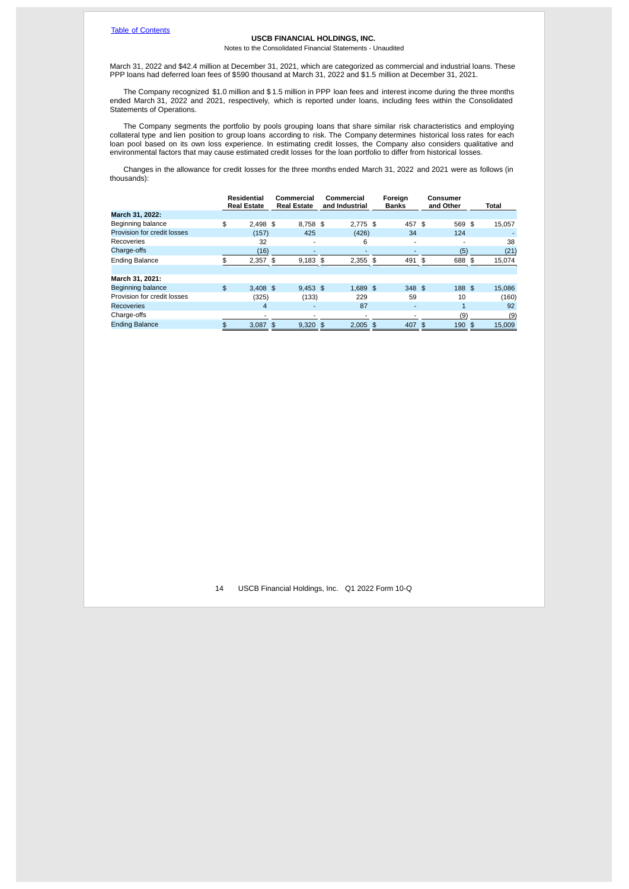March 31, 2022 and $42.4 million at December 31, 2021, which are categorized as commercial and industrial loans. These PPP loans had deferred loan fees of $590 thousand at March 31, 2022 and $1.5 million at December 31, 2021.

The Company recognized $1.0 million and $1.5 million in PPP loan fees and interest income during the three months ended March 31, 2022 and 2021, respectively, which is reported under loans, including fees within the Consolidated Statements of Operations.

The Company segments the portfolio by pools grouping loans that share similar risk characteristics and employing collateral type and lien position to group loans according to risk. The Company determines historical loss rates for each loan pool based on its own loss experience. In estimating credit losses, the Company also considers qualitative and environmental factors that may cause estimated credit losses for the loan portfolio to differ from historical losses.

Changes in the allowance for credit losses for the three months ended March 31, 2022 and 2021 were as follows (in thousands):

| | Residential Real Estate | Commercial Real Estate | Commercial and Industrial | Foreign Banks | Consumer and Other | Total |
|---|---|---|---|---|---|---|
| **March 31, 2022:** | | | | | | |
| Beginning balance | $ 2,498 | $ 8,758 | $ 2,775 | $ 457 | $ 569 | $ 15,057 |
| Provision for credit losses | (157) | 425 | (426) | 34 | 124 | - |
| Recoveries | 32 | - | 6 | - | - | 38 |
| Charge-offs | (16) | - | - | - | (5) | (21) |
| Ending Balance | $ 2,357 | $ 9,183 | $ 2,355 | $ 491 | $ 688 | $ 15,074 |
| | | | | | | |
| **March 31, 2021:** | | | | | | |
| Beginning balance | $ 3,408 | $ 9,453 | $ 1,689 | $ 348 | $ 188 | $ 15,086 |
| Provision for credit losses | (325) | (133) | 229 | 59 | 10 | (160) |
| Recoveries | 4 | - | 87 | - | 1 | 92 |
| Charge-offs | - | - | - | - | (9) | (9) |
| Ending Balance | $ 3,087 | $ 9,320 | $ 2,005 | $ 407 | $ 190 | $ 15,009 |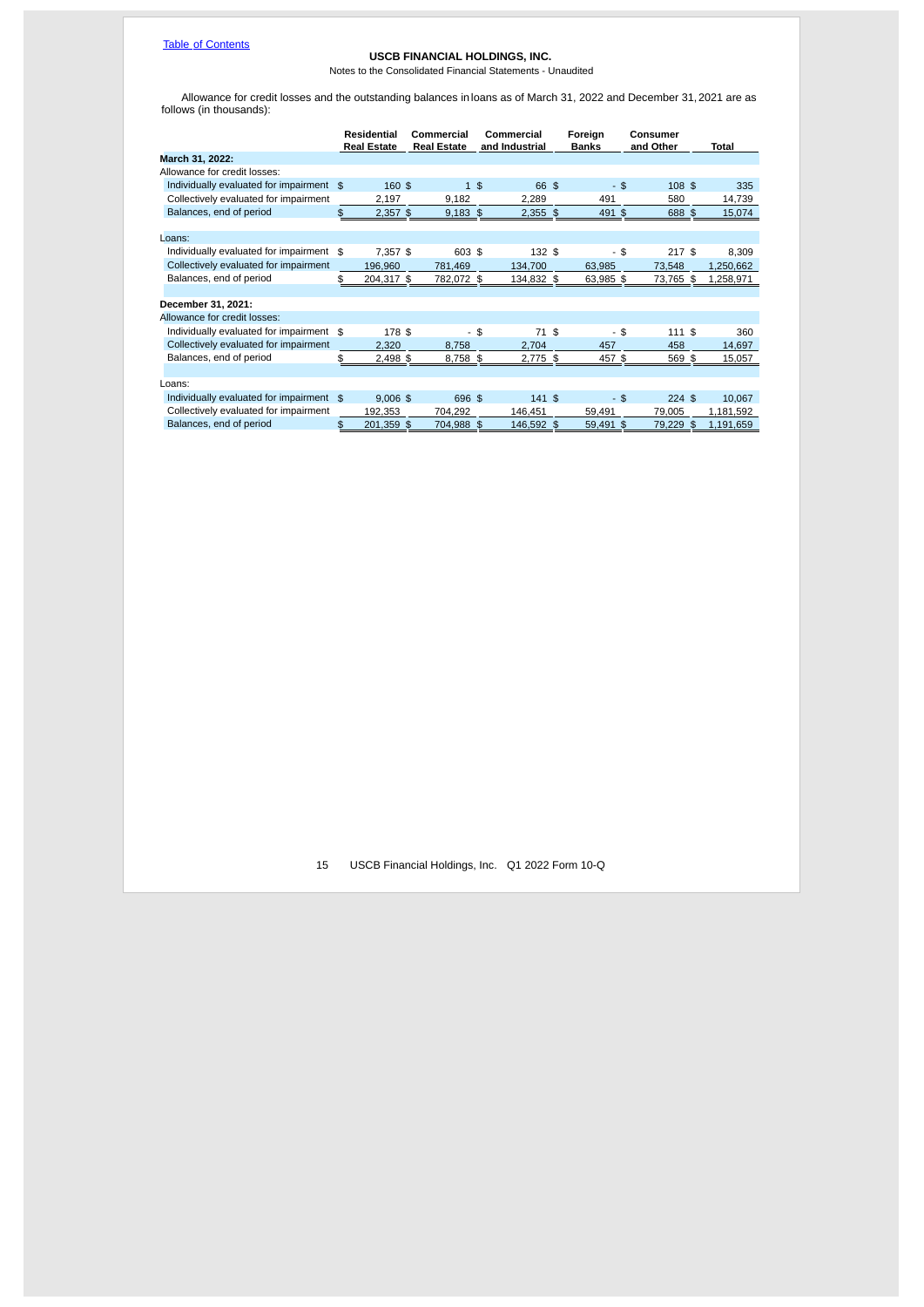USCB FINANCIAL HOLDINGS, INC.

Notes to the Consolidated Financial Statements - Unaudited

Allowance for credit losses and the outstanding balances in loans as of March 31, 2022 and December 31, 2021 are as follows (in thousands):

| | Residential Real Estate | Commercial Real Estate | Commercial and Industrial | Foreign Banks | Consumer and Other | Total |
|---|---|---|---|---|---|---|
| **March 31, 2022:** | | | | | | |
| Allowance for credit losses: | | | | | | |
| Individually evaluated for impairment | $ 160 | $ 1 | $ 66 | $ - | $ 108 | $ 335 |
| Collectively evaluated for impairment | 2,197 | 9,182 | 2,289 | 491 | 580 | 14,739 |
| Balances, end of period | $ 2,357 | $ 9,183 | $ 2,355 | $ 491 | $ 688 | $ 15,074 |
| Loans: | | | | | | |
| Individually evaluated for impairment | $ 7,357 | $ 603 | $ 132 | $ - | $ 217 | $ 8,309 |
| Collectively evaluated for impairment | 196,960 | 781,469 | 134,700 | 63,985 | 73,548 | 1,250,662 |
| Balances, end of period | $ 204,317 | $ 782,072 | $ 134,832 | $ 63,985 | $ 73,765 | $ 1,258,971 |
| **December 31, 2021:** | | | | | | |
| Allowance for credit losses: | | | | | | |
| Individually evaluated for impairment | $ 178 | $ - | $ 71 | $ - | $ 111 | $ 360 |
| Collectively evaluated for impairment | 2,320 | 8,758 | 2,704 | 457 | 458 | 14,697 |
| Balances, end of period | $ 2,498 | $ 8,758 | $ 2,775 | $ 457 | $ 569 | $ 15,057 |
| Loans: | | | | | | |
| Individually evaluated for impairment | $ 9,006 | $ 696 | $ 141 | $ - | $ 224 | $ 10,067 |
| Collectively evaluated for impairment | 192,353 | 704,292 | 146,451 | 59,491 | 79,005 | 1,181,592 |
| Balances, end of period | $ 201,359 | $ 704,988 | $ 146,592 | $ 59,491 | $ 79,229 | $ 1,191,659 |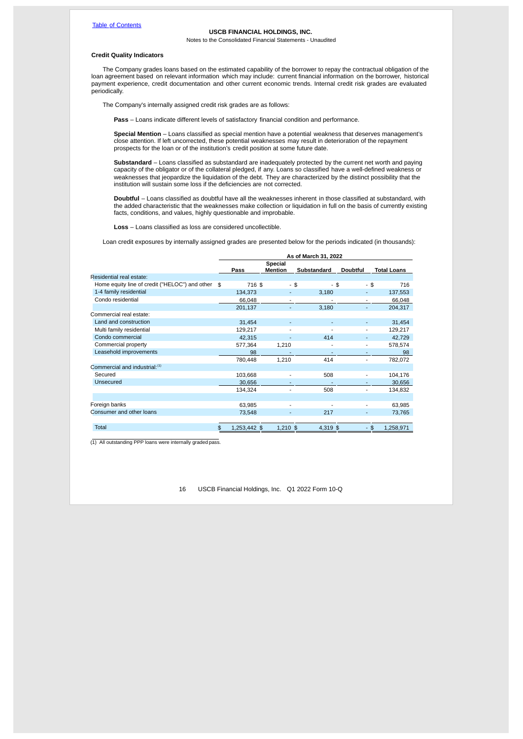USCB FINANCIAL HOLDINGS, INC.

Notes to the Consolidated Financial Statements - Unaudited

### Credit Quality Indicators

The Company grades loans based on the estimated capability of the borrower to repay the contractual obligation of the loan agreement based on relevant information which may include: current financial information on the borrower, historical payment experience, credit documentation and other current economic trends. Internal credit risk grades are evaluated periodically.

The Company's internally assigned credit risk grades are as follows:

**Pass** – Loans indicate different levels of satisfactory financial condition and performance.

**Special Mention** – Loans classified as special mention have a potential weakness that deserves management's close attention. If left uncorrected, these potential weaknesses may result in deterioration of the repayment prospects for the loan or of the institution's credit position at some future date.

**Substandard** – Loans classified as substandard are inadequately protected by the current net worth and paying capacity of the obligator or of the collateral pledged, if any. Loans so classified have a well-defined weakness or weaknesses that jeopardize the liquidation of the debt. They are characterized by the distinct possibility that the institution will sustain some loss if the deficiencies are not corrected.

**Doubtful** – Loans classified as doubtful have all the weaknesses inherent in those classified at substandard, with the added characteristic that the weaknesses make collection or liquidation in full on the basis of currently existing facts, conditions, and values, highly questionable and improbable.

**Loss** – Loans classified as loss are considered uncollectible.

Loan credit exposures by internally assigned grades are presented below for the periods indicated (in thousands):

| | As of March 31, 2022 | | | | |
|---|---|---|---|---|---|
| | Pass | Special Mention | Substandard | Doubtful | Total Loans |
| Residential real estate: | | | | | |
| Home equity line of credit ("HELOC") and other | $ 716 | $ - | $ - | $ - | $ 716 |
| 1-4 family residential | 134,373 | - | 3,180 | - | 137,553 |
| Condo residential | 66,048 | - | - | - | 66,048 |
| | 201,137 | - | 3,180 | - | 204,317 |
| Commercial real estate: | | | | | |
| Land and construction | 31,454 | - | - | - | 31,454 |
| Multi family residential | 129,217 | - | - | - | 129,217 |
| Condo commercial | 42,315 | - | 414 | - | 42,729 |
| Commercial property | 577,364 | 1,210 | - | - | 578,574 |
| Leasehold improvements | 98 | - | - | - | 98 |
| | 780,448 | 1,210 | 414 | - | 782,072 |
| Commercial and industrial:[(1)] | | | | | |
| Secured | 103,668 | - | 508 | - | 104,176 |
| Unsecured | 30,656 | - | - | - | 30,656 |
| | 134,324 | - | 508 | - | 134,832 |
| | | | | | |
| Foreign banks | 63,985 | - | - | - | 63,985 |
| Consumer and other loans | 73,548 | - | 217 | - | 73,765 |
| | | | | | |
| Total | $ 1,253,442 | $ 1,210 | $ 4,319 | $ - | $ 1,258,971 |

(1) All outstanding PPP loans were internally graded pass.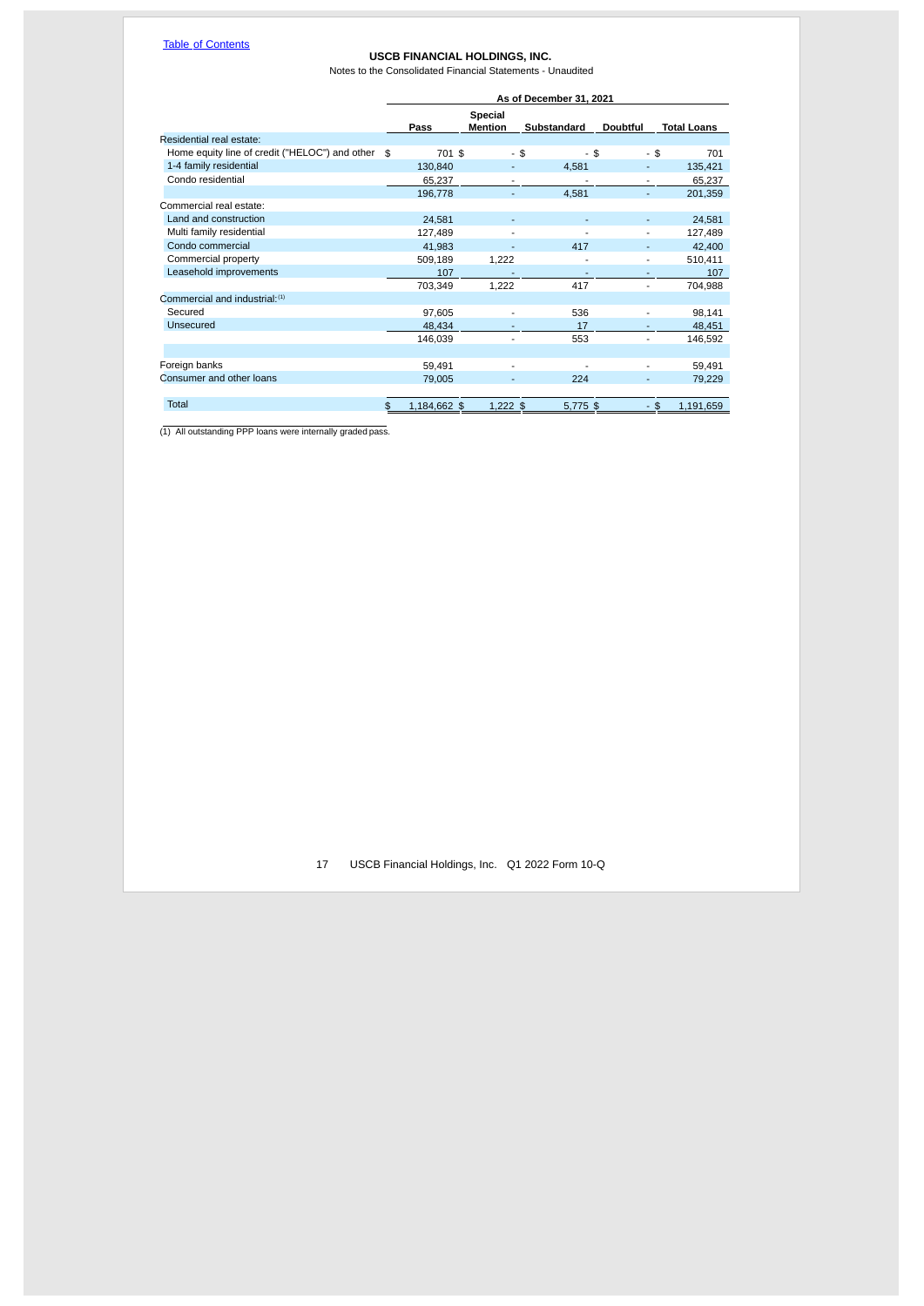| | As of December 31, 2021 | | | | |
|---|---|---|---|---|---|
| | Pass | Special Mention | Substandard | Doubtful | Total Loans |
| Residential real estate: | | | | | |
| Home equity line of credit ("HELOC") and other | $ 701 | $ - | $ - | $ - | $ 701 |
| 1-4 family residential | 130,840 | - | 4,581 | - | 135,421 |
| Condo residential | 65,237 | - | - | - | 65,237 |
| | 196,778 | - | 4,581 | - | 201,359 |
| Commercial real estate: | | | | | |
| Land and construction | 24,581 | - | - | - | 24,581 |
| Multi family residential | 127,489 | - | - | - | 127,489 |
| Condo commercial | 41,983 | - | 417 | - | 42,400 |
| Commercial property | 509,189 | 1,222 | - | - | 510,411 |
| Leasehold improvements | 107 | - | - | - | 107 |
| | 703,349 | 1,222 | 417 | - | 704,988 |
| Commercial and industrial: [1] | | | | | |
| Secured | 97,605 | - | 536 | - | 98,141 |
| Unsecured | 48,434 | - | 17 | - | 48,451 |
| | 146,039 | - | 553 | - | 146,592 |
| | | | | | |
| Foreign banks | 59,491 | - | - | - | 59,491 |
| Consumer and other loans | 79,005 | - | 224 | - | 79,229 |
| | | | | | |
| Total | $ 1,184,662 | $ 1,222 | $ 5,775 | $ - | $ 1,191,659 |

(1) All outstanding PPP loans were internally graded pass.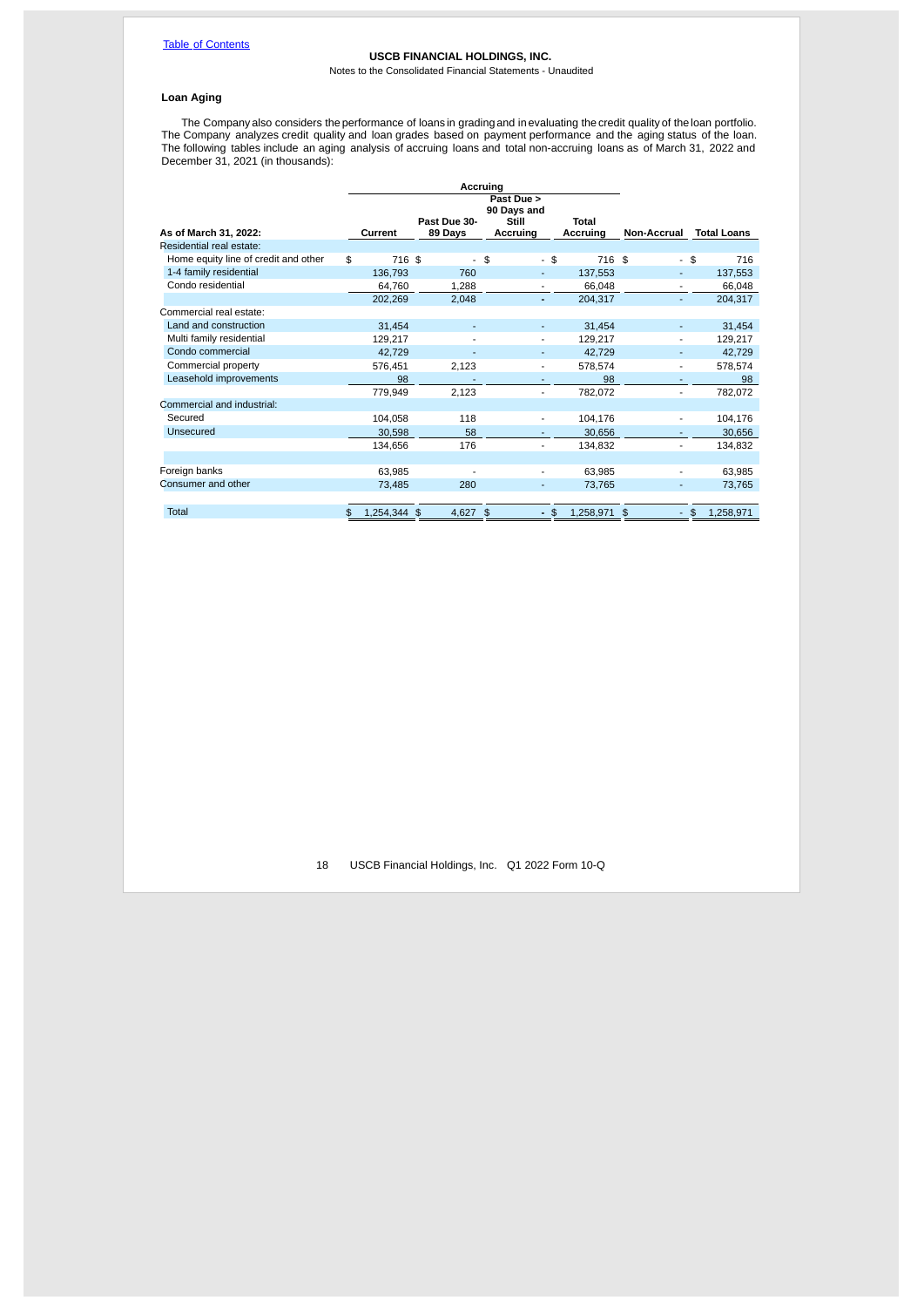### Loan Aging

The Company also considers the performance of loans in grading and in evaluating the credit quality of the loan portfolio. The Company analyzes credit quality and loan grades based on payment performance and the aging status of the loan. The following tables include an aging analysis of accruing loans and total non-accruing loans as of March 31, 2022 and December 31, 2021 (in thousands):

| | Accruing | | | | | |
|---|---|---|---|---|---|---|
| **As of March 31, 2022:** | **Current** | **Past Due 30-89 Days** | **Past Due > 90 Days and Still Accruing** | **Total Accruing** | **Non-Accrual** | **Total Loans** |
| Residential real estate: | | | | | | |
| Home equity line of credit and other | $ 716 | $ - | $ - | $ 716 | $ - | $ 716 |
| 1-4 family residential | 136,793 | 760 | - | 137,553 | - | 137,553 |
| Condo residential | 64,760 | 1,288 | - | 66,048 | - | 66,048 |
| | 202,269 | 2,048 | - | 204,317 | - | 204,317 |
| Commercial real estate: | | | | | | |
| Land and construction | 31,454 | - | - | 31,454 | - | 31,454 |
| Multi family residential | 129,217 | - | - | 129,217 | - | 129,217 |
| Condo commercial | 42,729 | - | - | 42,729 | - | 42,729 |
| Commercial property | 576,451 | 2,123 | - | 578,574 | - | 578,574 |
| Leasehold improvements | 98 | - | - | 98 | - | 98 |
| | 779,949 | 2,123 | - | 782,072 | - | 782,072 |
| Commercial and industrial: | | | | | | |
| Secured | 104,058 | 118 | - | 104,176 | - | 104,176 |
| Unsecured | 30,598 | 58 | - | 30,656 | - | 30,656 |
| | 134,656 | 176 | - | 134,832 | - | 134,832 |
| | | | | | | |
| Foreign banks | 63,985 | - | - | 63,985 | - | 63,985 |
| Consumer and other | 73,485 | 280 | - | 73,765 | - | 73,765 |
| | | | | | | |
| Total | $ 1,254,344 | $ 4,627 | $ - | $ 1,258,971 | $ - | $ 1,258,971 |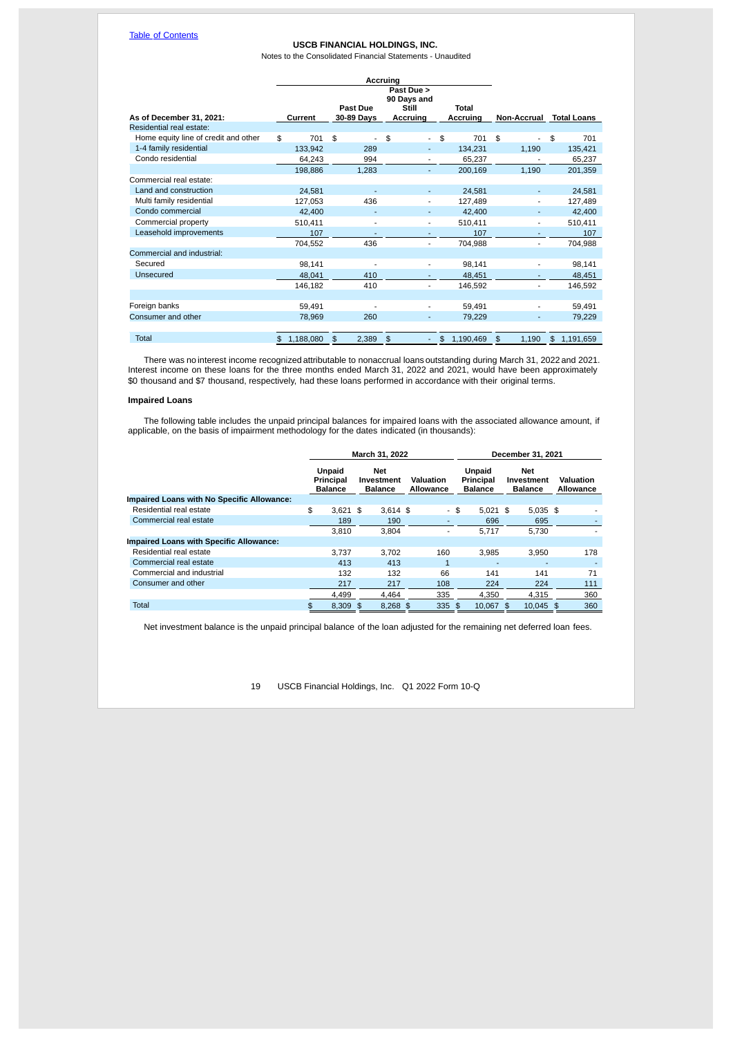| As of December 31, 2021: | Current | Past Due 30-89 Days | Past Due > 90 Days and Still Accruing | Total Accruing | Non-Accrual | Total Loans |
|---|---|---|---|---|---|---|
| | Accruing | | | | | |
| Residential real estate: | | | | | | |
| Home equity line of credit and other | $ 701 | $ - | $ - | $ 701 | $ - | $ 701 |
| 1-4 family residential | 133,942 | 289 | - | 134,231 | 1,190 | 135,421 |
| Condo residential | 64,243 | 994 | - | 65,237 | - | 65,237 |
| | 198,886 | 1,283 | - | 200,169 | 1,190 | 201,359 |
| Commercial real estate: | | | | | | |
| Land and construction | 24,581 | - | - | 24,581 | - | 24,581 |
| Multi family residential | 127,053 | 436 | - | 127,489 | - | 127,489 |
| Condo commercial | 42,400 | - | - | 42,400 | - | 42,400 |
| Commercial property | 510,411 | - | - | 510,411 | - | 510,411 |
| Leasehold improvements | 107 | - | - | 107 | - | 107 |
| | 704,552 | 436 | - | 704,988 | - | 704,988 |
| Commercial and industrial: | | | | | | |
| Secured | 98,141 | - | - | 98,141 | - | 98,141 |
| Unsecured | 48,041 | 410 | - | 48,451 | - | 48,451 |
| | 146,182 | 410 | - | 146,592 | - | 146,592 |
| Foreign banks | 59,491 | - | - | 59,491 | - | 59,491 |
| Consumer and other | 78,969 | 260 | - | 79,229 | - | 79,229 |
| Total | $ 1,188,080 | $ 2,389 | $ - | $ 1,190,469 | $ 1,190 | $ 1,191,659 |

There was no interest income recognized attributable to nonaccrual loans outstanding during March 31, 2022 and 2021. Interest income on these loans for the three months ended March 31, 2022 and 2021, would have been approximately $0 thousand and $7 thousand, respectively, had these loans performed in accordance with their original terms.

### Impaired Loans

The following table includes the unpaid principal balances for impaired loans with the associated allowance amount, if applicable, on the basis of impairment methodology for the dates indicated (in thousands):

| | March 31, 2022 | | | December 31, 2021 | | |
|---|---|---|---|---|---|---|
| | Unpaid Principal Balance | Net Investment Balance | Valuation Allowance | Unpaid Principal Balance | Net Investment Balance | Valuation Allowance |
| **Impaired Loans with No Specific Allowance:** | | | | | | |
| Residential real estate | $ 3,621 | $ 3,614 | $ - | $ 5,021 | $ 5,035 | $ - |
| Commercial real estate | 189 | 190 | - | 696 | 695 | - |
| | 3,810 | 3,804 | - | 5,717 | 5,730 | - |
| **Impaired Loans with Specific Allowance:** | | | | | | |
| Residential real estate | 3,737 | 3,702 | 160 | 3,985 | 3,950 | 178 |
| Commercial real estate | 413 | 413 | 1 | - | - | - |
| Commercial and industrial | 132 | 132 | 66 | 141 | 141 | 71 |
| Consumer and other | 217 | 217 | 108 | 224 | 224 | 111 |
| | 4,499 | 4,464 | 335 | 4,350 | 4,315 | 360 |
| Total | $ 8,309 | $ 8,268 | $ 335 | $ 10,067 | $ 10,045 | $ 360 |

Net investment balance is the unpaid principal balance of the loan adjusted for the remaining net deferred loan fees.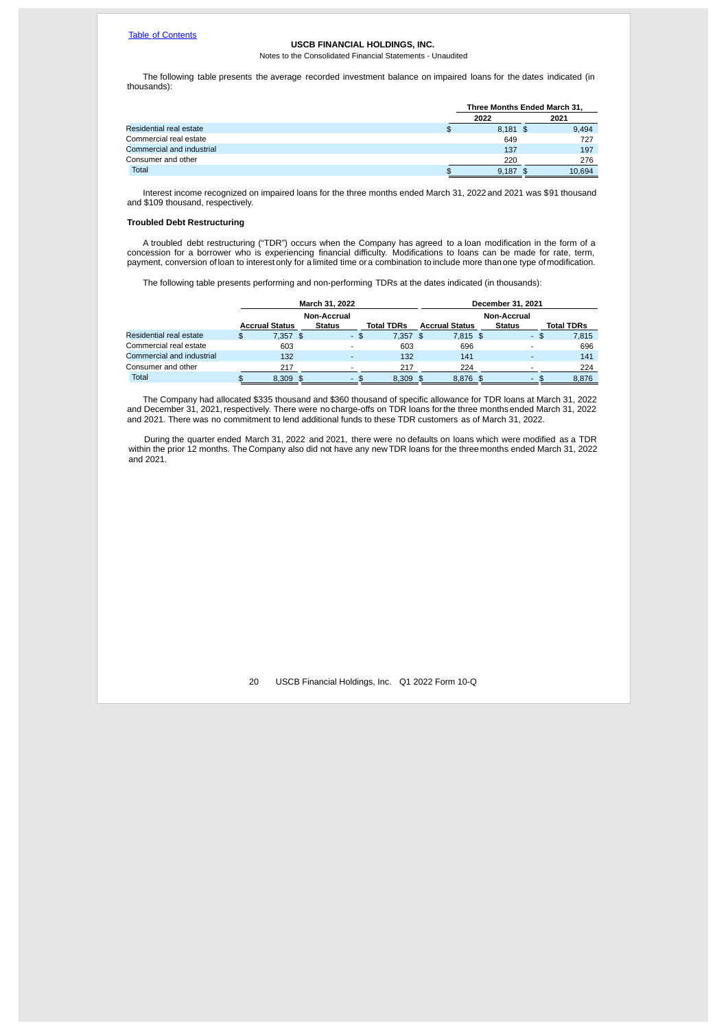The following table presents the average recorded investment balance on impaired loans for the dates indicated (in thousands):

| | Three Months Ended March 31, | |
|---|---|---|
| | 2022 | 2021 |
| Residential real estate | $ 8,181 | $ 9,494 |
| Commercial real estate | 649 | 727 |
| Commercial and industrial | 137 | 197 |
| Consumer and other | 220 | 276 |
| Total | $ 9,187 | $ 10,694 |

Interest income recognized on impaired loans for the three months ended March 31, 2022 and 2021 was $91 thousand and $109 thousand, respectively.

**Troubled Debt Restructuring**

A troubled debt restructuring ("TDR") occurs when the Company has agreed to a loan modification in the form of a concession for a borrower who is experiencing financial difficulty. Modifications to loans can be made for rate, term, payment, conversion of loan to interest only for a limited time or a combination to include more than one type of modification.

The following table presents performing and non-performing TDRs at the dates indicated (in thousands):

| | March 31, 2022 | | | December 31, 2021 | | |
|---|---|---|---|---|---|---|
| | Accrual Status | Non-Accrual Status | Total TDRs | Accrual Status | Non-Accrual Status | Total TDRs |
| Residential real estate | $ 7,357 | $ - | $ 7,357 | $ 7,815 | $ - | $ 7,815 |
| Commercial real estate | 603 | - | 603 | 696 | - | 696 |
| Commercial and industrial | 132 | - | 132 | 141 | - | 141 |
| Consumer and other | 217 | - | 217 | 224 | - | 224 |
| Total | $ 8,309 | $ - | $ 8,309 | $ 8,876 | $ - | $ 8,876 |

The Company had allocated $335 thousand and $360 thousand of specific allowance for TDR loans at March 31, 2022 and December 31, 2021, respectively. There were no charge-offs on TDR loans for the three months ended March 31, 2022 and 2021. There was no commitment to lend additional funds to these TDR customers as of March 31, 2022.

During the quarter ended March 31, 2022 and 2021, there were no defaults on loans which were modified as a TDR within the prior 12 months. The Company also did not have any new TDR loans for the three months ended March 31, 2022 and 2021.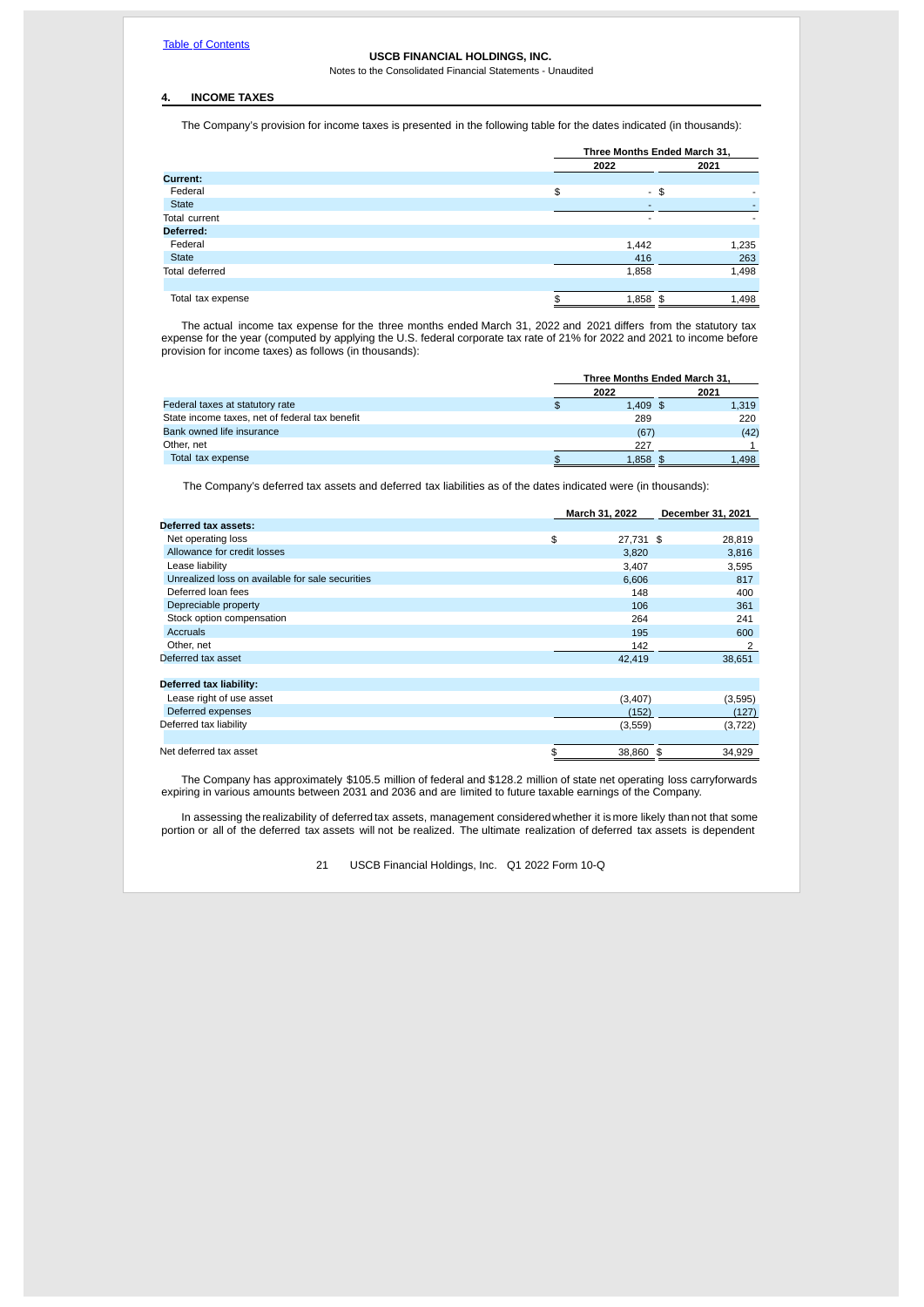## 4. INCOME TAXES

The Company's provision for income taxes is presented in the following table for the dates indicated (in thousands):

| | Three Months Ended March 31, | |
|---|---|---|
| | 2022 | 2021 |
| **Current:** | | |
| Federal | $ - | $ - |
| State | - | - |
| Total current | - | - |
| **Deferred:** | | |
| Federal | 1,442 | 1,235 |
| State | 416 | 263 |
| Total deferred | 1,858 | 1,498 |
| Total tax expense | $ 1,858 | $ 1,498 |

The actual income tax expense for the three months ended March 31, 2022 and 2021 differs from the statutory tax expense for the year (computed by applying the U.S. federal corporate tax rate of 21% for 2022 and 2021 to income before provision for income taxes) as follows (in thousands):

| | Three Months Ended March 31, | |
|---|---|---|
| | 2022 | 2021 |
| Federal taxes at statutory rate | $ 1,409 | $ 1,319 |
| State income taxes, net of federal tax benefit | 289 | 220 |
| Bank owned life insurance | (67) | (42) |
| Other, net | 227 | 1 |
| Total tax expense | $ 1,858 | $ 1,498 |

The Company's deferred tax assets and deferred tax liabilities as of the dates indicated were (in thousands):

| | March 31, 2022 | December 31, 2021 |
|---|---|---|
| **Deferred tax assets:** | | |
| Net operating loss | $ 27,731 | $ 28,819 |
| Allowance for credit losses | 3,820 | 3,816 |
| Lease liability | 3,407 | 3,595 |
| Unrealized loss on available for sale securities | 6,606 | 817 |
| Deferred loan fees | 148 | 400 |
| Depreciable property | 106 | 361 |
| Stock option compensation | 264 | 241 |
| Accruals | 195 | 600 |
| Other, net | 142 | 2 |
| Deferred tax asset | 42,419 | 38,651 |
| **Deferred tax liability:** | | |
| Lease right of use asset | (3,407) | (3,595) |
| Deferred expenses | (152) | (127) |
| Deferred tax liability | (3,559) | (3,722) |
| Net deferred tax asset | $ 38,860 | $ 34,929 |

The Company has approximately $105.5 million of federal and $128.2 million of state net operating loss carryforwards expiring in various amounts between 2031 and 2036 and are limited to future taxable earnings of the Company.

In assessing the realizability of deferred tax assets, management considered whether it is more likely than not that some portion or all of the deferred tax assets will not be realized. The ultimate realization of deferred tax assets is dependent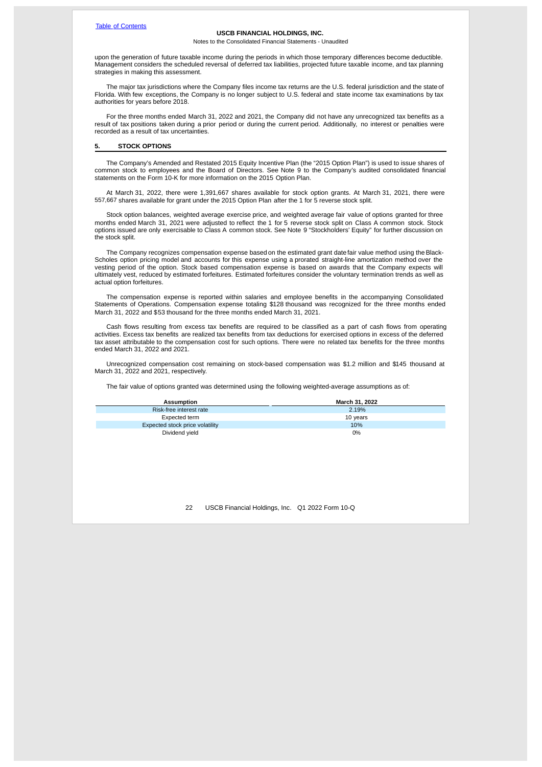upon the generation of future taxable income during the periods in which those temporary differences become deductible. Management considers the scheduled reversal of deferred tax liabilities, projected future taxable income, and tax planning strategies in making this assessment.

The major tax jurisdictions where the Company files income tax returns are the U.S. federal jurisdiction and the state of Florida. With few exceptions, the Company is no longer subject to U.S. federal and state income tax examinations by tax authorities for years before 2018.

For the three months ended March 31, 2022 and 2021, the Company did not have any unrecognized tax benefits as a result of tax positions taken during a prior period or during the current period. Additionally, no interest or penalties were recorded as a result of tax uncertainties.

## 5. STOCK OPTIONS

The Company's Amended and Restated 2015 Equity Incentive Plan (the "2015 Option Plan") is used to issue shares of common stock to employees and the Board of Directors. See Note 9 to the Company's audited consolidated financial statements on the Form 10-K for more information on the 2015 Option Plan.

At March 31, 2022, there were 1,391,667 shares available for stock option grants. At March 31, 2021, there were 557,667 shares available for grant under the 2015 Option Plan after the 1 for 5 reverse stock split.

Stock option balances, weighted average exercise price, and weighted average fair value of options granted for three months ended March 31, 2021 were adjusted to reflect the 1 for 5 reverse stock split on Class A common stock. Stock options issued are only exercisable to Class A common stock. See Note 9 "Stockholders' Equity" for further discussion on the stock split.

The Company recognizes compensation expense based on the estimated grant date fair value method using the Black-Scholes option pricing model and accounts for this expense using a prorated straight-line amortization method over the vesting period of the option. Stock based compensation expense is based on awards that the Company expects will ultimately vest, reduced by estimated forfeitures. Estimated forfeitures consider the voluntary termination trends as well as actual option forfeitures.

The compensation expense is reported within salaries and employee benefits in the accompanying Consolidated Statements of Operations. Compensation expense totaling $128 thousand was recognized for the three months ended March 31, 2022 and $53 thousand for the three months ended March 31, 2021.

Cash flows resulting from excess tax benefits are required to be classified as a part of cash flows from operating activities. Excess tax benefits are realized tax benefits from tax deductions for exercised options in excess of the deferred tax asset attributable to the compensation cost for such options. There were no related tax benefits for the three months ended March 31, 2022 and 2021.

Unrecognized compensation cost remaining on stock-based compensation was $1.2 million and $145 thousand at March 31, 2022 and 2021, respectively.

The fair value of options granted was determined using the following weighted-average assumptions as of:

| Assumption | March 31, 2022 |
|---|---|
| Risk-free interest rate | 2.19% |
| Expected term | 10 years |
| Expected stock price volatility | 10% |
| Dividend yield | 0% |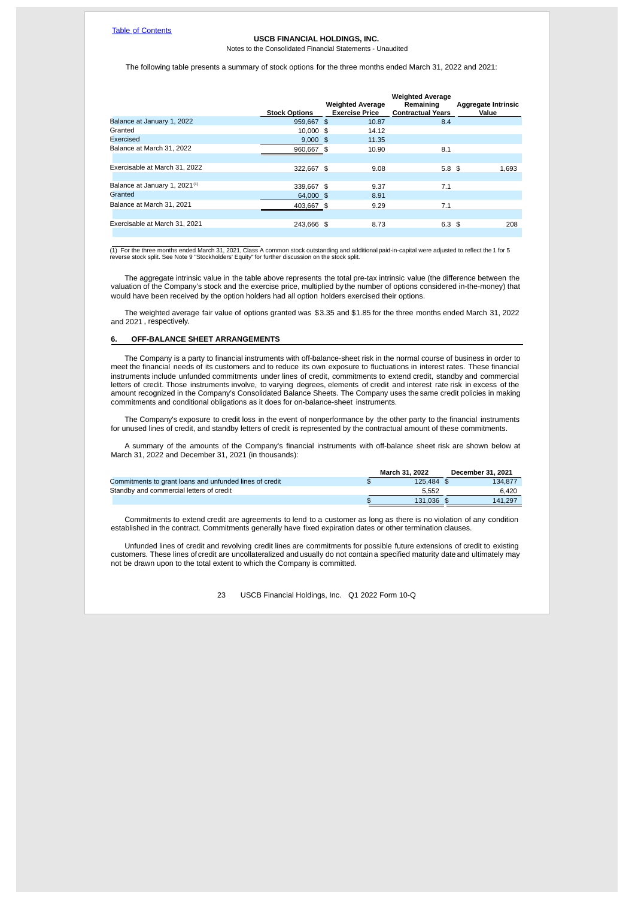USCB FINANCIAL HOLDINGS, INC.
Notes to the Consolidated Financial Statements - Unaudited

The following table presents a summary of stock options for the three months ended March 31, 2022 and 2021:

| | Stock Options | Weighted Average Exercise Price | Weighted Average Remaining Contractual Years | Aggregate Intrinsic Value |
|---|---|---|---|---|
| Balance at January 1, 2022 | 959,667 | $ 10.87 | 8.4 | |
| Granted | 10,000 | $ 14.12 | | |
| Exercised | 9,000 | $ 11.35 | | |
| Balance at March 31, 2022 | 960,667 | $ 10.90 | 8.1 | |
| Exercisable at March 31, 2022 | 322,667 | $ 9.08 | 5.8 | $ 1,693 |
| Balance at January 1, 2021 [1] | 339,667 | $ 9.37 | 7.1 | |
| Granted | 64,000 | $ 8.91 | | |
| Balance at March 31, 2021 | 403,667 | $ 9.29 | 7.1 | |
| Exercisable at March 31, 2021 | 243,666 | $ 8.73 | 6.3 | $ 208 |

(1) For the three months ended March 31, 2021, Class A common stock outstanding and additional paid-in-capital were adjusted to reflect the 1 for 5 reverse stock split. See Note 9 "Stockholders' Equity" for further discussion on the stock split.

The aggregate intrinsic value in the table above represents the total pre-tax intrinsic value (the difference between the valuation of the Company's stock and the exercise price, multiplied by the number of options considered in-the-money) that would have been received by the option holders had all option holders exercised their options.

The weighted average fair value of options granted was $3.35 and $1.85 for the three months ended March 31, 2022 and 2021, respectively.

## 6. OFF-BALANCE SHEET ARRANGEMENTS

The Company is a party to financial instruments with off-balance-sheet risk in the normal course of business in order to meet the financial needs of its customers and to reduce its own exposure to fluctuations in interest rates. These financial instruments include unfunded commitments under lines of credit, commitments to extend credit, standby and commercial letters of credit. Those instruments involve, to varying degrees, elements of credit and interest rate risk in excess of the amount recognized in the Company's Consolidated Balance Sheets. The Company uses the same credit policies in making commitments and conditional obligations as it does for on-balance-sheet instruments.

The Company's exposure to credit loss in the event of nonperformance by the other party to the financial instruments for unused lines of credit, and standby letters of credit is represented by the contractual amount of these commitments.

A summary of the amounts of the Company's financial instruments with off-balance sheet risk are shown below at March 31, 2022 and December 31, 2021 (in thousands):

| | March 31, 2022 | December 31, 2021 |
|---|---|---|
| Commitments to grant loans and unfunded lines of credit | $ 125,484 | $ 134,877 |
| Standby and commercial letters of credit | 5,552 | 6,420 |
| | $ 131,036 | $ 141,297 |

Commitments to extend credit are agreements to lend to a customer as long as there is no violation of any condition established in the contract. Commitments generally have fixed expiration dates or other termination clauses.

Unfunded lines of credit and revolving credit lines are commitments for possible future extensions of credit to existing customers. These lines of credit are uncollateralized and usually do not contain a specified maturity date and ultimately may not be drawn upon to the total extent to which the Company is committed.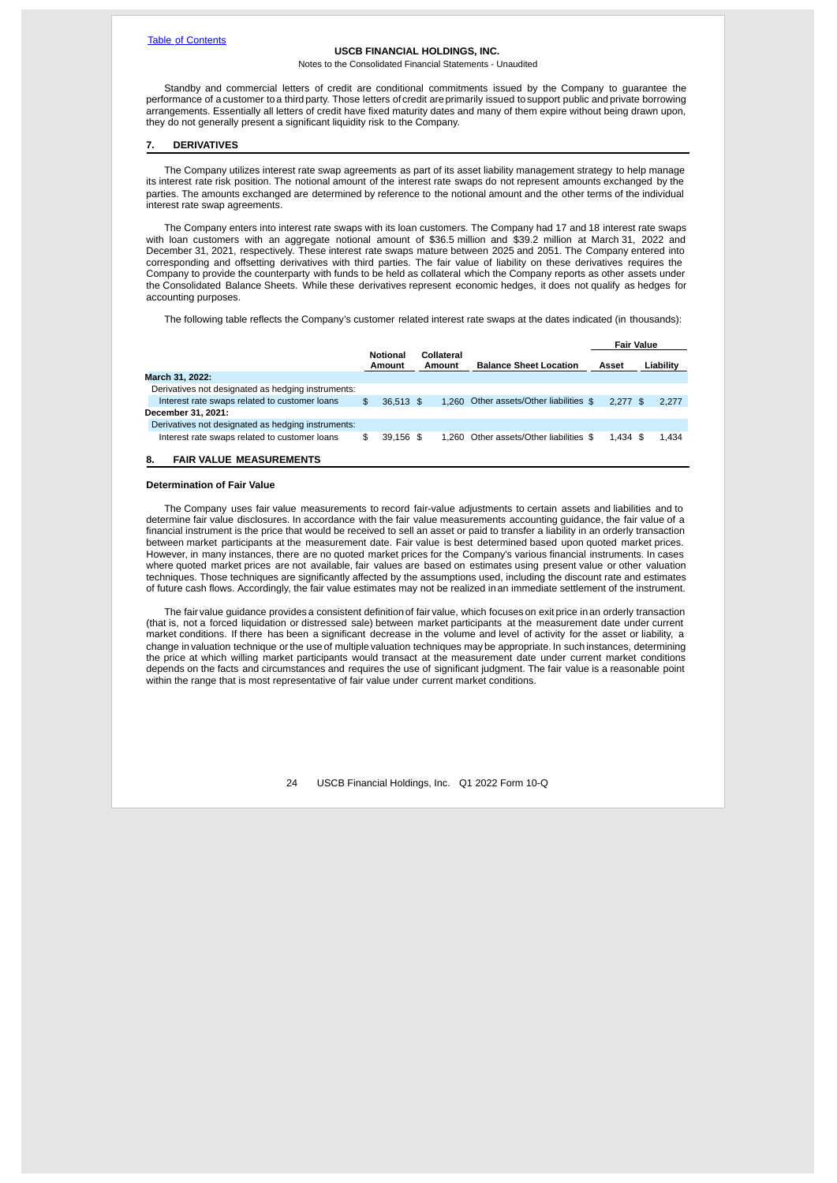Standby and commercial letters of credit are conditional commitments issued by the Company to guarantee the performance of a customer to a third party. Those letters of credit are primarily issued to support public and private borrowing arrangements. Essentially all letters of credit have fixed maturity dates and many of them expire without being drawn upon, they do not generally present a significant liquidity risk to the Company.

## 7. DERIVATIVES

The Company utilizes interest rate swap agreements as part of its asset liability management strategy to help manage its interest rate risk position. The notional amount of the interest rate swaps do not represent amounts exchanged by the parties. The amounts exchanged are determined by reference to the notional amount and the other terms of the individual interest rate swap agreements.

The Company enters into interest rate swaps with its loan customers. The Company had 17 and 18 interest rate swaps with loan customers with an aggregate notional amount of $36.5 million and $39.2 million at March 31, 2022 and December 31, 2021, respectively. These interest rate swaps mature between 2025 and 2051. The Company entered into corresponding and offsetting derivatives with third parties. The fair value of liability on these derivatives requires the Company to provide the counterparty with funds to be held as collateral which the Company reports as other assets under the Consolidated Balance Sheets. While these derivatives represent economic hedges, it does not qualify as hedges for accounting purposes.

The following table reflects the Company's customer related interest rate swaps at the dates indicated (in thousands):

| | Notional Amount | Collateral Amount | Balance Sheet Location | Fair Value | |
|---|---|---|---|---|---|
| | | | | Asset | Liability |
| **March 31, 2022:** | | | | | |
| Derivatives not designated as hedging instruments: | | | | | |
| Interest rate swaps related to customer loans | $ 36,513 | $ 1,260 | Other assets/Other liabilities | $ 2,277 | $ 2,277 |
| **December 31, 2021:** | | | | | |
| Derivatives not designated as hedging instruments: | | | | | |
| Interest rate swaps related to customer loans | $ 39,156 | $ 1,260 | Other assets/Other liabilities | $ 1,434 | $ 1,434 |

## 8. FAIR VALUE MEASUREMENTS

### Determination of Fair Value

The Company uses fair value measurements to record fair-value adjustments to certain assets and liabilities and to determine fair value disclosures. In accordance with the fair value measurements accounting guidance, the fair value of a financial instrument is the price that would be received to sell an asset or paid to transfer a liability in an orderly transaction between market participants at the measurement date. Fair value is best determined based upon quoted market prices. However, in many instances, there are no quoted market prices for the Company's various financial instruments. In cases where quoted market prices are not available, fair values are based on estimates using present value or other valuation techniques. Those techniques are significantly affected by the assumptions used, including the discount rate and estimates of future cash flows. Accordingly, the fair value estimates may not be realized in an immediate settlement of the instrument.

The fair value guidance provides a consistent definition of fair value, which focuses on exit price in an orderly transaction (that is, not a forced liquidation or distressed sale) between market participants at the measurement date under current market conditions. If there has been a significant decrease in the volume and level of activity for the asset or liability, a change in valuation technique or the use of multiple valuation techniques may be appropriate. In such instances, determining the price at which willing market participants would transact at the measurement date under current market conditions depends on the facts and circumstances and requires the use of significant judgment. The fair value is a reasonable point within the range that is most representative of fair value under current market conditions.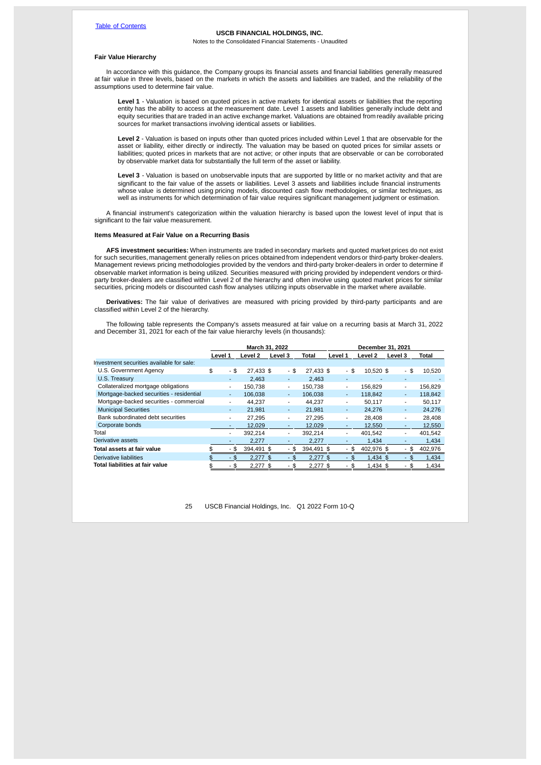**Fair Value Hierarchy**

In accordance with this guidance, the Company groups its financial assets and financial liabilities generally measured at fair value in three levels, based on the markets in which the assets and liabilities are traded, and the reliability of the assumptions used to determine fair value.

**Level 1** - Valuation is based on quoted prices in active markets for identical assets or liabilities that the reporting entity has the ability to access at the measurement date. Level 1 assets and liabilities generally include debt and equity securities that are traded in an active exchange market. Valuations are obtained from readily available pricing sources for market transactions involving identical assets or liabilities.

**Level 2** - Valuation is based on inputs other than quoted prices included within Level 1 that are observable for the asset or liability, either directly or indirectly. The valuation may be based on quoted prices for similar assets or liabilities; quoted prices in markets that are not active; or other inputs that are observable or can be corroborated by observable market data for substantially the full term of the asset or liability.

**Level 3** - Valuation is based on unobservable inputs that are supported by little or no market activity and that are significant to the fair value of the assets or liabilities. Level 3 assets and liabilities include financial instruments whose value is determined using pricing models, discounted cash flow methodologies, or similar techniques, as well as instruments for which determination of fair value requires significant management judgment or estimation.

A financial instrument's categorization within the valuation hierarchy is based upon the lowest level of input that is significant to the fair value measurement.

**Items Measured at Fair Value on a Recurring Basis**

**AFS investment securities:** When instruments are traded in secondary markets and quoted market prices do not exist for such securities, management generally relies on prices obtained from independent vendors or third-party broker-dealers. Management reviews pricing methodologies provided by the vendors and third-party broker-dealers in order to determine if observable market information is being utilized. Securities measured with pricing provided by independent vendors or third-party broker-dealers are classified within Level 2 of the hierarchy and often involve using quoted market prices for similar securities, pricing models or discounted cash flow analyses utilizing inputs observable in the market where available.

**Derivatives:** The fair value of derivatives are measured with pricing provided by third-party participants and are classified within Level 2 of the hierarchy.

The following table represents the Company's assets measured at fair value on a recurring basis at March 31, 2022 and December 31, 2021 for each of the fair value hierarchy levels (in thousands):

| | March 31, 2022 | | | | December 31, 2021 | | | |
|---|---|---|---|---|---|---|---|---|
| | Level 1 | Level 2 | Level 3 | Total | Level 1 | Level 2 | Level 3 | Total |
| Investment securities available for sale: | | | | | | | | |
| U.S. Government Agency | $ - | $ 27,433 | $ - | $ 27,433 | $ - | $ 10,520 | $ - | $ 10,520 |
| U.S. Treasury | - | 2,463 | - | 2,463 | - | - | - | - |
| Collateralized mortgage obligations | - | 150,738 | - | 150,738 | - | 156,829 | - | 156,829 |
| Mortgage-backed securities - residential | - | 106,038 | - | 106,038 | - | 118,842 | - | 118,842 |
| Mortgage-backed securities - commercial | - | 44,237 | - | 44,237 | - | 50,117 | - | 50,117 |
| Municipal Securities | - | 21,981 | - | 21,981 | - | 24,276 | - | 24,276 |
| Bank subordinated debt securities | - | 27,295 | - | 27,295 | - | 28,408 | - | 28,408 |
| Corporate bonds | - | 12,029 | - | 12,029 | - | 12,550 | - | 12,550 |
| Total | - | 392,214 | - | 392,214 | - | 401,542 | - | 401,542 |
| Derivative assets | - | 2,277 | - | 2,277 | - | 1,434 | - | 1,434 |
| **Total assets at fair value** | $ - | $ 394,491 | $ - | $ 394,491 | $ - | $ 402,976 | $ - | $ 402,976 |
| Derivative liabilities | $ - | $ 2,277 | $ - | $ 2,277 | $ - | $ 1,434 | $ - | $ 1,434 |
| **Total liabilities at fair value** | $ - | $ 2,277 | $ - | $ 2,277 | $ - | $ 1,434 | $ - | $ 1,434 |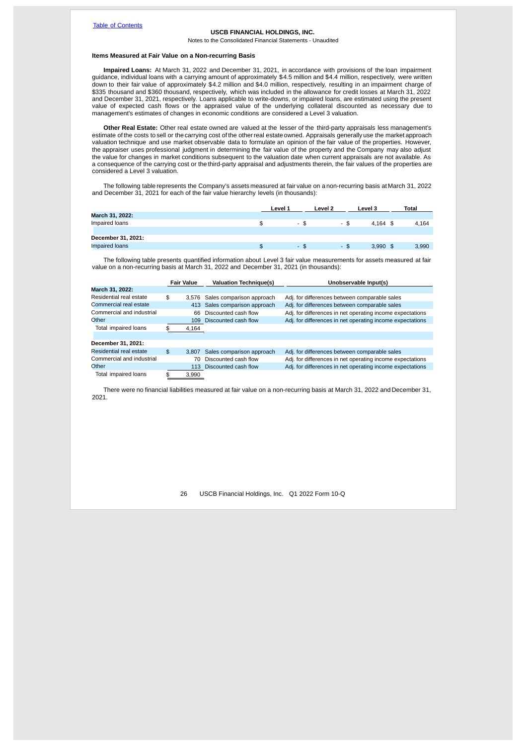### Items Measured at Fair Value on a Non-recurring Basis

**Impaired Loans:** At March 31, 2022 and December 31, 2021, in accordance with provisions of the loan impairment guidance, individual loans with a carrying amount of approximately $4.5 million and $4.4 million, respectively, were written down to their fair value of approximately $4.2 million and $4.0 million, respectively, resulting in an impairment charge of $335 thousand and $360 thousand, respectively, which was included in the allowance for credit losses at March 31, 2022 and December 31, 2021, respectively. Loans applicable to write-downs, or impaired loans, are estimated using the present value of expected cash flows or the appraised value of the underlying collateral discounted as necessary due to management's estimates of changes in economic conditions are considered a Level 3 valuation.

**Other Real Estate:** Other real estate owned are valued at the lesser of the third-party appraisals less management's estimate of the costs to sell or the carrying cost of the other real estate owned. Appraisals generally use the market approach valuation technique and use market observable data to formulate an opinion of the fair value of the properties. However, the appraiser uses professional judgment in determining the fair value of the property and the Company may also adjust the value for changes in market conditions subsequent to the valuation date when current appraisals are not available. As a consequence of the carrying cost or the third-party appraisal and adjustments therein, the fair values of the properties are considered a Level 3 valuation.

The following table represents the Company's assets measured at fair value on a non-recurring basis at March 31, 2022 and December 31, 2021 for each of the fair value hierarchy levels (in thousands):

| | Level 1 | Level 2 | Level 3 | Total |
|---|---|---|---|---|
| **March 31, 2022:** | | | | |
| Impaired loans | $ - | $ - | $ 4,164 | $ 4,164 |
| | | | | |
| **December 31, 2021:** | | | | |
| Impaired loans | $ - | $ - | $ 3,990 | $ 3,990 |

The following table presents quantified information about Level 3 fair value measurements for assets measured at fair value on a non-recurring basis at March 31, 2022 and December 31, 2021 (in thousands):

| | Fair Value | Valuation Technique(s) | Unobservable Input(s) |
|---|---|---|---|
| **March 31, 2022:** | | | |
| Residential real estate | $ 3,576 | Sales comparison approach | Adj. for differences between comparable sales |
| Commercial real estate | 413 | Sales comparison approach | Adj. for differences between comparable sales |
| Commercial and industrial | 66 | Discounted cash flow | Adj. for differences in net operating income expectations |
| Other | 109 | Discounted cash flow | Adj. for differences in net operating income expectations |
| Total impaired loans | $ 4,164 | | |
| | | | |
| **December 31, 2021:** | | | |
| Residential real estate | $ 3,807 | Sales comparison approach | Adj. for differences between comparable sales |
| Commercial and industrial | 70 | Discounted cash flow | Adj. for differences in net operating income expectations |
| Other | 113 | Discounted cash flow | Adj. for differences in net operating income expectations |
| Total impaired loans | $ 3,990 | | |

There were no financial liabilities measured at fair value on a non-recurring basis at March 31, 2022 and December 31, 2021.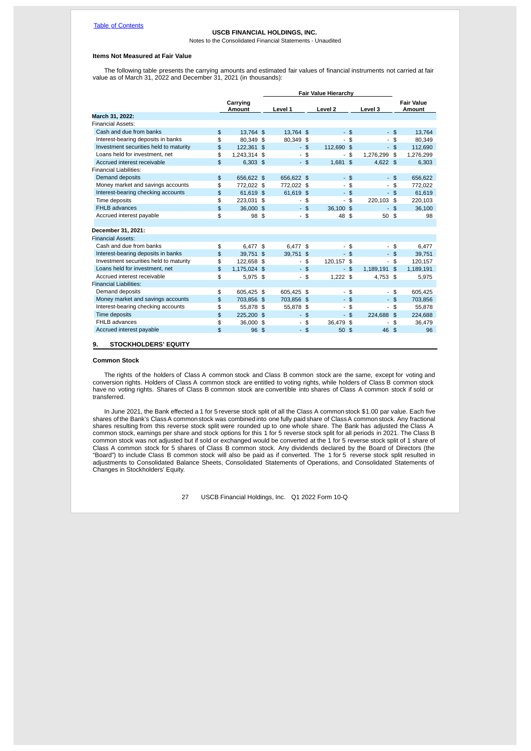USCB FINANCIAL HOLDINGS, INC.

Notes to the Consolidated Financial Statements - Unaudited

**Items Not Measured at Fair Value**

The following table presents the carrying amounts and estimated fair values of financial instruments not carried at fair value as of March 31, 2022 and December 31, 2021 (in thousands):

| | Carrying Amount | Fair Value Hierarchy | | | Fair Value Amount |
|---|---|---|---|---|---|
| | | Level 1 | Level 2 | Level 3 | |
| **March 31, 2022:** | | | | | |
| Financial Assets: | | | | | |
| Cash and due from banks | $ 13,764 | $ 13,764 | $ - | $ - | $ 13,764 |
| Interest-bearing deposits in banks | $ 80,349 | $ 80,349 | $ - | $ - | $ 80,349 |
| Investment securities held to maturity | $ 122,361 | $ - | $ 112,690 | $ - | $ 112,690 |
| Loans held for investment, net | $ 1,243,314 | $ - | $ - | $ 1,276,299 | $ 1,276,299 |
| Accrued interest receivable | $ 6,303 | $ - | $ 1,681 | $ 4,622 | $ 6,303 |
| Financial Liabilities: | | | | | |
| Demand deposits | $ 656,622 | $ 656,622 | $ - | $ - | $ 656,622 |
| Money market and savings accounts | $ 772,022 | $ 772,022 | $ - | $ - | $ 772,022 |
| Interest-bearing checking accounts | $ 61,619 | $ 61,619 | $ - | $ - | $ 61,619 |
| Time deposits | $ 223,031 | $ - | $ - | $ 220,103 | $ 220,103 |
| FHLB advances | $ 36,000 | $ - | $ 36,100 | $ - | $ 36,100 |
| Accrued interest payable | $ 98 | $ - | $ 48 | $ 50 | $ 98 |
| | | | | | |
| **December 31, 2021:** | | | | | |
| Financial Assets: | | | | | |
| Cash and due from banks | $ 6,477 | $ 6,477 | $ - | $ - | $ 6,477 |
| Interest-bearing deposits in banks | $ 39,751 | $ 39,751 | $ - | $ - | $ 39,751 |
| Investment securities held to maturity | $ 122,658 | $ - | $ 120,157 | $ - | $ 120,157 |
| Loans held for investment, net | $ 1,175,024 | $ - | $ - | $ 1,189,191 | $ 1,189,191 |
| Accrued interest receivable | $ 5,975 | $ - | $ 1,222 | $ 4,753 | $ 5,975 |
| Financial Liabilities: | | | | | |
| Demand deposits | $ 605,425 | $ 605,425 | $ - | $ - | $ 605,425 |
| Money market and savings accounts | $ 703,856 | $ 703,856 | $ - | $ - | $ 703,856 |
| Interest-bearing checking accounts | $ 55,878 | $ 55,878 | $ - | $ - | $ 55,878 |
| Time deposits | $ 225,200 | $ - | $ - | $ 224,688 | $ 224,688 |
| FHLB advances | $ 36,000 | $ - | $ 36,479 | $ - | $ 36,479 |
| Accrued interest payable | $ 96 | $ - | $ 50 | $ 46 | $ 96 |

## 9. STOCKHOLDERS' EQUITY

**Common Stock**

The rights of the holders of Class A common stock and Class B common stock are the same, except for voting and conversion rights. Holders of Class A common stock are entitled to voting rights, while holders of Class B common stock have no voting rights. Shares of Class B common stock are convertible into shares of Class A common stock if sold or transferred.

In June 2021, the Bank effected a 1 for 5 reverse stock split of all the Class A common stock $1.00 par value. Each five shares of the Bank's Class A common stock was combined into one fully paid share of Class A common stock. Any fractional shares resulting from this reverse stock split were rounded up to one whole share. The Bank has adjusted the Class A common stock, earnings per share and stock options for this 1 for 5 reverse stock split for all periods in 2021. The Class B common stock was not adjusted but if sold or exchanged would be converted at the 1 for 5 reverse stock split of 1 share of Class A common stock for 5 shares of Class B common stock. Any dividends declared by the Board of Directors (the "Board") to include Class B common stock will also be paid as if converted. The 1 for 5 reverse stock split resulted in adjustments to Consolidated Balance Sheets, Consolidated Statements of Operations, and Consolidated Statements of Changes in Stockholders' Equity.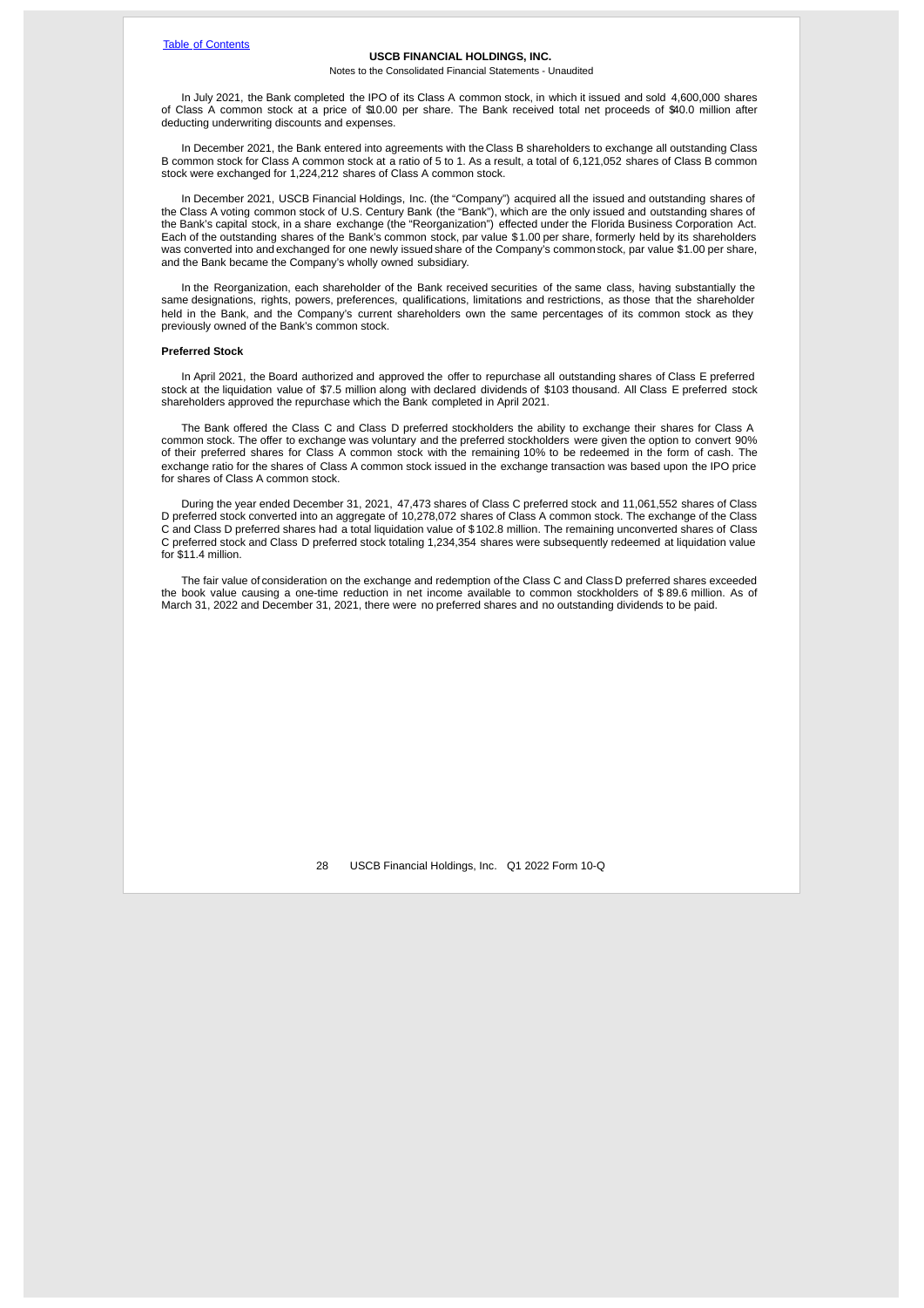In July 2021, the Bank completed the IPO of its Class A common stock, in which it issued and sold 4,600,000 shares of Class A common stock at a price of $10.00 per share. The Bank received total net proceeds of $40.0 million after deducting underwriting discounts and expenses.

In December 2021, the Bank entered into agreements with the Class B shareholders to exchange all outstanding Class B common stock for Class A common stock at a ratio of 5 to 1. As a result, a total of 6,121,052 shares of Class B common stock were exchanged for 1,224,212 shares of Class A common stock.

In December 2021, USCB Financial Holdings, Inc. (the "Company") acquired all the issued and outstanding shares of the Class A voting common stock of U.S. Century Bank (the "Bank"), which are the only issued and outstanding shares of the Bank's capital stock, in a share exchange (the "Reorganization") effected under the Florida Business Corporation Act. Each of the outstanding shares of the Bank's common stock, par value $1.00 per share, formerly held by its shareholders was converted into and exchanged for one newly issued share of the Company's common stock, par value $1.00 per share, and the Bank became the Company's wholly owned subsidiary.

In the Reorganization, each shareholder of the Bank received securities of the same class, having substantially the same designations, rights, powers, preferences, qualifications, limitations and restrictions, as those that the shareholder held in the Bank, and the Company's current shareholders own the same percentages of its common stock as they previously owned of the Bank's common stock.

**Preferred Stock**

In April 2021, the Board authorized and approved the offer to repurchase all outstanding shares of Class E preferred stock at the liquidation value of $7.5 million along with declared dividends of $103 thousand. All Class E preferred stock shareholders approved the repurchase which the Bank completed in April 2021.

The Bank offered the Class C and Class D preferred stockholders the ability to exchange their shares for Class A common stock. The offer to exchange was voluntary and the preferred stockholders were given the option to convert 90% of their preferred shares for Class A common stock with the remaining 10% to be redeemed in the form of cash. The exchange ratio for the shares of Class A common stock issued in the exchange transaction was based upon the IPO price for shares of Class A common stock.

During the year ended December 31, 2021, 47,473 shares of Class C preferred stock and 11,061,552 shares of Class D preferred stock converted into an aggregate of 10,278,072 shares of Class A common stock. The exchange of the Class C and Class D preferred shares had a total liquidation value of $102.8 million. The remaining unconverted shares of Class C preferred stock and Class D preferred stock totaling 1,234,354 shares were subsequently redeemed at liquidation value for $11.4 million.

The fair value of consideration on the exchange and redemption of the Class C and Class D preferred shares exceeded the book value causing a one-time reduction in net income available to common stockholders of $89.6 million. As of March 31, 2022 and December 31, 2021, there were no preferred shares and no outstanding dividends to be paid.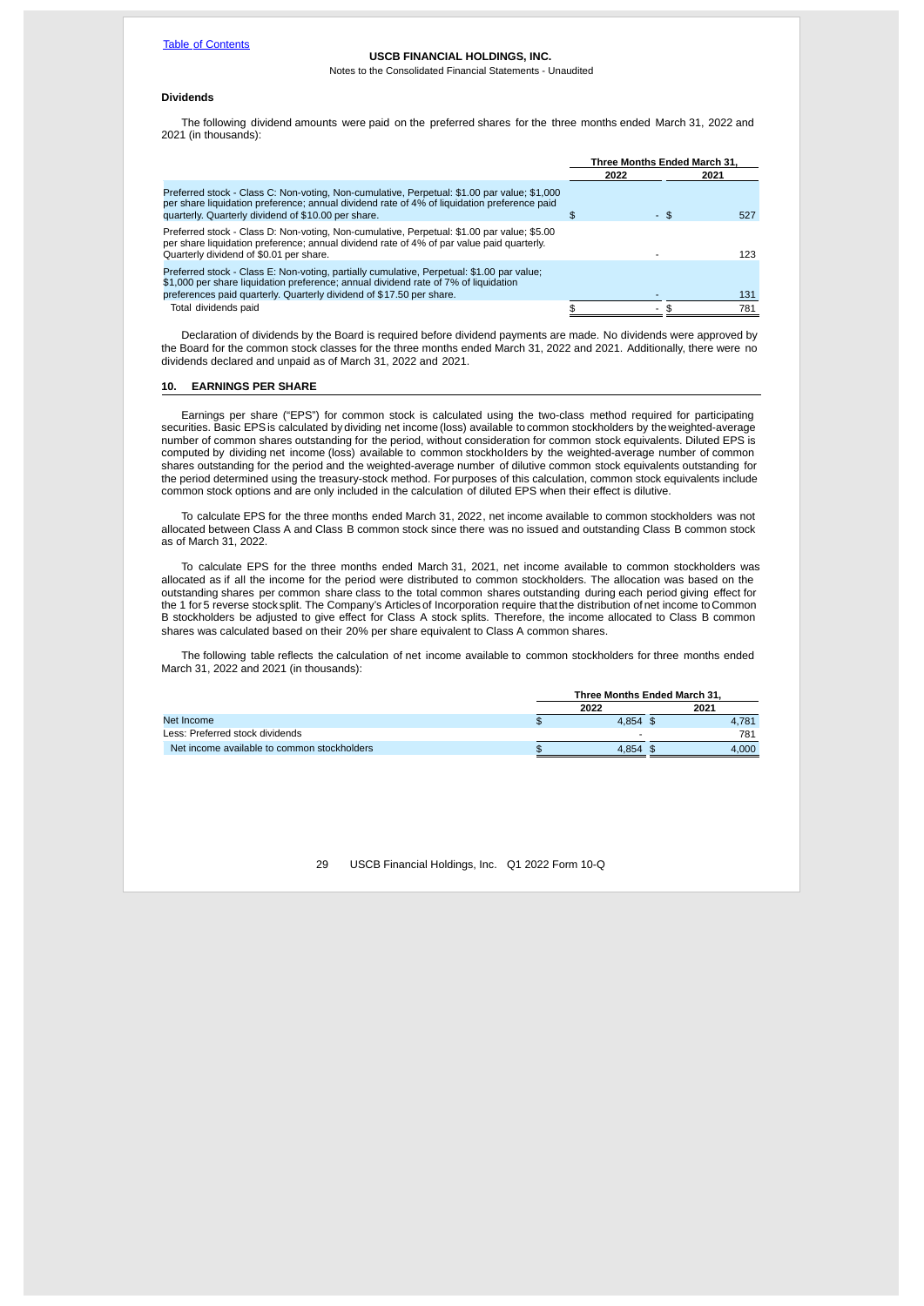### Dividends

The following dividend amounts were paid on the preferred shares for the three months ended March 31, 2022 and 2021 (in thousands):

| | Three Months Ended March 31, | |
|---|---|---|
| | 2022 | 2021 |
| Preferred stock - Class C: Non-voting, Non-cumulative, Perpetual: $1.00 par value; $1,000 per share liquidation preference; annual dividend rate of 4% of liquidation preference paid quarterly. Quarterly dividend of $10.00 per share. | $ - | $ 527 |
| Preferred stock - Class D: Non-voting, Non-cumulative, Perpetual: $1.00 par value; $5.00 per share liquidation preference; annual dividend rate of 4% of par value paid quarterly. Quarterly dividend of $0.01 per share. | - | 123 |
| Preferred stock - Class E: Non-voting, partially cumulative, Perpetual: $1.00 par value; $1,000 per share liquidation preference; annual dividend rate of 7% of liquidation preferences paid quarterly. Quarterly dividend of $17.50 per share. | - | 131 |
| Total dividends paid | $ - | $ 781 |

Declaration of dividends by the Board is required before dividend payments are made. No dividends were approved by the Board for the common stock classes for the three months ended March 31, 2022 and 2021. Additionally, there were no dividends declared and unpaid as of March 31, 2022 and 2021.

## 10. EARNINGS PER SHARE

Earnings per share ("EPS") for common stock is calculated using the two-class method required for participating securities. Basic EPS is calculated by dividing net income (loss) available to common stockholders by the weighted-average number of common shares outstanding for the period, without consideration for common stock equivalents. Diluted EPS is computed by dividing net income (loss) available to common stockholders by the weighted-average number of common shares outstanding for the period and the weighted-average number of dilutive common stock equivalents outstanding for the period determined using the treasury-stock method. For purposes of this calculation, common stock equivalents include common stock options and are only included in the calculation of diluted EPS when their effect is dilutive.

To calculate EPS for the three months ended March 31, 2022, net income available to common stockholders was not allocated between Class A and Class B common stock since there was no issued and outstanding Class B common stock as of March 31, 2022.

To calculate EPS for the three months ended March 31, 2021, net income available to common stockholders was allocated as if all the income for the period were distributed to common stockholders. The allocation was based on the outstanding shares per common share class to the total common shares outstanding during each period giving effect for the 1 for 5 reverse stock split. The Company's Articles of Incorporation require that the distribution of net income to Common B stockholders be adjusted to give effect for Class A stock splits. Therefore, the income allocated to Class B common shares was calculated based on their 20% per share equivalent to Class A common shares.

The following table reflects the calculation of net income available to common stockholders for three months ended March 31, 2022 and 2021 (in thousands):

| | Three Months Ended March 31, | |
|---|---|---|
| | 2022 | 2021 |
| Net Income | $ 4,854 | $ 4,781 |
| Less: Preferred stock dividends | - | 781 |
| Net income available to common stockholders | $ 4,854 | $ 4,000 |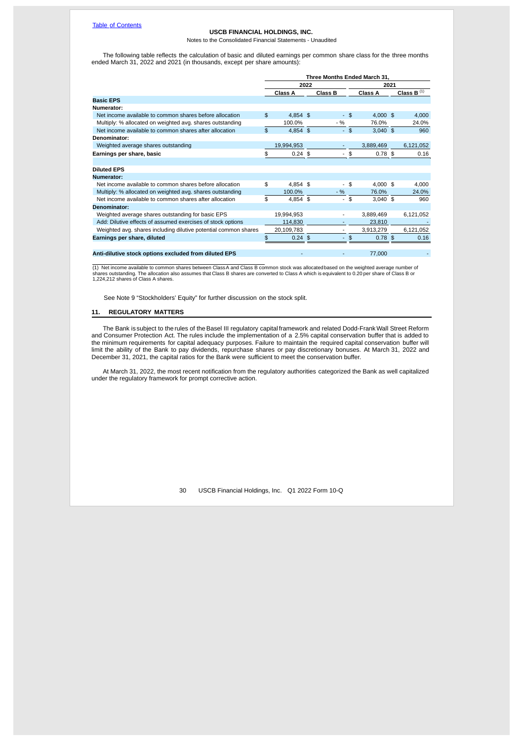USCB FINANCIAL HOLDINGS, INC.

Notes to the Consolidated Financial Statements - Unaudited

The following table reflects the calculation of basic and diluted earnings per common share class for the three months ended March 31, 2022 and 2021 (in thousands, except per share amounts):

| | Three Months Ended March 31, | | | |
|---|---|---|---|---|
| | 2022 | | 2021 | |
| | Class A | Class B | Class A | Class B [(1)] |
| **Basic EPS** | | | | |
| **Numerator:** | | | | |
| Net income available to common shares before allocation | $ 4,854 | $ - | $ 4,000 | $ 4,000 |
| Multiply: % allocated on weighted avg. shares outstanding | 100.0% | - % | 76.0% | 24.0% |
| Net income available to common shares after allocation | $ 4,854 | $ - | $ 3,040 | $ 960 |
| **Denominator:** | | | | |
| Weighted average shares outstanding | 19,994,953 | - | 3,889,469 | 6,121,052 |
| **Earnings per share, basic** | $ 0.24 | $ - | $ 0.78 | $ 0.16 |
| | | | | |
| **Diluted EPS** | | | | |
| **Numerator:** | | | | |
| Net income available to common shares before allocation | $ 4,854 | $ - | $ 4,000 | $ 4,000 |
| Multiply: % allocated on weighted avg. shares outstanding | 100.0% | - % | 76.0% | 24.0% |
| Net income available to common shares after allocation | $ 4,854 | $ - | $ 3,040 | $ 960 |
| **Denominator:** | | | | |
| Weighted average shares outstanding for basic EPS | 19,994,953 | - | 3,889,469 | 6,121,052 |
| Add: Dilutive effects of assumed exercises of stock options | 114,830 | - | 23,810 | - |
| Weighted avg. shares including dilutive potential common shares | 20,109,783 | - | 3,913,279 | 6,121,052 |
| **Earnings per share, diluted** | $ 0.24 | $ - | $ 0.78 | $ 0.16 |
| | | | | |
| **Anti-dilutive stock options excluded from diluted EPS** | - | - | 77,000 | - |

(1) Net income available to common shares between Class A and Class B common stock was allocated based on the weighted average number of shares outstanding. The allocation also assumes that Class B shares are converted to Class A which is equivalent to 0.20 per share of Class B or 1,224,212 shares of Class A shares.

See Note 9 "Stockholders' Equity" for further discussion on the stock split.

## 11. REGULATORY MATTERS

The Bank is subject to the rules of the Basel III regulatory capital framework and related Dodd-Frank Wall Street Reform and Consumer Protection Act. The rules include the implementation of a 2.5% capital conservation buffer that is added to the minimum requirements for capital adequacy purposes. Failure to maintain the required capital conservation buffer will limit the ability of the Bank to pay dividends, repurchase shares or pay discretionary bonuses. At March 31, 2022 and December 31, 2021, the capital ratios for the Bank were sufficient to meet the conservation buffer.

At March 31, 2022, the most recent notification from the regulatory authorities categorized the Bank as well capitalized under the regulatory framework for prompt corrective action.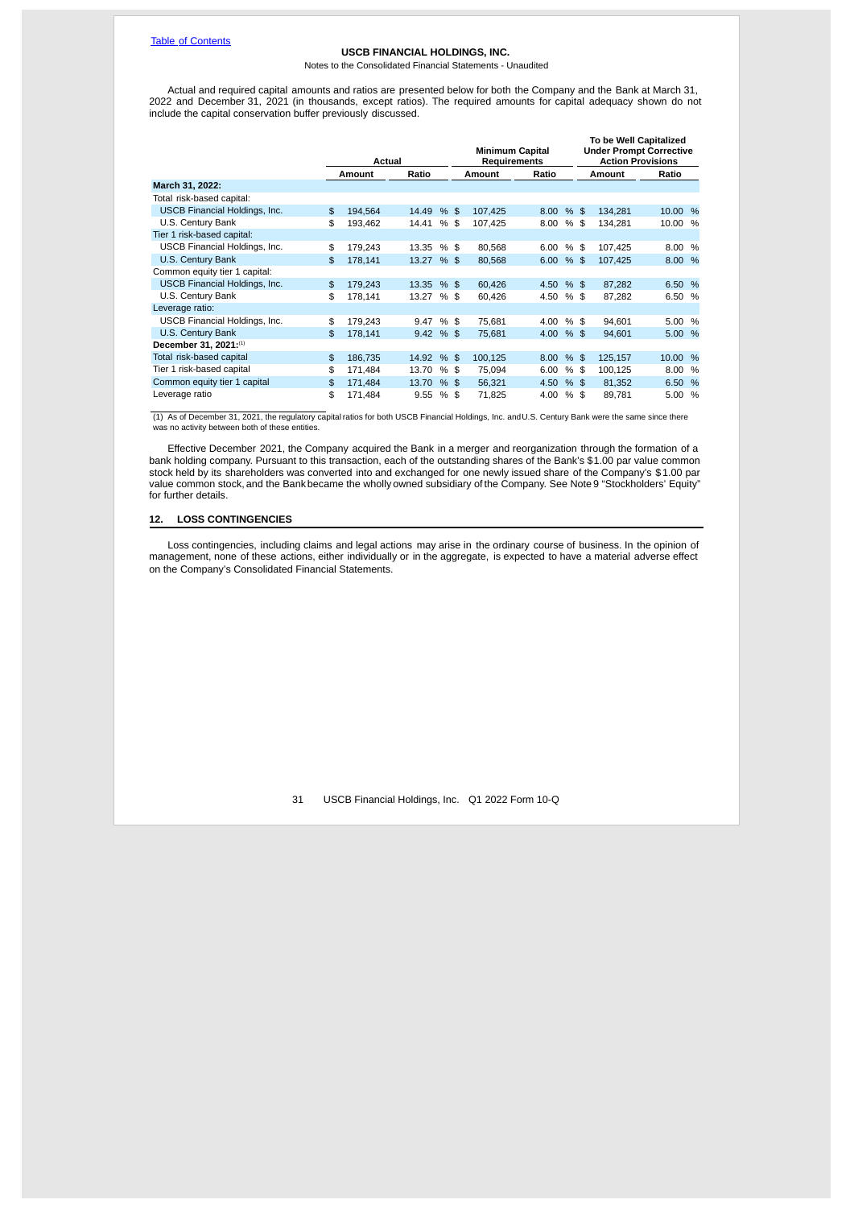USCB FINANCIAL HOLDINGS, INC.

Notes to the Consolidated Financial Statements - Unaudited

Actual and required capital amounts and ratios are presented below for both the Company and the Bank at March 31, 2022 and December 31, 2021 (in thousands, except ratios). The required amounts for capital adequacy shown do not include the capital conservation buffer previously discussed.

| | Actual | | Minimum Capital Requirements | | To be Well Capitalized Under Prompt Corrective Action Provisions | |
|---|---|---|---|---|---|---|
| | Amount | Ratio | Amount | Ratio | Amount | Ratio |
| **March 31, 2022:** | | | | | | |
| Total risk-based capital: | | | | | | |
| USCB Financial Holdings, Inc. | $ 194,564 | 14.49 % | $ 107,425 | 8.00 % | $ 134,281 | 10.00 % |
| U.S. Century Bank | $ 193,462 | 14.41 % | $ 107,425 | 8.00 % | $ 134,281 | 10.00 % |
| Tier 1 risk-based capital: | | | | | | |
| USCB Financial Holdings, Inc. | $ 179,243 | 13.35 % | $ 80,568 | 6.00 % | $ 107,425 | 8.00 % |
| U.S. Century Bank | $ 178,141 | 13.27 % | $ 80,568 | 6.00 % | $ 107,425 | 8.00 % |
| Common equity tier 1 capital: | | | | | | |
| USCB Financial Holdings, Inc. | $ 179,243 | 13.35 % | $ 60,426 | 4.50 % | $ 87,282 | 6.50 % |
| U.S. Century Bank | $ 178,141 | 13.27 % | $ 60,426 | 4.50 % | $ 87,282 | 6.50 % |
| Leverage ratio: | | | | | | |
| USCB Financial Holdings, Inc. | $ 179,243 | 9.47 % | $ 75,681 | 4.00 % | $ 94,601 | 5.00 % |
| U.S. Century Bank | $ 178,141 | 9.42 % | $ 75,681 | 4.00 % | $ 94,601 | 5.00 % |
| **December 31, 2021:**[1] | | | | | | |
| Total risk-based capital | $ 186,735 | 14.92 % | $ 100,125 | 8.00 % | $ 125,157 | 10.00 % |
| Tier 1 risk-based capital | $ 171,484 | 13.70 % | $ 75,094 | 6.00 % | $ 100,125 | 8.00 % |
| Common equity tier 1 capital | $ 171,484 | 13.70 % | $ 56,321 | 4.50 % | $ 81,352 | 6.50 % |
| Leverage ratio | $ 171,484 | 9.55 % | $ 71,825 | 4.00 % | $ 89,781 | 5.00 % |

(1) As of December 31, 2021, the regulatory capital ratios for both USCB Financial Holdings, Inc. and U.S. Century Bank were the same since there was no activity between both of these entities.

Effective December 2021, the Company acquired the Bank in a merger and reorganization through the formation of a bank holding company. Pursuant to this transaction, each of the outstanding shares of the Bank's $1.00 par value common stock held by its shareholders was converted into and exchanged for one newly issued share of the Company's $1.00 par value common stock, and the Bank became the wholly owned subsidiary of the Company. See Note 9 "Stockholders' Equity" for further details.

## 12. LOSS CONTINGENCIES

Loss contingencies, including claims and legal actions may arise in the ordinary course of business. In the opinion of management, none of these actions, either individually or in the aggregate, is expected to have a material adverse effect on the Company's Consolidated Financial Statements.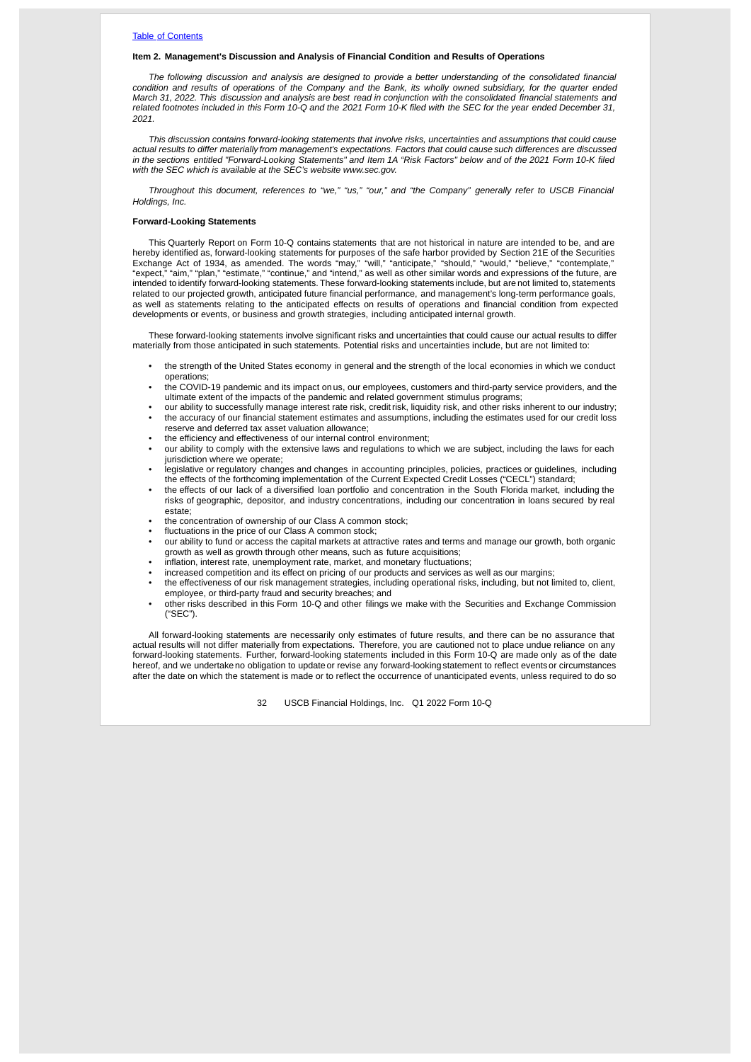[Table of Contents](#)

**Item 2. Management's Discussion and Analysis of Financial Condition and Results of Operations**

*The following discussion and analysis are designed to provide a better understanding of the consolidated financial condition and results of operations of the Company and the Bank, its wholly owned subsidiary, for the quarter ended March 31, 2022. This discussion and analysis are best read in conjunction with the consolidated financial statements and related footnotes included in this Form 10-Q and the 2021 Form 10-K filed with the SEC for the year ended December 31, 2021.*

*This discussion contains forward-looking statements that involve risks, uncertainties and assumptions that could cause actual results to differ materially from management's expectations. Factors that could cause such differences are discussed in the sections entitled "Forward-Looking Statements" and Item 1A "Risk Factors" below and of the 2021 Form 10-K filed with the SEC which is available at the SEC's website www.sec.gov.*

*Throughout this document, references to "we," "us," "our," and "the Company" generally refer to USCB Financial Holdings, Inc.*

**Forward-Looking Statements**

This Quarterly Report on Form 10-Q contains statements that are not historical in nature are intended to be, and are hereby identified as, forward-looking statements for purposes of the safe harbor provided by Section 21E of the Securities Exchange Act of 1934, as amended. The words "may," "will," "anticipate," "should," "would," "believe," "contemplate," "expect," "aim," "plan," "estimate," "continue," and "intend," as well as other similar words and expressions of the future, are intended to identify forward-looking statements. These forward-looking statements include, but are not limited to, statements related to our projected growth, anticipated future financial performance, and management's long-term performance goals, as well as statements relating to the anticipated effects on results of operations and financial condition from expected developments or events, or business and growth strategies, including anticipated internal growth.

These forward-looking statements involve significant risks and uncertainties that could cause our actual results to differ materially from those anticipated in such statements. Potential risks and uncertainties include, but are not limited to:

- the strength of the United States economy in general and the strength of the local economies in which we conduct operations;
- the COVID-19 pandemic and its impact on us, our employees, customers and third-party service providers, and the ultimate extent of the impacts of the pandemic and related government stimulus programs;
- our ability to successfully manage interest rate risk, credit risk, liquidity risk, and other risks inherent to our industry;
- the accuracy of our financial statement estimates and assumptions, including the estimates used for our credit loss reserve and deferred tax asset valuation allowance;
- the efficiency and effectiveness of our internal control environment;
- our ability to comply with the extensive laws and regulations to which we are subject, including the laws for each jurisdiction where we operate;
- legislative or regulatory changes and changes in accounting principles, policies, practices or guidelines, including the effects of the forthcoming implementation of the Current Expected Credit Losses ("CECL") standard;
- the effects of our lack of a diversified loan portfolio and concentration in the South Florida market, including the risks of geographic, depositor, and industry concentrations, including our concentration in loans secured by real estate;
- the concentration of ownership of our Class A common stock;
- fluctuations in the price of our Class A common stock;
- our ability to fund or access the capital markets at attractive rates and terms and manage our growth, both organic growth as well as growth through other means, such as future acquisitions;
- inflation, interest rate, unemployment rate, market, and monetary fluctuations;
- increased competition and its effect on pricing of our products and services as well as our margins;
- the effectiveness of our risk management strategies, including operational risks, including, but not limited to, client, employee, or third-party fraud and security breaches; and
- other risks described in this Form 10-Q and other filings we make with the Securities and Exchange Commission ("SEC").

All forward-looking statements are necessarily only estimates of future results, and there can be no assurance that actual results will not differ materially from expectations. Therefore, you are cautioned not to place undue reliance on any forward-looking statements. Further, forward-looking statements included in this Form 10-Q are made only as of the date hereof, and we undertake no obligation to update or revise any forward-looking statement to reflect events or circumstances after the date on which the statement is made or to reflect the occurrence of unanticipated events, unless required to do so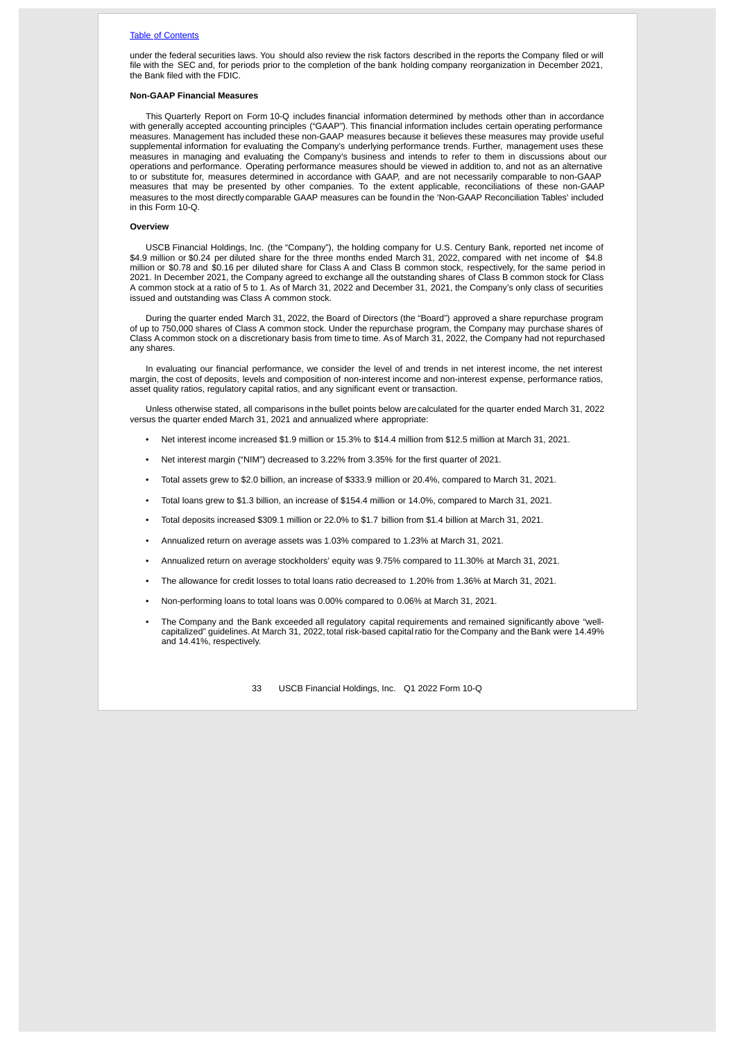under the federal securities laws. You should also review the risk factors described in the reports the Company filed or will file with the SEC and, for periods prior to the completion of the bank holding company reorganization in December 2021, the Bank filed with the FDIC.

**Non-GAAP Financial Measures**

This Quarterly Report on Form 10-Q includes financial information determined by methods other than in accordance with generally accepted accounting principles ("GAAP"). This financial information includes certain operating performance measures. Management has included these non-GAAP measures because it believes these measures may provide useful supplemental information for evaluating the Company's underlying performance trends. Further, management uses these measures in managing and evaluating the Company's business and intends to refer to them in discussions about our operations and performance. Operating performance measures should be viewed in addition to, and not as an alternative to or substitute for, measures determined in accordance with GAAP, and are not necessarily comparable to non-GAAP measures that may be presented by other companies. To the extent applicable, reconciliations of these non-GAAP measures to the most directly comparable GAAP measures can be found in the 'Non-GAAP Reconciliation Tables' included in this Form 10-Q.

**Overview**

USCB Financial Holdings, Inc. (the "Company"), the holding company for U.S. Century Bank, reported net income of $4.9 million or $0.24 per diluted share for the three months ended March 31, 2022, compared with net income of $4.8 million or $0.78 and $0.16 per diluted share for Class A and Class B common stock, respectively, for the same period in 2021. In December 2021, the Company agreed to exchange all the outstanding shares of Class B common stock for Class A common stock at a ratio of 5 to 1. As of March 31, 2022 and December 31, 2021, the Company's only class of securities issued and outstanding was Class A common stock.

During the quarter ended March 31, 2022, the Board of Directors (the "Board") approved a share repurchase program of up to 750,000 shares of Class A common stock. Under the repurchase program, the Company may purchase shares of Class A common stock on a discretionary basis from time to time. As of March 31, 2022, the Company had not repurchased any shares.

In evaluating our financial performance, we consider the level of and trends in net interest income, the net interest margin, the cost of deposits, levels and composition of non-interest income and non-interest expense, performance ratios, asset quality ratios, regulatory capital ratios, and any significant event or transaction.

Unless otherwise stated, all comparisons in the bullet points below are calculated for the quarter ended March 31, 2022 versus the quarter ended March 31, 2021 and annualized where appropriate:

- Net interest income increased $1.9 million or 15.3% to $14.4 million from $12.5 million at March 31, 2021.
- Net interest margin ("NIM") decreased to 3.22% from 3.35% for the first quarter of 2021.
- Total assets grew to $2.0 billion, an increase of $333.9 million or 20.4%, compared to March 31, 2021.
- Total loans grew to $1.3 billion, an increase of $154.4 million or 14.0%, compared to March 31, 2021.
- Total deposits increased $309.1 million or 22.0% to $1.7 billion from $1.4 billion at March 31, 2021.
- Annualized return on average assets was 1.03% compared to 1.23% at March 31, 2021.
- Annualized return on average stockholders' equity was 9.75% compared to 11.30% at March 31, 2021.
- The allowance for credit losses to total loans ratio decreased to 1.20% from 1.36% at March 31, 2021.
- Non-performing loans to total loans was 0.00% compared to 0.06% at March 31, 2021.
- The Company and the Bank exceeded all regulatory capital requirements and remained significantly above "well-capitalized" guidelines. At March 31, 2022, total risk-based capital ratio for the Company and the Bank were 14.49% and 14.41%, respectively.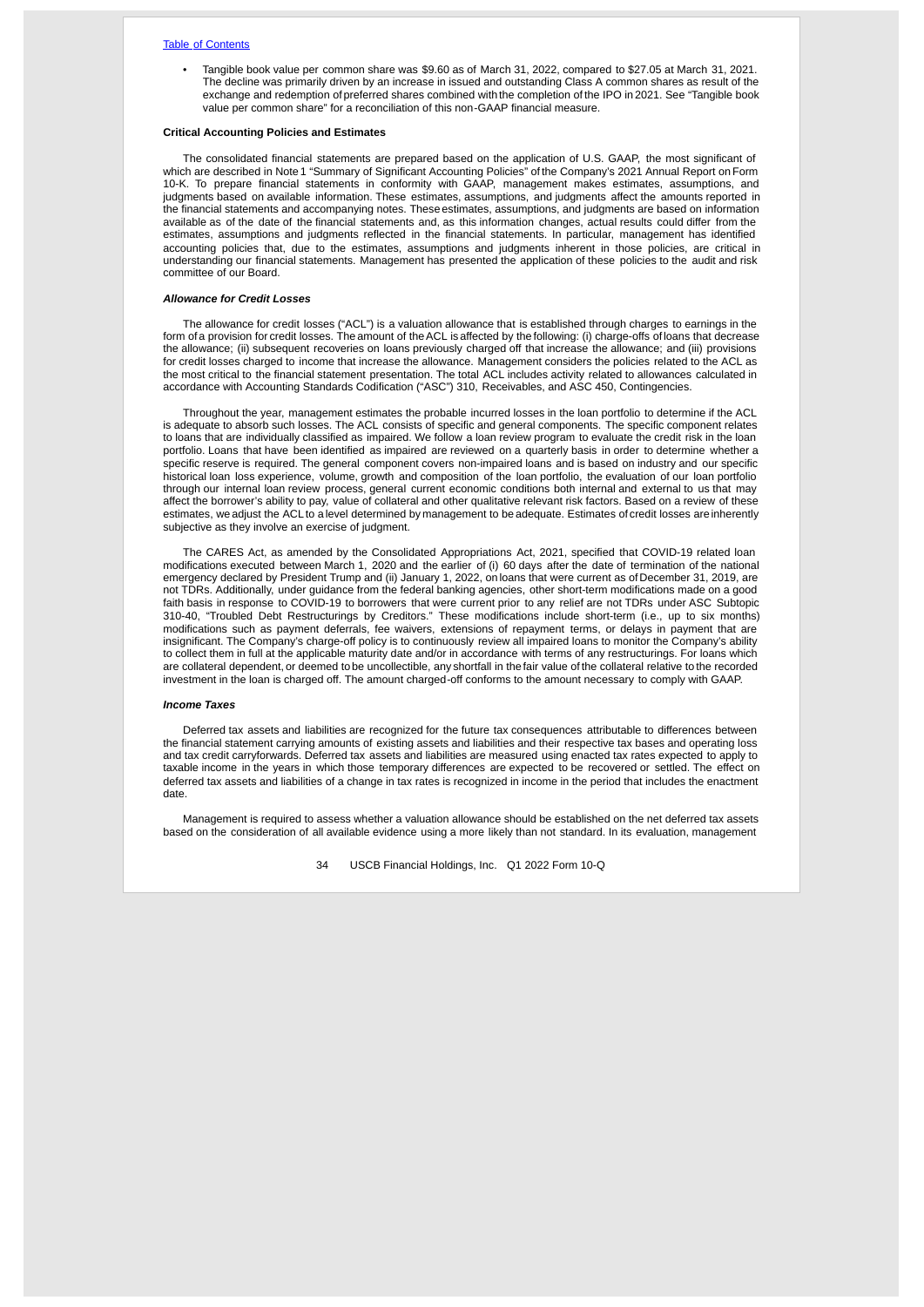- Tangible book value per common share was $9.60 as of March 31, 2022, compared to $27.05 at March 31, 2021. The decline was primarily driven by an increase in issued and outstanding Class A common shares as result of the exchange and redemption of preferred shares combined with the completion of the IPO in 2021. See "Tangible book value per common share" for a reconciliation of this non-GAAP financial measure.

**Critical Accounting Policies and Estimates**

The consolidated financial statements are prepared based on the application of U.S. GAAP, the most significant of which are described in Note 1 "Summary of Significant Accounting Policies" of the Company's 2021 Annual Report on Form 10-K. To prepare financial statements in conformity with GAAP, management makes estimates, assumptions, and judgments based on available information. These estimates, assumptions, and judgments affect the amounts reported in the financial statements and accompanying notes. These estimates, assumptions, and judgments are based on information available as of the date of the financial statements and, as this information changes, actual results could differ from the estimates, assumptions and judgments reflected in the financial statements. In particular, management has identified accounting policies that, due to the estimates, assumptions and judgments inherent in those policies, are critical in understanding our financial statements. Management has presented the application of these policies to the audit and risk committee of our Board.

***Allowance for Credit Losses***

The allowance for credit losses ("ACL") is a valuation allowance that is established through charges to earnings in the form of a provision for credit losses. The amount of the ACL is affected by the following: (i) charge-offs of loans that decrease the allowance; (ii) subsequent recoveries on loans previously charged off that increase the allowance; and (iii) provisions for credit losses charged to income that increase the allowance. Management considers the policies related to the ACL as the most critical to the financial statement presentation. The total ACL includes activity related to allowances calculated in accordance with Accounting Standards Codification ("ASC") 310, Receivables, and ASC 450, Contingencies.

Throughout the year, management estimates the probable incurred losses in the loan portfolio to determine if the ACL is adequate to absorb such losses. The ACL consists of specific and general components. The specific component relates to loans that are individually classified as impaired. We follow a loan review program to evaluate the credit risk in the loan portfolio. Loans that have been identified as impaired are reviewed on a quarterly basis in order to determine whether a specific reserve is required. The general component covers non-impaired loans and is based on industry and our specific historical loan loss experience, volume, growth and composition of the loan portfolio, the evaluation of our loan portfolio through our internal loan review process, general current economic conditions both internal and external to us that may affect the borrower's ability to pay, value of collateral and other qualitative relevant risk factors. Based on a review of these estimates, we adjust the ACL to a level determined by management to be adequate. Estimates of credit losses are inherently subjective as they involve an exercise of judgment.

The CARES Act, as amended by the Consolidated Appropriations Act, 2021, specified that COVID-19 related loan modifications executed between March 1, 2020 and the earlier of (i) 60 days after the date of termination of the national emergency declared by President Trump and (ii) January 1, 2022, on loans that were current as of December 31, 2019, are not TDRs. Additionally, under guidance from the federal banking agencies, other short-term modifications made on a good faith basis in response to COVID-19 to borrowers that were current prior to any relief are not TDRs under ASC Subtopic 310-40, "Troubled Debt Restructurings by Creditors." These modifications include short-term (i.e., up to six months) modifications such as payment deferrals, fee waivers, extensions of repayment terms, or delays in payment that are insignificant. The Company's charge-off policy is to continuously review all impaired loans to monitor the Company's ability to collect them in full at the applicable maturity date and/or in accordance with terms of any restructurings. For loans which are collateral dependent, or deemed to be uncollectible, any shortfall in the fair value of the collateral relative to the recorded investment in the loan is charged off. The amount charged-off conforms to the amount necessary to comply with GAAP.

***Income Taxes***

Deferred tax assets and liabilities are recognized for the future tax consequences attributable to differences between the financial statement carrying amounts of existing assets and liabilities and their respective tax bases and operating loss and tax credit carryforwards. Deferred tax assets and liabilities are measured using enacted tax rates expected to apply to taxable income in the years in which those temporary differences are expected to be recovered or settled. The effect on deferred tax assets and liabilities of a change in tax rates is recognized in income in the period that includes the enactment date.

Management is required to assess whether a valuation allowance should be established on the net deferred tax assets based on the consideration of all available evidence using a more likely than not standard. In its evaluation, management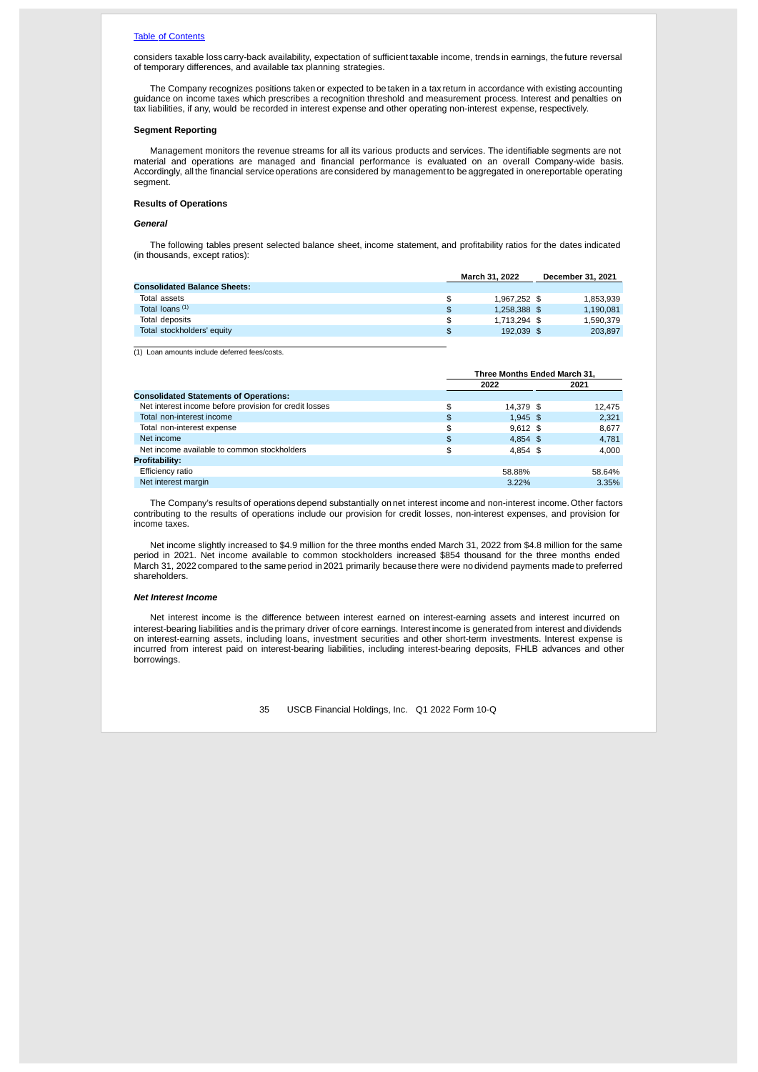considers taxable loss carry-back availability, expectation of sufficient taxable income, trends in earnings, the future reversal of temporary differences, and available tax planning strategies.

The Company recognizes positions taken or expected to be taken in a tax return in accordance with existing accounting guidance on income taxes which prescribes a recognition threshold and measurement process. Interest and penalties on tax liabilities, if any, would be recorded in interest expense and other operating non-interest expense, respectively.

**Segment Reporting**

Management monitors the revenue streams for all its various products and services. The identifiable segments are not material and operations are managed and financial performance is evaluated on an overall Company-wide basis. Accordingly, all the financial service operations are considered by management to be aggregated in one reportable operating segment.

**Results of Operations**

***General***

The following tables present selected balance sheet, income statement, and profitability ratios for the dates indicated (in thousands, except ratios):

| | March 31, 2022 | December 31, 2021 |
|---|---|---|
| **Consolidated Balance Sheets:** | | |
| Total assets | $ 1,967,252 | $ 1,853,939 |
| Total loans [(1)] | $ 1,258,388 | $ 1,190,081 |
| Total deposits | $ 1,713,294 | $ 1,590,379 |
| Total stockholders' equity | $ 192,039 | $ 203,897 |

(1) Loan amounts include deferred fees/costs.

| | Three Months Ended March 31, | |
|---|---|---|
| | 2022 | 2021 |
| **Consolidated Statements of Operations:** | | |
| Net interest income before provision for credit losses | $ 14,379 | $ 12,475 |
| Total non-interest income | $ 1,945 | $ 2,321 |
| Total non-interest expense | $ 9,612 | $ 8,677 |
| Net income | $ 4,854 | $ 4,781 |
| Net income available to common stockholders | $ 4,854 | $ 4,000 |
| **Profitability:** | | |
| Efficiency ratio | 58.88% | 58.64% |
| Net interest margin | 3.22% | 3.35% |

The Company's results of operations depend substantially on net interest income and non-interest income. Other factors contributing to the results of operations include our provision for credit losses, non-interest expenses, and provision for income taxes.

Net income slightly increased to $4.9 million for the three months ended March 31, 2022 from $4.8 million for the same period in 2021. Net income available to common stockholders increased $854 thousand for the three months ended March 31, 2022 compared to the same period in 2021 primarily because there were no dividend payments made to preferred shareholders.

***Net Interest Income***

Net interest income is the difference between interest earned on interest-earning assets and interest incurred on interest-bearing liabilities and is the primary driver of core earnings. Interest income is generated from interest and dividends on interest-earning assets, including loans, investment securities and other short-term investments. Interest expense is incurred from interest paid on interest-bearing liabilities, including interest-bearing deposits, FHLB advances and other borrowings.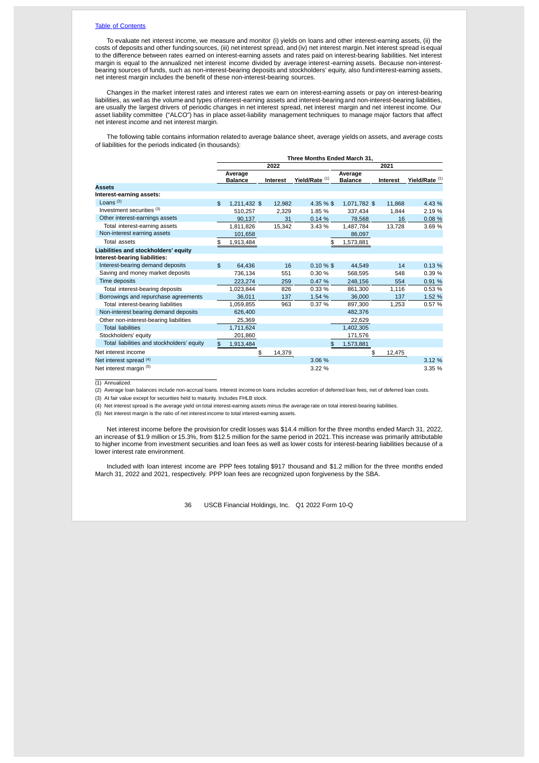[Table of Contents](#)

To evaluate net interest income, we measure and monitor (i) yields on loans and other interest-earning assets, (ii) the costs of deposits and other funding sources, (iii) net interest spread, and (iv) net interest margin. Net interest spread is equal to the difference between rates earned on interest-earning assets and rates paid on interest-bearing liabilities. Net interest margin is equal to the annualized net interest income divided by average interest-earning assets. Because non-interest-bearing sources of funds, such as non-interest-bearing deposits and stockholders' equity, also fund interest-earning assets, net interest margin includes the benefit of these non-interest-bearing sources.

Changes in the market interest rates and interest rates we earn on interest-earning assets or pay on interest-bearing liabilities, as well as the volume and types of interest-earning assets and interest-bearing and non-interest-bearing liabilities, are usually the largest drivers of periodic changes in net interest spread, net interest margin and net interest income. Our asset liability committee ("ALCO") has in place asset-liability management techniques to manage major factors that affect net interest income and net interest margin.

The following table contains information related to average balance sheet, average yields on assets, and average costs of liabilities for the periods indicated (in thousands):

| | Three Months Ended March 31, | | | | | |
|---|---|---|---|---|---|---|
| | 2022 | | | 2021 | | |
| | Average Balance | Interest | Yield/Rate [1] | Average Balance | Interest | Yield/Rate [1] |
| **Assets** | | | | | | |
| **Interest-earning assets:** | | | | | | |
| Loans [2] | $ 1,211,432 | $ 12,982 | 4.35 % | $ 1,071,782 | $ 11,868 | 4.43 % |
| Investment securities [3] | 510,257 | 2,329 | 1.85 % | 337,434 | 1,844 | 2.19 % |
| Other interest-earnings assets | 90,137 | 31 | 0.14 % | 78,568 | 16 | 0.08 % |
| Total interest-earning assets | 1,811,826 | 15,342 | 3.43 % | 1,487,784 | 13,728 | 3.69 % |
| Non-interest earning assets | 101,658 | | | 86,097 | | |
| Total assets | $ 1,913,484 | | | $ 1,573,881 | | |
| **Liabilities and stockholders' equity** | | | | | | |
| **Interest-bearing liabilities:** | | | | | | |
| Interest-bearing demand deposits | $ 64,436 | 16 | 0.10 % | $ 44,549 | 14 | 0.13 % |
| Saving and money market deposits | 736,134 | 551 | 0.30 % | 568,595 | 548 | 0.39 % |
| Time deposits | 223,274 | 259 | 0.47 % | 248,156 | 554 | 0.91 % |
| Total interest-bearing deposits | 1,023,844 | 826 | 0.33 % | 861,300 | 1,116 | 0.53 % |
| Borrowings and repurchase agreements | 36,011 | 137 | 1.54 % | 36,000 | 137 | 1.52 % |
| Total interest-bearing liabilities | 1,059,855 | 963 | 0.37 % | 897,300 | 1,253 | 0.57 % |
| Non-interest bearing demand deposits | 626,400 | | | 482,376 | | |
| Other non-interest-bearing liabilities | 25,369 | | | 22,629 | | |
| Total liabilities | 1,711,624 | | | 1,402,305 | | |
| Stockholders' equity | 201,860 | | | 171,576 | | |
| Total liabilities and stockholders' equity | $ 1,913,484 | | | $ 1,573,881 | | |
| Net interest income | | $ 14,379 | | | $ 12,475 | |
| Net interest spread [4] | | | 3.06 % | | | 3.12 % |
| Net interest margin [5] | | | 3.22 % | | | 3.35 % |

(1) Annualized.

(2) Average loan balances include non-accrual loans. Interest income on loans includes accretion of deferred loan fees, net of deferred loan costs.

(3) At fair value except for securities held to maturity. Includes FHLB stock.

(4) Net interest spread is the average yield on total interest-earning assets minus the average rate on total interest-bearing liabilities.

(5) Net interest margin is the ratio of net interest income to total interest-earning assets.

Net interest income before the provision for credit losses was $14.4 million for the three months ended March 31, 2022, an increase of $1.9 million or 15.3%, from $12.5 million for the same period in 2021. This increase was primarily attributable to higher income from investment securities and loan fees as well as lower costs for interest-bearing liabilities because of a lower interest rate environment.

Included with loan interest income are PPP fees totaling $917 thousand and $1.2 million for the three months ended March 31, 2022 and 2021, respectively. PPP loan fees are recognized upon forgiveness by the SBA.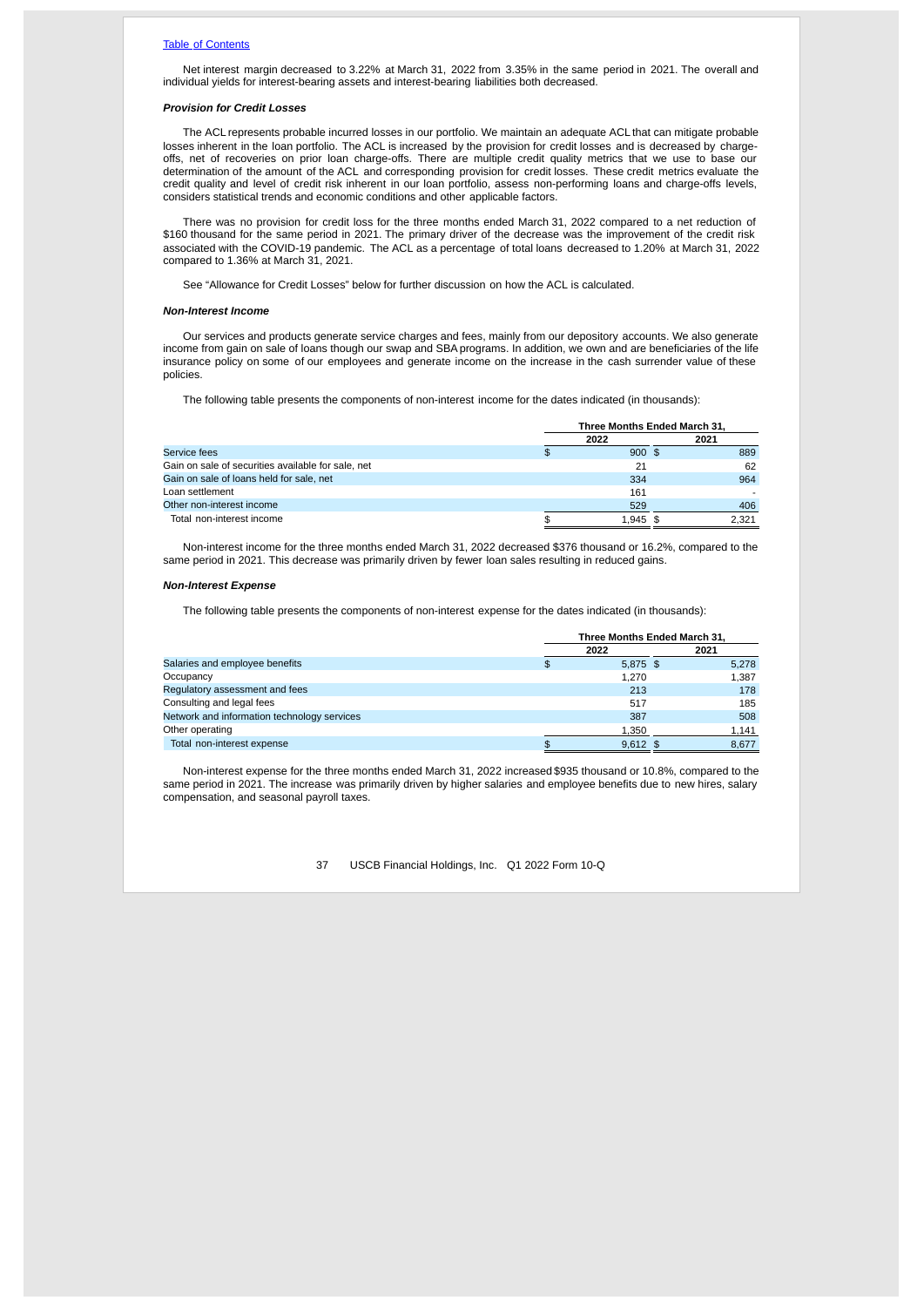[Table of Contents](#)

Net interest margin decreased to 3.22% at March 31, 2022 from 3.35% in the same period in 2021. The overall and individual yields for interest-bearing assets and interest-bearing liabilities both decreased.

***Provision for Credit Losses***

The ACL represents probable incurred losses in our portfolio. We maintain an adequate ACL that can mitigate probable losses inherent in the loan portfolio. The ACL is increased by the provision for credit losses and is decreased by charge-offs, net of recoveries on prior loan charge-offs. There are multiple credit quality metrics that we use to base our determination of the amount of the ACL and corresponding provision for credit losses. These credit metrics evaluate the credit quality and level of credit risk inherent in our loan portfolio, assess non-performing loans and charge-offs levels, considers statistical trends and economic conditions and other applicable factors.

There was no provision for credit loss for the three months ended March 31, 2022 compared to a net reduction of $160 thousand for the same period in 2021. The primary driver of the decrease was the improvement of the credit risk associated with the COVID-19 pandemic. The ACL as a percentage of total loans decreased to 1.20% at March 31, 2022 compared to 1.36% at March 31, 2021.

See "Allowance for Credit Losses" below for further discussion on how the ACL is calculated.

***Non-Interest Income***

Our services and products generate service charges and fees, mainly from our depository accounts. We also generate income from gain on sale of loans though our swap and SBA programs. In addition, we own and are beneficiaries of the life insurance policy on some of our employees and generate income on the increase in the cash surrender value of these policies.

The following table presents the components of non-interest income for the dates indicated (in thousands):

| | Three Months Ended March 31, | |
|---|---|---|
| | 2022 | 2021 |
| Service fees | $ 900 | $ 889 |
| Gain on sale of securities available for sale, net | 21 | 62 |
| Gain on sale of loans held for sale, net | 334 | 964 |
| Loan settlement | 161 | - |
| Other non-interest income | 529 | 406 |
| Total non-interest income | $ 1,945 | $ 2,321 |

Non-interest income for the three months ended March 31, 2022 decreased $376 thousand or 16.2%, compared to the same period in 2021. This decrease was primarily driven by fewer loan sales resulting in reduced gains.

***Non-Interest Expense***

The following table presents the components of non-interest expense for the dates indicated (in thousands):

| | Three Months Ended March 31, | |
|---|---|---|
| | 2022 | 2021 |
| Salaries and employee benefits | $ 5,875 | $ 5,278 |
| Occupancy | 1,270 | 1,387 |
| Regulatory assessment and fees | 213 | 178 |
| Consulting and legal fees | 517 | 185 |
| Network and information technology services | 387 | 508 |
| Other operating | 1,350 | 1,141 |
| Total non-interest expense | $ 9,612 | $ 8,677 |

Non-interest expense for the three months ended March 31, 2022 increased $935 thousand or 10.8%, compared to the same period in 2021. The increase was primarily driven by higher salaries and employee benefits due to new hires, salary compensation, and seasonal payroll taxes.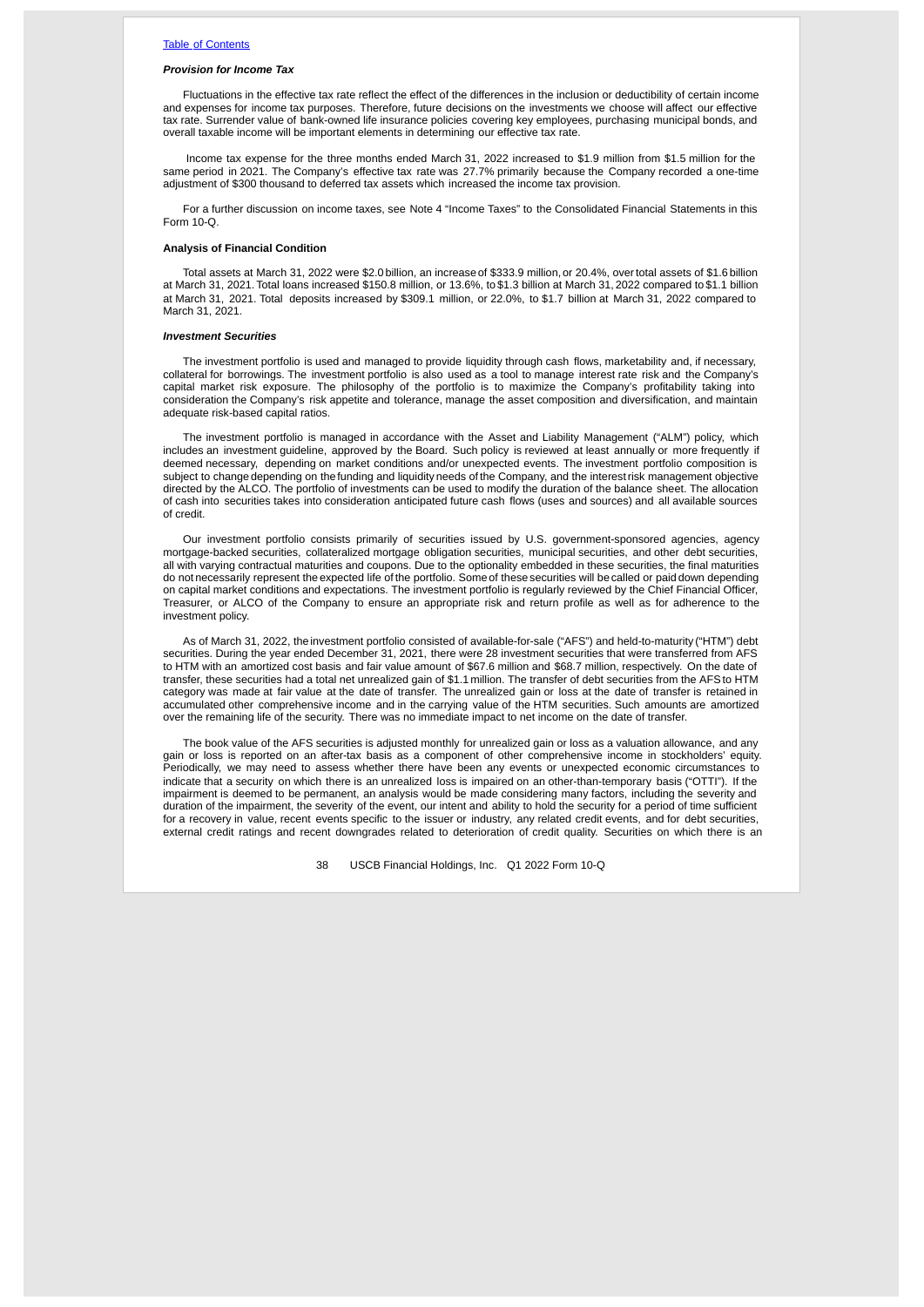[Table of Contents](#)

***Provision for Income Tax***

Fluctuations in the effective tax rate reflect the effect of the differences in the inclusion or deductibility of certain income and expenses for income tax purposes. Therefore, future decisions on the investments we choose will affect our effective tax rate. Surrender value of bank-owned life insurance policies covering key employees, purchasing municipal bonds, and overall taxable income will be important elements in determining our effective tax rate.

Income tax expense for the three months ended March 31, 2022 increased to $1.9 million from $1.5 million for the same period in 2021. The Company's effective tax rate was 27.7% primarily because the Company recorded a one-time adjustment of $300 thousand to deferred tax assets which increased the income tax provision.

For a further discussion on income taxes, see Note 4 "Income Taxes" to the Consolidated Financial Statements in this Form 10-Q.

**Analysis of Financial Condition**

Total assets at March 31, 2022 were $2.0 billion, an increase of $333.9 million, or 20.4%, over total assets of $1.6 billion at March 31, 2021. Total loans increased $150.8 million, or 13.6%, to $1.3 billion at March 31, 2022 compared to $1.1 billion at March 31, 2021. Total deposits increased by $309.1 million, or 22.0%, to $1.7 billion at March 31, 2022 compared to March 31, 2021.

***Investment Securities***

The investment portfolio is used and managed to provide liquidity through cash flows, marketability and, if necessary, collateral for borrowings. The investment portfolio is also used as a tool to manage interest rate risk and the Company's capital market risk exposure. The philosophy of the portfolio is to maximize the Company's profitability taking into consideration the Company's risk appetite and tolerance, manage the asset composition and diversification, and maintain adequate risk-based capital ratios.

The investment portfolio is managed in accordance with the Asset and Liability Management ("ALM") policy, which includes an investment guideline, approved by the Board. Such policy is reviewed at least annually or more frequently if deemed necessary, depending on market conditions and/or unexpected events. The investment portfolio composition is subject to change depending on the funding and liquidity needs of the Company, and the interest risk management objective directed by the ALCO. The portfolio of investments can be used to modify the duration of the balance sheet. The allocation of cash into securities takes into consideration anticipated future cash flows (uses and sources) and all available sources of credit.

Our investment portfolio consists primarily of securities issued by U.S. government-sponsored agencies, agency mortgage-backed securities, collateralized mortgage obligation securities, municipal securities, and other debt securities, all with varying contractual maturities and coupons. Due to the optionality embedded in these securities, the final maturities do not necessarily represent the expected life of the portfolio. Some of these securities will be called or paid down depending on capital market conditions and expectations. The investment portfolio is regularly reviewed by the Chief Financial Officer, Treasurer, or ALCO of the Company to ensure an appropriate risk and return profile as well as for adherence to the investment policy.

As of March 31, 2022, the investment portfolio consisted of available-for-sale ("AFS") and held-to-maturity ("HTM") debt securities. During the year ended December 31, 2021, there were 28 investment securities that were transferred from AFS to HTM with an amortized cost basis and fair value amount of $67.6 million and $68.7 million, respectively. On the date of transfer, these securities had a total net unrealized gain of $1.1 million. The transfer of debt securities from the AFS to HTM category was made at fair value at the date of transfer. The unrealized gain or loss at the date of transfer is retained in accumulated other comprehensive income and in the carrying value of the HTM securities. Such amounts are amortized over the remaining life of the security. There was no immediate impact to net income on the date of transfer.

The book value of the AFS securities is adjusted monthly for unrealized gain or loss as a valuation allowance, and any gain or loss is reported on an after-tax basis as a component of other comprehensive income in stockholders' equity. Periodically, we may need to assess whether there have been any events or unexpected economic circumstances to indicate that a security on which there is an unrealized loss is impaired on an other-than-temporary basis ("OTTI"). If the impairment is deemed to be permanent, an analysis would be made considering many factors, including the severity and duration of the impairment, the severity of the event, our intent and ability to hold the security for a period of time sufficient for a recovery in value, recent events specific to the issuer or industry, any related credit events, and for debt securities, external credit ratings and recent downgrades related to deterioration of credit quality. Securities on which there is an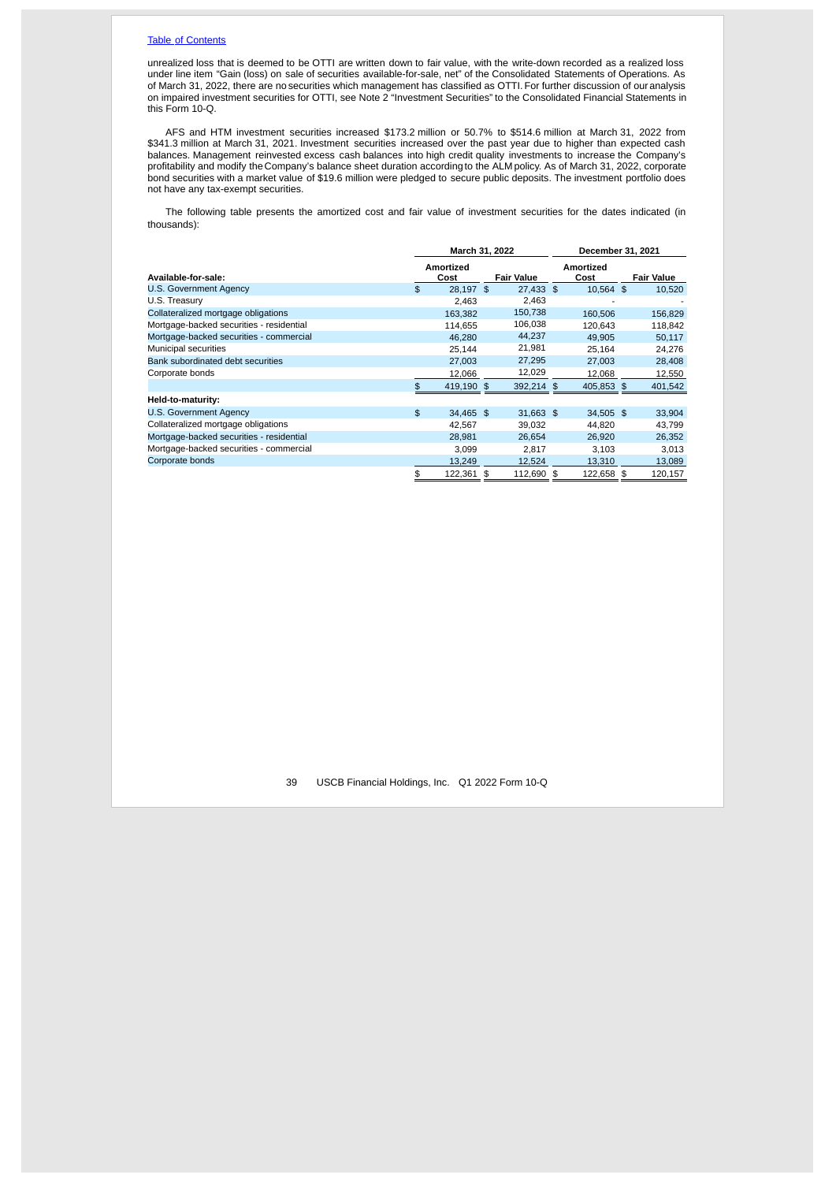[Table of Contents](#)

unrealized loss that is deemed to be OTTI are written down to fair value, with the write-down recorded as a realized loss under line item "Gain (loss) on sale of securities available-for-sale, net" of the Consolidated Statements of Operations. As of March 31, 2022, there are no securities which management has classified as OTTI. For further discussion of our analysis on impaired investment securities for OTTI, see Note 2 "Investment Securities" to the Consolidated Financial Statements in this Form 10-Q.

AFS and HTM investment securities increased $173.2 million or 50.7% to $514.6 million at March 31, 2022 from $341.3 million at March 31, 2021. Investment securities increased over the past year due to higher than expected cash balances. Management reinvested excess cash balances into high credit quality investments to increase the Company's profitability and modify the Company's balance sheet duration according to the ALM policy. As of March 31, 2022, corporate bond securities with a market value of $19.6 million were pledged to secure public deposits. The investment portfolio does not have any tax-exempt securities.

The following table presents the amortized cost and fair value of investment securities for the dates indicated (in thousands):

| | March 31, 2022 | | December 31, 2021 | |
|---|---|---|---|---|
| **Available-for-sale:** | **Amortized Cost** | **Fair Value** | **Amortized Cost** | **Fair Value** |
| U.S. Government Agency | $ 28,197 | $ 27,433 | $ 10,564 | $ 10,520 |
| U.S. Treasury | 2,463 | 2,463 | - | - |
| Collateralized mortgage obligations | 163,382 | 150,738 | 160,506 | 156,829 |
| Mortgage-backed securities - residential | 114,655 | 106,038 | 120,643 | 118,842 |
| Mortgage-backed securities - commercial | 46,280 | 44,237 | 49,905 | 50,117 |
| Municipal securities | 25,144 | 21,981 | 25,164 | 24,276 |
| Bank subordinated debt securities | 27,003 | 27,295 | 27,003 | 28,408 |
| Corporate bonds | 12,066 | 12,029 | 12,068 | 12,550 |
| | $ 419,190 | $ 392,214 | $ 405,853 | $ 401,542 |
| **Held-to-maturity:** | | | | |
| U.S. Government Agency | $ 34,465 | $ 31,663 | $ 34,505 | $ 33,904 |
| Collateralized mortgage obligations | 42,567 | 39,032 | 44,820 | 43,799 |
| Mortgage-backed securities - residential | 28,981 | 26,654 | 26,920 | 26,352 |
| Mortgage-backed securities - commercial | 3,099 | 2,817 | 3,103 | 3,013 |
| Corporate bonds | 13,249 | 12,524 | 13,310 | 13,089 |
| | $ 122,361 | $ 112,690 | $ 122,658 | $ 120,157 |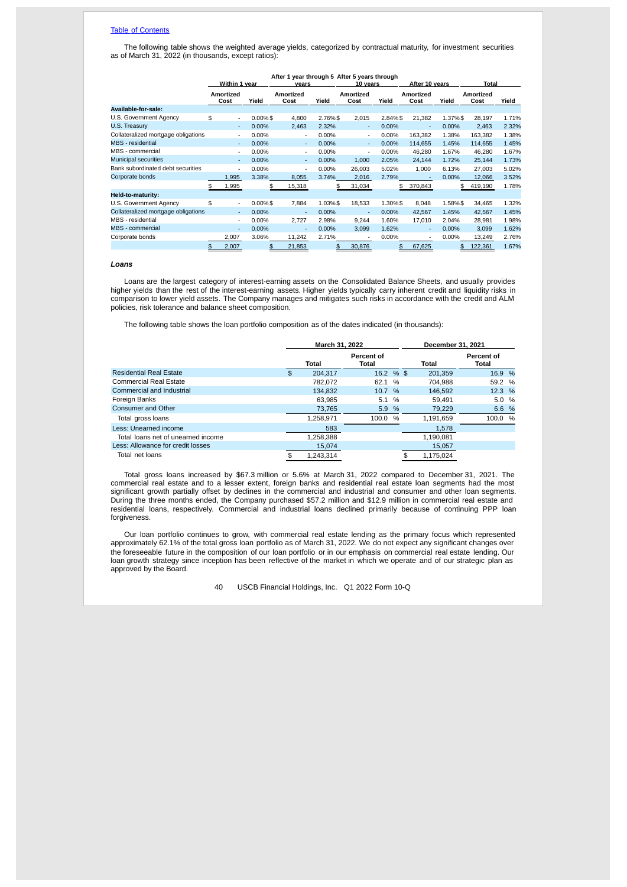[Table of Contents](#)

The following table shows the weighted average yields, categorized by contractual maturity, for investment securities as of March 31, 2022 (in thousands, except ratios):

| | Within 1 year | | After 1 year through 5 years | | After 5 years through 10 years | | After 10 years | | Total | |
|---|---|---|---|---|---|---|---|---|---|---|
| | Amortized Cost | Yield | Amortized Cost | Yield | Amortized Cost | Yield | Amortized Cost | Yield | Amortized Cost | Yield |
| **Available-for-sale:** | | | | | | | | | | |
| U.S. Government Agency | $ - | 0.00% | $ 4,800 | 2.76% | $ 2,015 | 2.84% | $ 21,382 | 1.37% | $ 28,197 | 1.71% |
| U.S. Treasury | - | 0.00% | 2,463 | 2.32% | - | 0.00% | - | 0.00% | 2,463 | 2.32% |
| Collateralized mortgage obligations | - | 0.00% | - | 0.00% | - | 0.00% | 163,382 | 1.38% | 163,382 | 1.38% |
| MBS - residential | - | 0.00% | - | 0.00% | - | 0.00% | 114,655 | 1.45% | 114,655 | 1.45% |
| MBS - commercial | - | 0.00% | - | 0.00% | - | 0.00% | 46,280 | 1.67% | 46,280 | 1.67% |
| Municipal securities | - | 0.00% | - | 0.00% | 1,000 | 2.05% | 24,144 | 1.72% | 25,144 | 1.73% |
| Bank subordinated debt securities | - | 0.00% | - | 0.00% | 26,003 | 5.02% | 1,000 | 6.13% | 27,003 | 5.02% |
| Corporate bonds | 1,995 | 3.38% | 8,055 | 3.74% | 2,016 | 2.79% | - | 0.00% | 12,066 | 3.52% |
| | $ 1,995 | | $ 15,318 | | $ 31,034 | | $ 370,843 | | $ 419,190 | 1.78% |
| **Held-to-maturity:** | | | | | | | | | | |
| U.S. Government Agency | $ - | 0.00% | $ 7,884 | 1.03% | $ 18,533 | 1.30% | $ 8,048 | 1.58% | $ 34,465 | 1.32% |
| Collateralized mortgage obligations | - | 0.00% | - | 0.00% | - | 0.00% | 42,567 | 1.45% | 42,567 | 1.45% |
| MBS - residential | - | 0.00% | 2,727 | 2.98% | 9,244 | 1.60% | 17,010 | 2.04% | 28,981 | 1.98% |
| MBS - commercial | - | 0.00% | - | 0.00% | 3,099 | 1.62% | - | 0.00% | 3,099 | 1.62% |
| Corporate bonds | 2,007 | 3.06% | 11,242 | 2.71% | - | 0.00% | - | 0.00% | 13,249 | 2.76% |
| | $ 2,007 | | $ 21,853 | | $ 30,876 | | $ 67,625 | | $ 122,361 | 1.67% |

***Loans***

Loans are the largest category of interest-earning assets on the Consolidated Balance Sheets, and usually provides higher yields than the rest of the interest-earning assets. Higher yields typically carry inherent credit and liquidity risks in comparison to lower yield assets. The Company manages and mitigates such risks in accordance with the credit and ALM policies, risk tolerance and balance sheet composition.

The following table shows the loan portfolio composition as of the dates indicated (in thousands):

| | March 31, 2022 | | December 31, 2021 | |
|---|---|---|---|---|
| | Total | Percent of Total | Total | Percent of Total |
| Residential Real Estate | $ 204,317 | 16.2 % | $ 201,359 | 16.9 % |
| Commercial Real Estate | 782,072 | 62.1 % | 704,988 | 59.2 % |
| Commercial and Industrial | 134,832 | 10.7 % | 146,592 | 12.3 % |
| Foreign Banks | 63,985 | 5.1 % | 59,491 | 5.0 % |
| Consumer and Other | 73,765 | 5.9 % | 79,229 | 6.6 % |
| Total gross loans | 1,258,971 | 100.0 % | 1,191,659 | 100.0 % |
| Less: Unearned income | 583 | | 1,578 | |
| Total loans net of unearned income | 1,258,388 | | 1,190,081 | |
| Less: Allowance for credit losses | 15,074 | | 15,057 | |
| Total net loans | $ 1,243,314 | | $ 1,175,024 | |

Total gross loans increased by $67.3 million or 5.6% at March 31, 2022 compared to December 31, 2021. The commercial real estate and to a lesser extent, foreign banks and residential real estate loan segments had the most significant growth partially offset by declines in the commercial and industrial and consumer and other loan segments. During the three months ended, the Company purchased $57.2 million and $12.9 million in commercial real estate and residential loans, respectively. Commercial and industrial loans declined primarily because of continuing PPP loan forgiveness.

Our loan portfolio continues to grow, with commercial real estate lending as the primary focus which represented approximately 62.1% of the total gross loan portfolio as of March 31, 2022. We do not expect any significant changes over the foreseeable future in the composition of our loan portfolio or in our emphasis on commercial real estate lending. Our loan growth strategy since inception has been reflective of the market in which we operate and of our strategic plan as approved by the Board.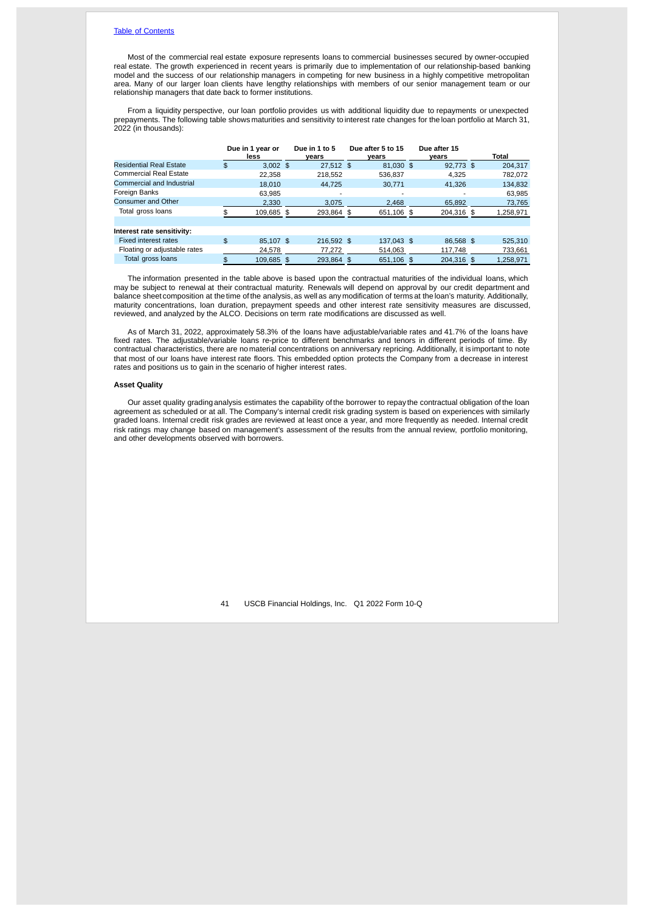Most of the commercial real estate exposure represents loans to commercial businesses secured by owner-occupied real estate. The growth experienced in recent years is primarily due to implementation of our relationship-based banking model and the success of our relationship managers in competing for new business in a highly competitive metropolitan area. Many of our larger loan clients have lengthy relationships with members of our senior management team or our relationship managers that date back to former institutions.

From a liquidity perspective, our loan portfolio provides us with additional liquidity due to repayments or unexpected prepayments. The following table shows maturities and sensitivity to interest rate changes for the loan portfolio at March 31, 2022 (in thousands):

| | Due in 1 year or less | Due in 1 to 5 years | Due after 5 to 15 years | Due after 15 years | Total |
|---|---|---|---|---|---|
| Residential Real Estate | $ 3,002 | $ 27,512 | $ 81,030 | $ 92,773 | $ 204,317 |
| Commercial Real Estate | 22,358 | 218,552 | 536,837 | 4,325 | 782,072 |
| Commercial and Industrial | 18,010 | 44,725 | 30,771 | 41,326 | 134,832 |
| Foreign Banks | 63,985 | - | - | - | 63,985 |
| Consumer and Other | 2,330 | 3,075 | 2,468 | 65,892 | 73,765 |
| Total gross loans | $ 109,685 | $ 293,864 | $ 651,106 | $ 204,316 | $ 1,258,971 |
| | | | | | |
| **Interest rate sensitivity:** | | | | | |
| Fixed interest rates | $ 85,107 | $ 216,592 | $ 137,043 | $ 86,568 | $ 525,310 |
| Floating or adjustable rates | 24,578 | 77,272 | 514,063 | 117,748 | 733,661 |
| Total gross loans | $ 109,685 | $ 293,864 | $ 651,106 | $ 204,316 | $ 1,258,971 |

The information presented in the table above is based upon the contractual maturities of the individual loans, which may be subject to renewal at their contractual maturity. Renewals will depend on approval by our credit department and balance sheet composition at the time of the analysis, as well as any modification of terms at the loan's maturity. Additionally, maturity concentrations, loan duration, prepayment speeds and other interest rate sensitivity measures are discussed, reviewed, and analyzed by the ALCO. Decisions on term rate modifications are discussed as well.

As of March 31, 2022, approximately 58.3% of the loans have adjustable/variable rates and 41.7% of the loans have fixed rates. The adjustable/variable loans re-price to different benchmarks and tenors in different periods of time. By contractual characteristics, there are no material concentrations on anniversary repricing. Additionally, it is important to note that most of our loans have interest rate floors. This embedded option protects the Company from a decrease in interest rates and positions us to gain in the scenario of higher interest rates.

**Asset Quality**

Our asset quality grading analysis estimates the capability of the borrower to repay the contractual obligation of the loan agreement as scheduled or at all. The Company's internal credit risk grading system is based on experiences with similarly graded loans. Internal credit risk grades are reviewed at least once a year, and more frequently as needed. Internal credit risk ratings may change based on management's assessment of the results from the annual review, portfolio monitoring, and other developments observed with borrowers.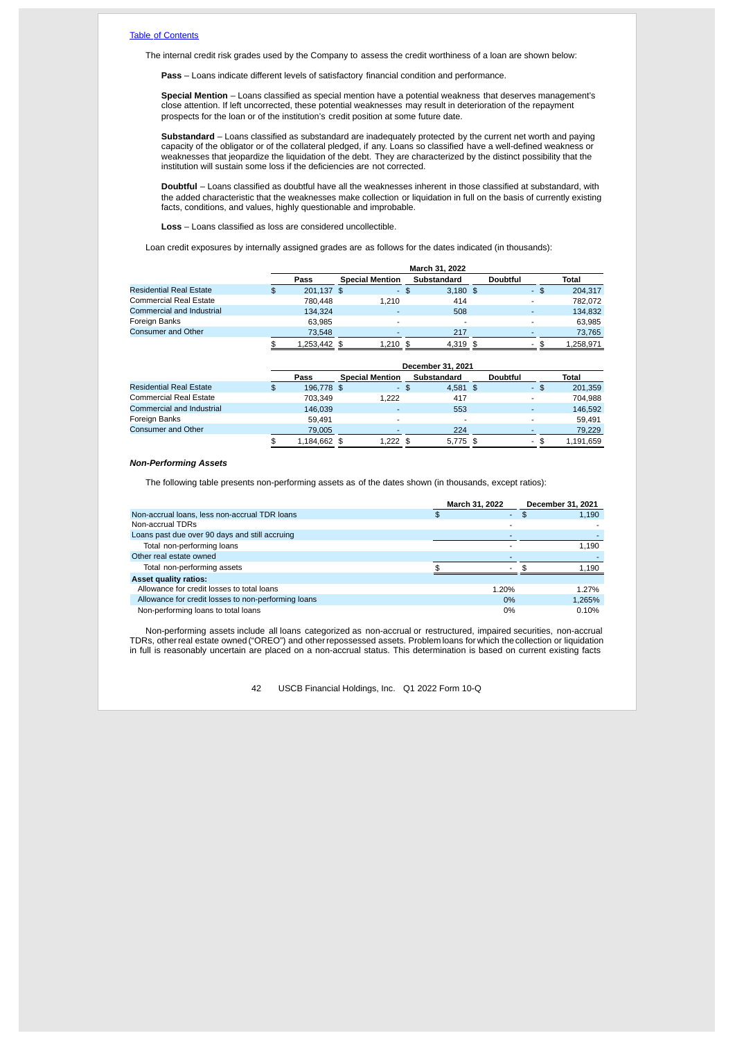[Table of Contents](#)

The internal credit risk grades used by the Company to assess the credit worthiness of a loan are shown below:

**Pass** – Loans indicate different levels of satisfactory financial condition and performance.

**Special Mention** – Loans classified as special mention have a potential weakness that deserves management's close attention. If left uncorrected, these potential weaknesses may result in deterioration of the repayment prospects for the loan or of the institution's credit position at some future date.

**Substandard** – Loans classified as substandard are inadequately protected by the current net worth and paying capacity of the obligator or of the collateral pledged, if any. Loans so classified have a well-defined weakness or weaknesses that jeopardize the liquidation of the debt. They are characterized by the distinct possibility that the institution will sustain some loss if the deficiencies are not corrected.

**Doubtful** – Loans classified as doubtful have all the weaknesses inherent in those classified at substandard, with the added characteristic that the weaknesses make collection or liquidation in full on the basis of currently existing facts, conditions, and values, highly questionable and improbable.

**Loss** – Loans classified as loss are considered uncollectible.

Loan credit exposures by internally assigned grades are as follows for the dates indicated (in thousands):

| | March 31, 2022 | | | | |
|---|---|---|---|---|---|
| | Pass | Special Mention | Substandard | Doubtful | Total |
| Residential Real Estate | $ 201,137 | $ - | $ 3,180 | $ - | $ 204,317 |
| Commercial Real Estate | 780,448 | 1,210 | 414 | - | 782,072 |
| Commercial and Industrial | 134,324 | - | 508 | - | 134,832 |
| Foreign Banks | 63,985 | - | - | - | 63,985 |
| Consumer and Other | 73,548 | - | 217 | - | 73,765 |
| | $ 1,253,442 | $ 1,210 | $ 4,319 | $ - | $ 1,258,971 |

| | December 31, 2021 | | | | |
|---|---|---|---|---|---|
| | Pass | Special Mention | Substandard | Doubtful | Total |
| Residential Real Estate | $ 196,778 | $ - | $ 4,581 | $ - | $ 201,359 |
| Commercial Real Estate | 703,349 | 1,222 | 417 | - | 704,988 |
| Commercial and Industrial | 146,039 | - | 553 | - | 146,592 |
| Foreign Banks | 59,491 | - | - | - | 59,491 |
| Consumer and Other | 79,005 | - | 224 | - | 79,229 |
| | $ 1,184,662 | $ 1,222 | $ 5,775 | $ - | $ 1,191,659 |

### *Non-Performing Assets*

The following table presents non-performing assets as of the dates shown (in thousands, except ratios):

| | March 31, 2022 | December 31, 2021 |
|---|---|---|
| Non-accrual loans, less non-accrual TDR loans | $ - | $ 1,190 |
| Non-accrual TDRs | - | - |
| Loans past due over 90 days and still accruing | - | - |
| Total non-performing loans | - | 1,190 |
| Other real estate owned | - | - |
| Total non-performing assets | $ - | $ 1,190 |
| **Asset quality ratios:** | | |
| Allowance for credit losses to total loans | 1.20% | 1.27% |
| Allowance for credit losses to non-performing loans | 0% | 1,265% |
| Non-performing loans to total loans | 0% | 0.10% |

Non-performing assets include all loans categorized as non-accrual or restructured, impaired securities, non-accrual TDRs, other real estate owned ("OREO") and other repossessed assets. Problem loans for which the collection or liquidation in full is reasonably uncertain are placed on a non-accrual status. This determination is based on current existing facts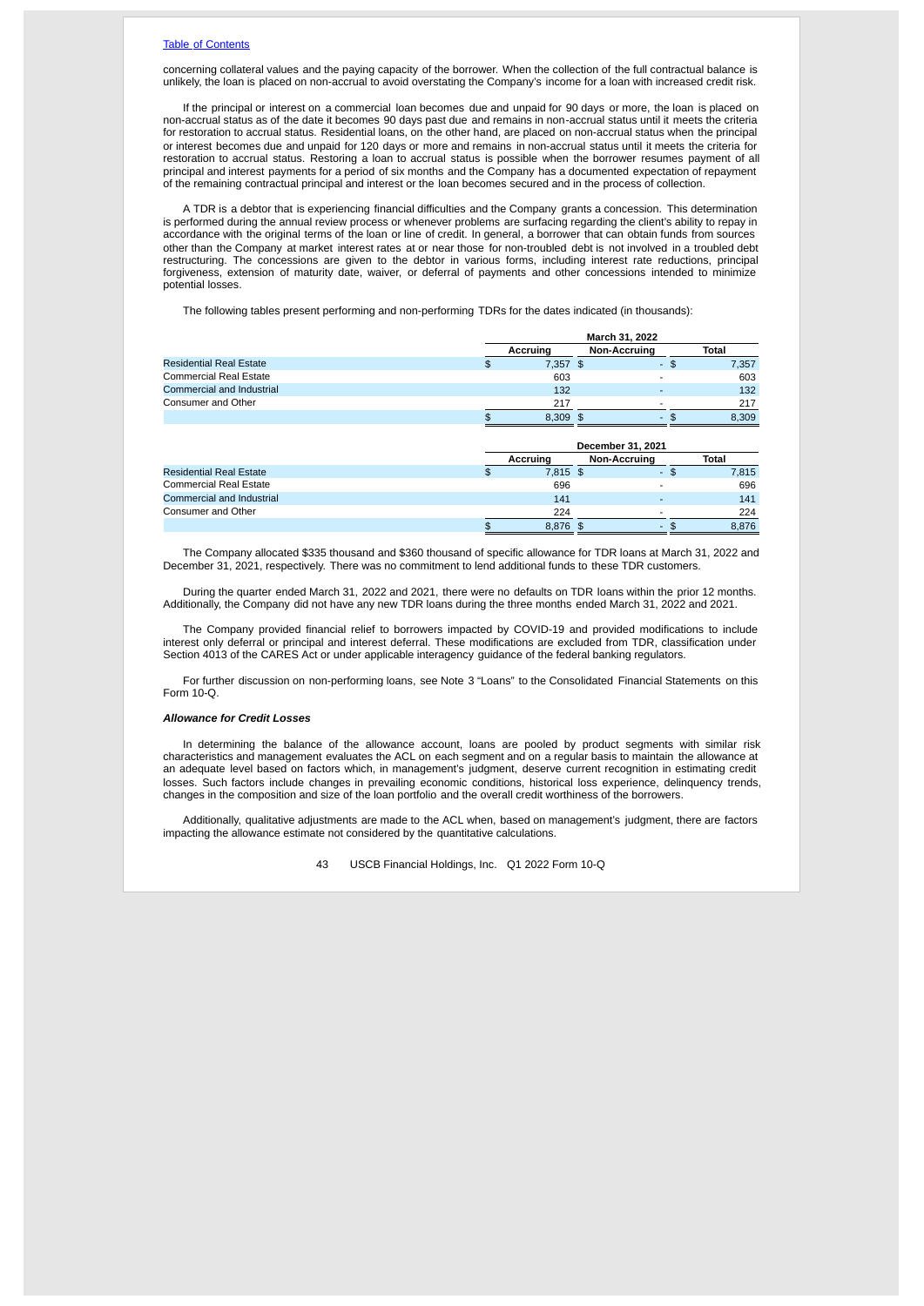concerning collateral values and the paying capacity of the borrower. When the collection of the full contractual balance is unlikely, the loan is placed on non-accrual to avoid overstating the Company's income for a loan with increased credit risk.

If the principal or interest on a commercial loan becomes due and unpaid for 90 days or more, the loan is placed on non-accrual status as of the date it becomes 90 days past due and remains in non-accrual status until it meets the criteria for restoration to accrual status. Residential loans, on the other hand, are placed on non-accrual status when the principal or interest becomes due and unpaid for 120 days or more and remains in non-accrual status until it meets the criteria for restoration to accrual status. Restoring a loan to accrual status is possible when the borrower resumes payment of all principal and interest payments for a period of six months and the Company has a documented expectation of repayment of the remaining contractual principal and interest or the loan becomes secured and in the process of collection.

A TDR is a debtor that is experiencing financial difficulties and the Company grants a concession. This determination is performed during the annual review process or whenever problems are surfacing regarding the client's ability to repay in accordance with the original terms of the loan or line of credit. In general, a borrower that can obtain funds from sources other than the Company at market interest rates at or near those for non-troubled debt is not involved in a troubled debt restructuring. The concessions are given to the debtor in various forms, including interest rate reductions, principal forgiveness, extension of maturity date, waiver, or deferral of payments and other concessions intended to minimize potential losses.

The following tables present performing and non-performing TDRs for the dates indicated (in thousands):

| | March 31, 2022 | | |
|---|---|---|---|
| | Accruing | Non-Accruing | Total |
| Residential Real Estate | $ 7,357 | $ - | $ 7,357 |
| Commercial Real Estate | 603 | - | 603 |
| Commercial and Industrial | 132 | - | 132 |
| Consumer and Other | 217 | - | 217 |
| | $ 8,309 | $ - | $ 8,309 |

| | December 31, 2021 | | |
|---|---|---|---|
| | Accruing | Non-Accruing | Total |
| Residential Real Estate | $ 7,815 | $ - | $ 7,815 |
| Commercial Real Estate | 696 | - | 696 |
| Commercial and Industrial | 141 | - | 141 |
| Consumer and Other | 224 | - | 224 |
| | $ 8,876 | $ - | $ 8,876 |

The Company allocated $335 thousand and $360 thousand of specific allowance for TDR loans at March 31, 2022 and December 31, 2021, respectively. There was no commitment to lend additional funds to these TDR customers.

During the quarter ended March 31, 2022 and 2021, there were no defaults on TDR loans within the prior 12 months. Additionally, the Company did not have any new TDR loans during the three months ended March 31, 2022 and 2021.

The Company provided financial relief to borrowers impacted by COVID-19 and provided modifications to include interest only deferral or principal and interest deferral. These modifications are excluded from TDR, classification under Section 4013 of the CARES Act or under applicable interagency guidance of the federal banking regulators.

For further discussion on non-performing loans, see Note 3 "Loans" to the Consolidated Financial Statements on this Form 10-Q.

***Allowance for Credit Losses***

In determining the balance of the allowance account, loans are pooled by product segments with similar risk characteristics and management evaluates the ACL on each segment and on a regular basis to maintain the allowance at an adequate level based on factors which, in management's judgment, deserve current recognition in estimating credit losses. Such factors include changes in prevailing economic conditions, historical loss experience, delinquency trends, changes in the composition and size of the loan portfolio and the overall credit worthiness of the borrowers.

Additionally, qualitative adjustments are made to the ACL when, based on management's judgment, there are factors impacting the allowance estimate not considered by the quantitative calculations.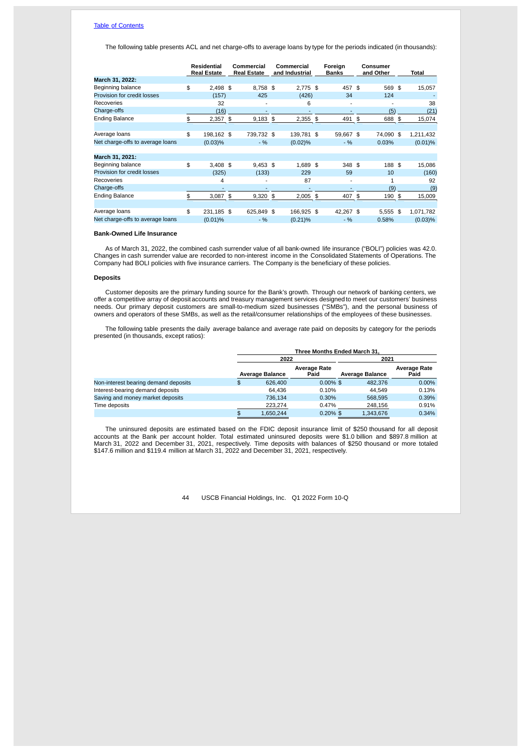The following table presents ACL and net charge-offs to average loans by type for the periods indicated (in thousands):

| | Residential Real Estate | Commercial Real Estate | Commercial and Industrial | Foreign Banks | Consumer and Other | Total |
|---|---|---|---|---|---|---|
| **March 31, 2022:** | | | | | | |
| Beginning balance | $ 2,498 | $ 8,758 | $ 2,775 | $ 457 | $ 569 | $ 15,057 |
| Provision for credit losses | (157) | 425 | (426) | 34 | 124 | - |
| Recoveries | 32 | - | 6 | - | - | 38 |
| Charge-offs | (16) | - | - | - | (5) | (21) |
| Ending Balance | $ 2,357 | $ 9,183 | $ 2,355 | $ 491 | $ 688 | $ 15,074 |
| | | | | | | |
| Average loans | $ 198,162 | $ 739,732 | $ 139,781 | $ 59,667 | $ 74,090 | $ 1,211,432 |
| Net charge-offs to average loans | (0.03)% | - % | (0.02)% | - % | 0.03% | (0.01)% |
| | | | | | | |
| **March 31, 2021:** | | | | | | |
| Beginning balance | $ 3,408 | $ 9,453 | $ 1,689 | $ 348 | $ 188 | $ 15,086 |
| Provision for credit losses | (325) | (133) | 229 | 59 | 10 | (160) |
| Recoveries | 4 | - | 87 | - | 1 | 92 |
| Charge-offs | - | - | - | - | (9) | (9) |
| Ending Balance | $ 3,087 | $ 9,320 | $ 2,005 | $ 407 | $ 190 | $ 15,009 |
| | | | | | | |
| Average loans | $ 231,185 | $ 625,849 | $ 166,925 | $ 42,267 | $ 5,555 | $ 1,071,782 |
| Net charge-offs to average loans | (0.01)% | - % | (0.21)% | - % | 0.58% | (0.03)% |

**Bank-Owned Life Insurance**

As of March 31, 2022, the combined cash surrender value of all bank-owned life insurance ("BOLI") policies was 42.0. Changes in cash surrender value are recorded to non-interest income in the Consolidated Statements of Operations. The Company had BOLI policies with five insurance carriers. The Company is the beneficiary of these policies.

**Deposits**

Customer deposits are the primary funding source for the Bank's growth. Through our network of banking centers, we offer a competitive array of deposit accounts and treasury management services designed to meet our customers' business needs. Our primary deposit customers are small-to-medium sized businesses ("SMBs"), and the personal business of owners and operators of these SMBs, as well as the retail/consumer relationships of the employees of these businesses.

The following table presents the daily average balance and average rate paid on deposits by category for the periods presented (in thousands, except ratios):

| | Three Months Ended March 31, | | | |
|---|---|---|---|---|
| | 2022 | | 2021 | |
| | Average Balance | Average Rate Paid | Average Balance | Average Rate Paid |
| Non-interest bearing demand deposits | $ 626,400 | 0.00% | $ 482,376 | 0.00% |
| Interest-bearing demand deposits | 64,436 | 0.10% | 44,549 | 0.13% |
| Saving and money market deposits | 736,134 | 0.30% | 568,595 | 0.39% |
| Time deposits | 223,274 | 0.47% | 248,156 | 0.91% |
| | $ 1,650,244 | 0.20% | $ 1,343,676 | 0.34% |

The uninsured deposits are estimated based on the FDIC deposit insurance limit of $250 thousand for all deposit accounts at the Bank per account holder. Total estimated uninsured deposits were $1.0 billion and $897.8 million at March 31, 2022 and December 31, 2021, respectively. Time deposits with balances of $250 thousand or more totaled $147.6 million and $119.4 million at March 31, 2022 and December 31, 2021, respectively.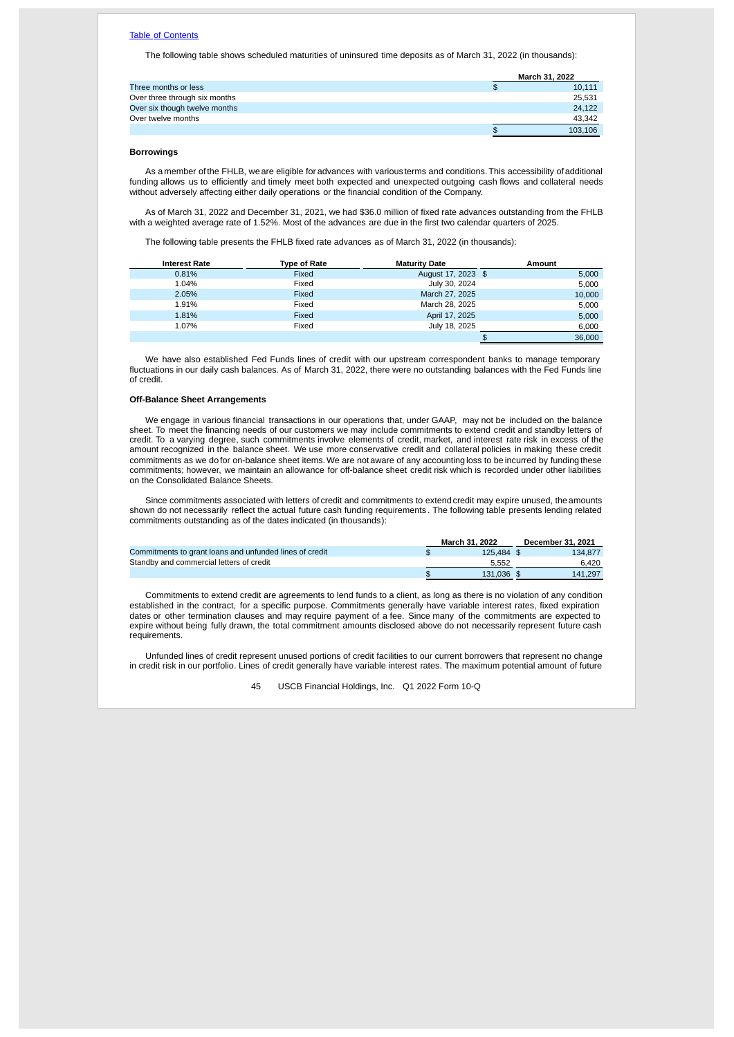[Table of Contents](#)

The following table shows scheduled maturities of uninsured time deposits as of March 31, 2022 (in thousands):

| | March 31, 2022 |
|---|---|
| Three months or less | $ 10,111 |
| Over three through six months | 25,531 |
| Over six though twelve months | 24,122 |
| Over twelve months | 43,342 |
| | $ 103,106 |

**Borrowings**

As a member of the FHLB, we are eligible for advances with various terms and conditions. This accessibility of additional funding allows us to efficiently and timely meet both expected and unexpected outgoing cash flows and collateral needs without adversely affecting either daily operations or the financial condition of the Company.

As of March 31, 2022 and December 31, 2021, we had $36.0 million of fixed rate advances outstanding from the FHLB with a weighted average rate of 1.52%. Most of the advances are due in the first two calendar quarters of 2025.

The following table presents the FHLB fixed rate advances as of March 31, 2022 (in thousands):

| Interest Rate | Type of Rate | Maturity Date | Amount |
|---|---|---|---|
| 0.81% | Fixed | August 17, 2023 | $ 5,000 |
| 1.04% | Fixed | July 30, 2024 | 5,000 |
| 2.05% | Fixed | March 27, 2025 | 10,000 |
| 1.91% | Fixed | March 28, 2025 | 5,000 |
| 1.81% | Fixed | April 17, 2025 | 5,000 |
| 1.07% | Fixed | July 18, 2025 | 6,000 |
| | | | $ 36,000 |

We have also established Fed Funds lines of credit with our upstream correspondent banks to manage temporary fluctuations in our daily cash balances. As of March 31, 2022, there were no outstanding balances with the Fed Funds line of credit.

**Off-Balance Sheet Arrangements**

We engage in various financial transactions in our operations that, under GAAP, may not be included on the balance sheet. To meet the financing needs of our customers we may include commitments to extend credit and standby letters of credit. To a varying degree, such commitments involve elements of credit, market, and interest rate risk in excess of the amount recognized in the balance sheet. We use more conservative credit and collateral policies in making these credit commitments as we do for on-balance sheet items. We are not aware of any accounting loss to be incurred by funding these commitments; however, we maintain an allowance for off-balance sheet credit risk which is recorded under other liabilities on the Consolidated Balance Sheets.

Since commitments associated with letters of credit and commitments to extend credit may expire unused, the amounts shown do not necessarily reflect the actual future cash funding requirements. The following table presents lending related commitments outstanding as of the dates indicated (in thousands):

| | March 31, 2022 | December 31, 2021 |
|---|---|---|
| Commitments to grant loans and unfunded lines of credit | $ 125,484 | $ 134,877 |
| Standby and commercial letters of credit | 5,552 | 6,420 |
| | $ 131,036 | $ 141,297 |

Commitments to extend credit are agreements to lend funds to a client, as long as there is no violation of any condition established in the contract, for a specific purpose. Commitments generally have variable interest rates, fixed expiration dates or other termination clauses and may require payment of a fee. Since many of the commitments are expected to expire without being fully drawn, the total commitment amounts disclosed above do not necessarily represent future cash requirements.

Unfunded lines of credit represent unused portions of credit facilities to our current borrowers that represent no change in credit risk in our portfolio. Lines of credit generally have variable interest rates. The maximum potential amount of future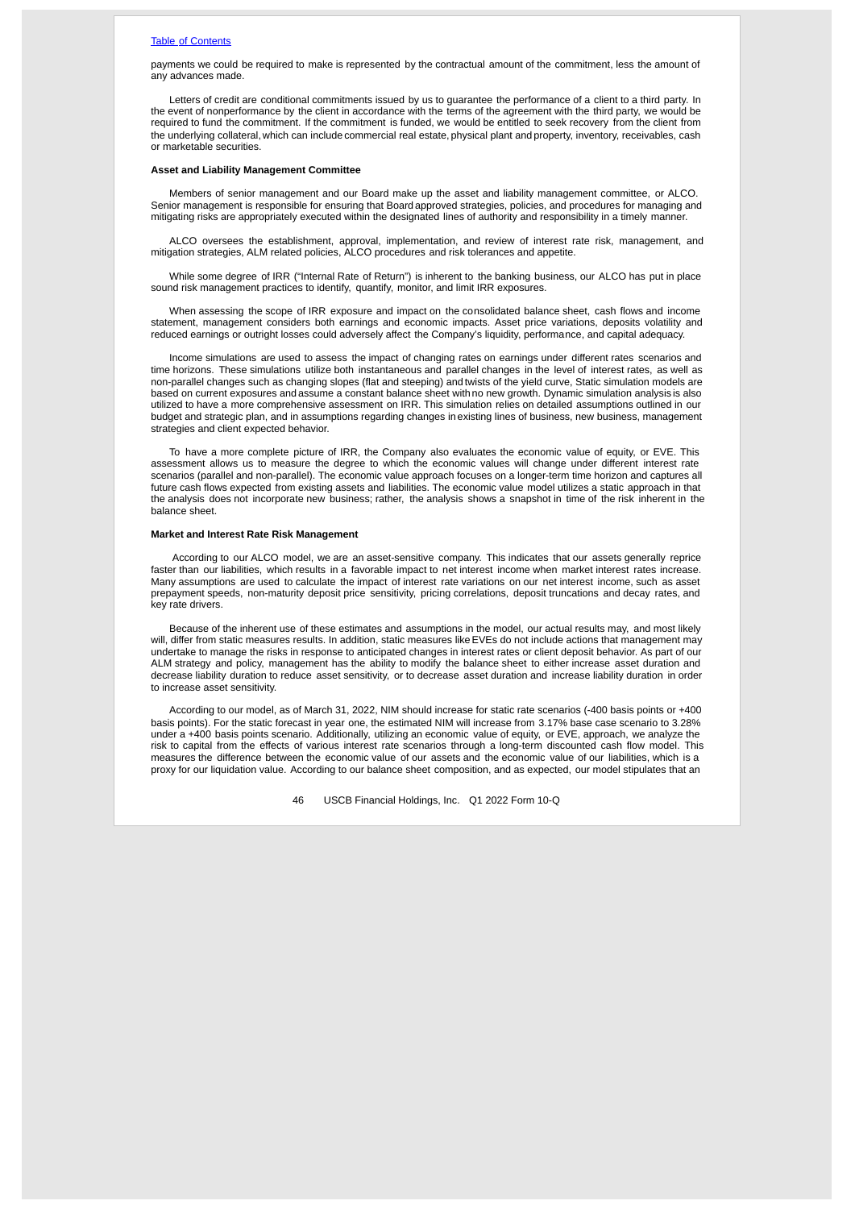payments we could be required to make is represented by the contractual amount of the commitment, less the amount of any advances made.

Letters of credit are conditional commitments issued by us to guarantee the performance of a client to a third party. In the event of nonperformance by the client in accordance with the terms of the agreement with the third party, we would be required to fund the commitment. If the commitment is funded, we would be entitled to seek recovery from the client from the underlying collateral, which can include commercial real estate, physical plant and property, inventory, receivables, cash or marketable securities.

**Asset and Liability Management Committee**

Members of senior management and our Board make up the asset and liability management committee, or ALCO. Senior management is responsible for ensuring that Board approved strategies, policies, and procedures for managing and mitigating risks are appropriately executed within the designated lines of authority and responsibility in a timely manner.

ALCO oversees the establishment, approval, implementation, and review of interest rate risk, management, and mitigation strategies, ALM related policies, ALCO procedures and risk tolerances and appetite.

While some degree of IRR ("Internal Rate of Return") is inherent to the banking business, our ALCO has put in place sound risk management practices to identify, quantify, monitor, and limit IRR exposures.

When assessing the scope of IRR exposure and impact on the consolidated balance sheet, cash flows and income statement, management considers both earnings and economic impacts. Asset price variations, deposits volatility and reduced earnings or outright losses could adversely affect the Company's liquidity, performance, and capital adequacy.

Income simulations are used to assess the impact of changing rates on earnings under different rates scenarios and time horizons. These simulations utilize both instantaneous and parallel changes in the level of interest rates, as well as non-parallel changes such as changing slopes (flat and steeping) and twists of the yield curve, Static simulation models are based on current exposures and assume a constant balance sheet with no new growth. Dynamic simulation analysis is also utilized to have a more comprehensive assessment on IRR. This simulation relies on detailed assumptions outlined in our budget and strategic plan, and in assumptions regarding changes in existing lines of business, new business, management strategies and client expected behavior.

To have a more complete picture of IRR, the Company also evaluates the economic value of equity, or EVE. This assessment allows us to measure the degree to which the economic values will change under different interest rate scenarios (parallel and non-parallel). The economic value approach focuses on a longer-term time horizon and captures all future cash flows expected from existing assets and liabilities. The economic value model utilizes a static approach in that the analysis does not incorporate new business; rather, the analysis shows a snapshot in time of the risk inherent in the balance sheet.

**Market and Interest Rate Risk Management**

According to our ALCO model, we are an asset-sensitive company. This indicates that our assets generally reprice faster than our liabilities, which results in a favorable impact to net interest income when market interest rates increase. Many assumptions are used to calculate the impact of interest rate variations on our net interest income, such as asset prepayment speeds, non-maturity deposit price sensitivity, pricing correlations, deposit truncations and decay rates, and key rate drivers.

Because of the inherent use of these estimates and assumptions in the model, our actual results may, and most likely will, differ from static measures results. In addition, static measures like EVEs do not include actions that management may undertake to manage the risks in response to anticipated changes in interest rates or client deposit behavior. As part of our ALM strategy and policy, management has the ability to modify the balance sheet to either increase asset duration and decrease liability duration to reduce asset sensitivity, or to decrease asset duration and increase liability duration in order to increase asset sensitivity.

According to our model, as of March 31, 2022, NIM should increase for static rate scenarios (-400 basis points or +400 basis points). For the static forecast in year one, the estimated NIM will increase from 3.17% base case scenario to 3.28% under a +400 basis points scenario. Additionally, utilizing an economic value of equity, or EVE, approach, we analyze the risk to capital from the effects of various interest rate scenarios through a long-term discounted cash flow model. This measures the difference between the economic value of our assets and the economic value of our liabilities, which is a proxy for our liquidation value. According to our balance sheet composition, and as expected, our model stipulates that an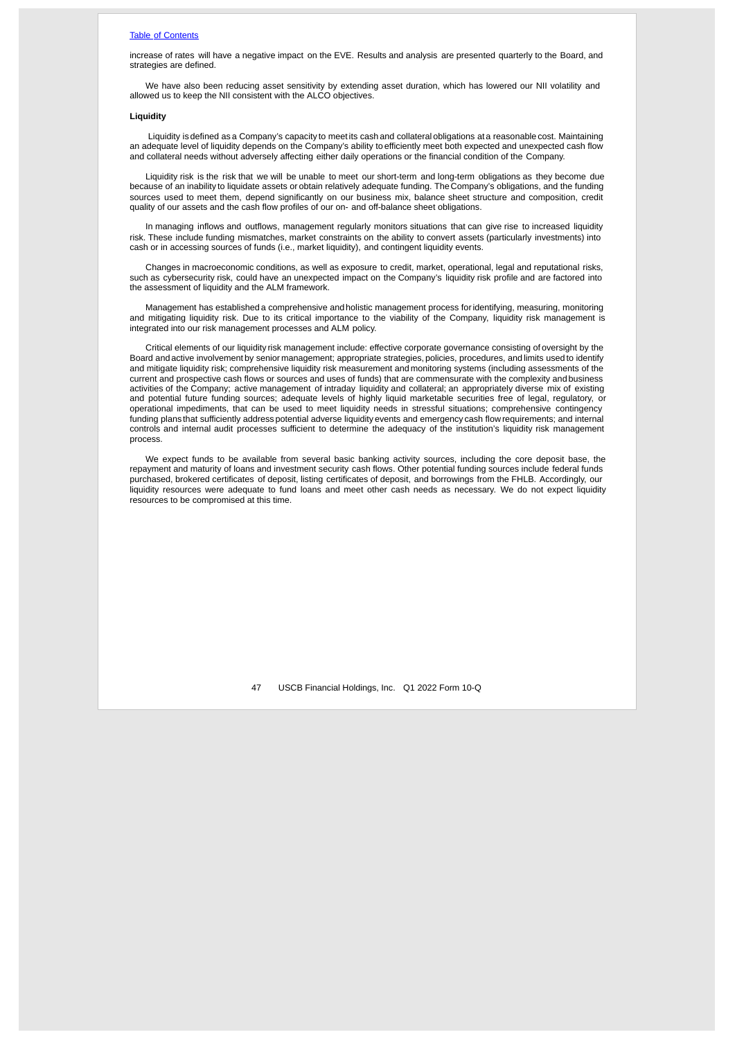increase of rates will have a negative impact on the EVE. Results and analysis are presented quarterly to the Board, and strategies are defined.

We have also been reducing asset sensitivity by extending asset duration, which has lowered our NII volatility and allowed us to keep the NII consistent with the ALCO objectives.

**Liquidity**

Liquidity is defined as a Company's capacity to meet its cash and collateral obligations at a reasonable cost. Maintaining an adequate level of liquidity depends on the Company's ability to efficiently meet both expected and unexpected cash flow and collateral needs without adversely affecting either daily operations or the financial condition of the Company.

Liquidity risk is the risk that we will be unable to meet our short-term and long-term obligations as they become due because of an inability to liquidate assets or obtain relatively adequate funding. The Company's obligations, and the funding sources used to meet them, depend significantly on our business mix, balance sheet structure and composition, credit quality of our assets and the cash flow profiles of our on- and off-balance sheet obligations.

In managing inflows and outflows, management regularly monitors situations that can give rise to increased liquidity risk. These include funding mismatches, market constraints on the ability to convert assets (particularly investments) into cash or in accessing sources of funds (i.e., market liquidity), and contingent liquidity events.

Changes in macroeconomic conditions, as well as exposure to credit, market, operational, legal and reputational risks, such as cybersecurity risk, could have an unexpected impact on the Company's liquidity risk profile and are factored into the assessment of liquidity and the ALM framework.

Management has established a comprehensive and holistic management process for identifying, measuring, monitoring and mitigating liquidity risk. Due to its critical importance to the viability of the Company, liquidity risk management is integrated into our risk management processes and ALM policy.

Critical elements of our liquidity risk management include: effective corporate governance consisting of oversight by the Board and active involvement by senior management; appropriate strategies, policies, procedures, and limits used to identify and mitigate liquidity risk; comprehensive liquidity risk measurement and monitoring systems (including assessments of the current and prospective cash flows or sources and uses of funds) that are commensurate with the complexity and business activities of the Company; active management of intraday liquidity and collateral; an appropriately diverse mix of existing and potential future funding sources; adequate levels of highly liquid marketable securities free of legal, regulatory, or operational impediments, that can be used to meet liquidity needs in stressful situations; comprehensive contingency funding plans that sufficiently address potential adverse liquidity events and emergency cash flow requirements; and internal controls and internal audit processes sufficient to determine the adequacy of the institution's liquidity risk management process.

We expect funds to be available from several basic banking activity sources, including the core deposit base, the repayment and maturity of loans and investment security cash flows. Other potential funding sources include federal funds purchased, brokered certificates of deposit, listing certificates of deposit, and borrowings from the FHLB. Accordingly, our liquidity resources were adequate to fund loans and meet other cash needs as necessary. We do not expect liquidity resources to be compromised at this time.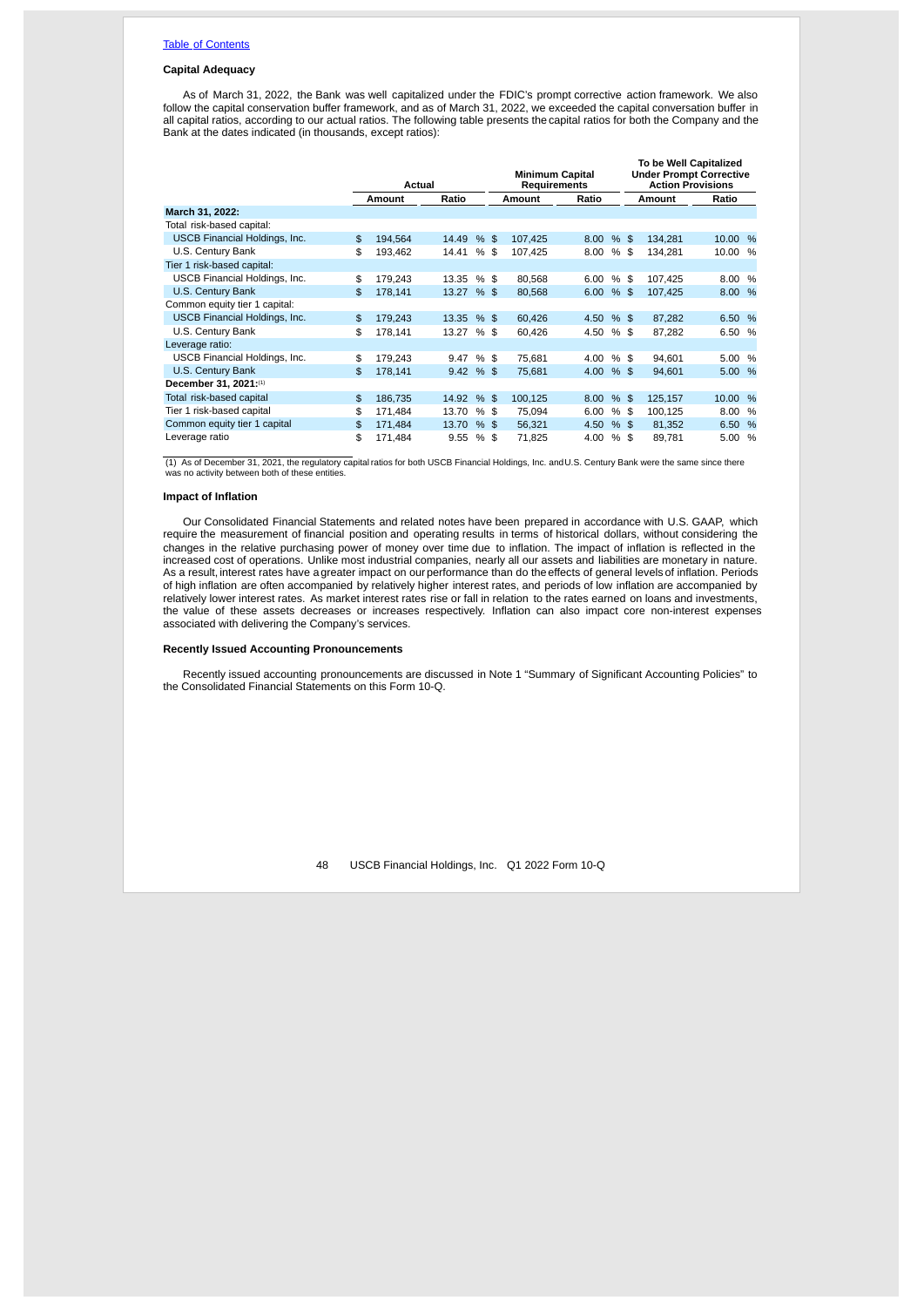[Table of Contents](#)

**Capital Adequacy**

As of March 31, 2022, the Bank was well capitalized under the FDIC's prompt corrective action framework. We also follow the capital conservation buffer framework, and as of March 31, 2022, we exceeded the capital conversation buffer in all capital ratios, according to our actual ratios. The following table presents the capital ratios for both the Company and the Bank at the dates indicated (in thousands, except ratios):

| | Actual | | Minimum Capital Requirements | | To be Well Capitalized Under Prompt Corrective Action Provisions | |
|---|---|---|---|---|---|---|
| | Amount | Ratio | Amount | Ratio | Amount | Ratio |
| **March 31, 2022:** | | | | | | |
| Total risk-based capital: | | | | | | |
| USCB Financial Holdings, Inc. | $ 194,564 | 14.49 % | $ 107,425 | 8.00 % | $ 134,281 | 10.00 % |
| U.S. Century Bank | $ 193,462 | 14.41 % | $ 107,425 | 8.00 % | $ 134,281 | 10.00 % |
| Tier 1 risk-based capital: | | | | | | |
| USCB Financial Holdings, Inc. | $ 179,243 | 13.35 % | $ 80,568 | 6.00 % | $ 107,425 | 8.00 % |
| U.S. Century Bank | $ 178,141 | 13.27 % | $ 80,568 | 6.00 % | $ 107,425 | 8.00 % |
| Common equity tier 1 capital: | | | | | | |
| USCB Financial Holdings, Inc. | $ 179,243 | 13.35 % | $ 60,426 | 4.50 % | $ 87,282 | 6.50 % |
| U.S. Century Bank | $ 178,141 | 13.27 % | $ 60,426 | 4.50 % | $ 87,282 | 6.50 % |
| Leverage ratio: | | | | | | |
| USCB Financial Holdings, Inc. | $ 179,243 | 9.47 % | $ 75,681 | 4.00 % | $ 94,601 | 5.00 % |
| U.S. Century Bank | $ 178,141 | 9.42 % | $ 75,681 | 4.00 % | $ 94,601 | 5.00 % |
| **December 31, 2021:**[(1)] | | | | | | |
| Total risk-based capital | $ 186,735 | 14.92 % | $ 100,125 | 8.00 % | $ 125,157 | 10.00 % |
| Tier 1 risk-based capital | $ 171,484 | 13.70 % | $ 75,094 | 6.00 % | $ 100,125 | 8.00 % |
| Common equity tier 1 capital | $ 171,484 | 13.70 % | $ 56,321 | 4.50 % | $ 81,352 | 6.50 % |
| Leverage ratio | $ 171,484 | 9.55 % | $ 71,825 | 4.00 % | $ 89,781 | 5.00 % |

(1) As of December 31, 2021, the regulatory capital ratios for both USCB Financial Holdings, Inc. and U.S. Century Bank were the same since there was no activity between both of these entities.

**Impact of Inflation**

Our Consolidated Financial Statements and related notes have been prepared in accordance with U.S. GAAP, which require the measurement of financial position and operating results in terms of historical dollars, without considering the changes in the relative purchasing power of money over time due to inflation. The impact of inflation is reflected in the increased cost of operations. Unlike most industrial companies, nearly all our assets and liabilities are monetary in nature. As a result, interest rates have a greater impact on our performance than do the effects of general levels of inflation. Periods of high inflation are often accompanied by relatively higher interest rates, and periods of low inflation are accompanied by relatively lower interest rates. As market interest rates rise or fall in relation to the rates earned on loans and investments, the value of these assets decreases or increases respectively. Inflation can also impact core non-interest expenses associated with delivering the Company's services.

**Recently Issued Accounting Pronouncements**

Recently issued accounting pronouncements are discussed in Note 1 "Summary of Significant Accounting Policies" to the Consolidated Financial Statements on this Form 10-Q.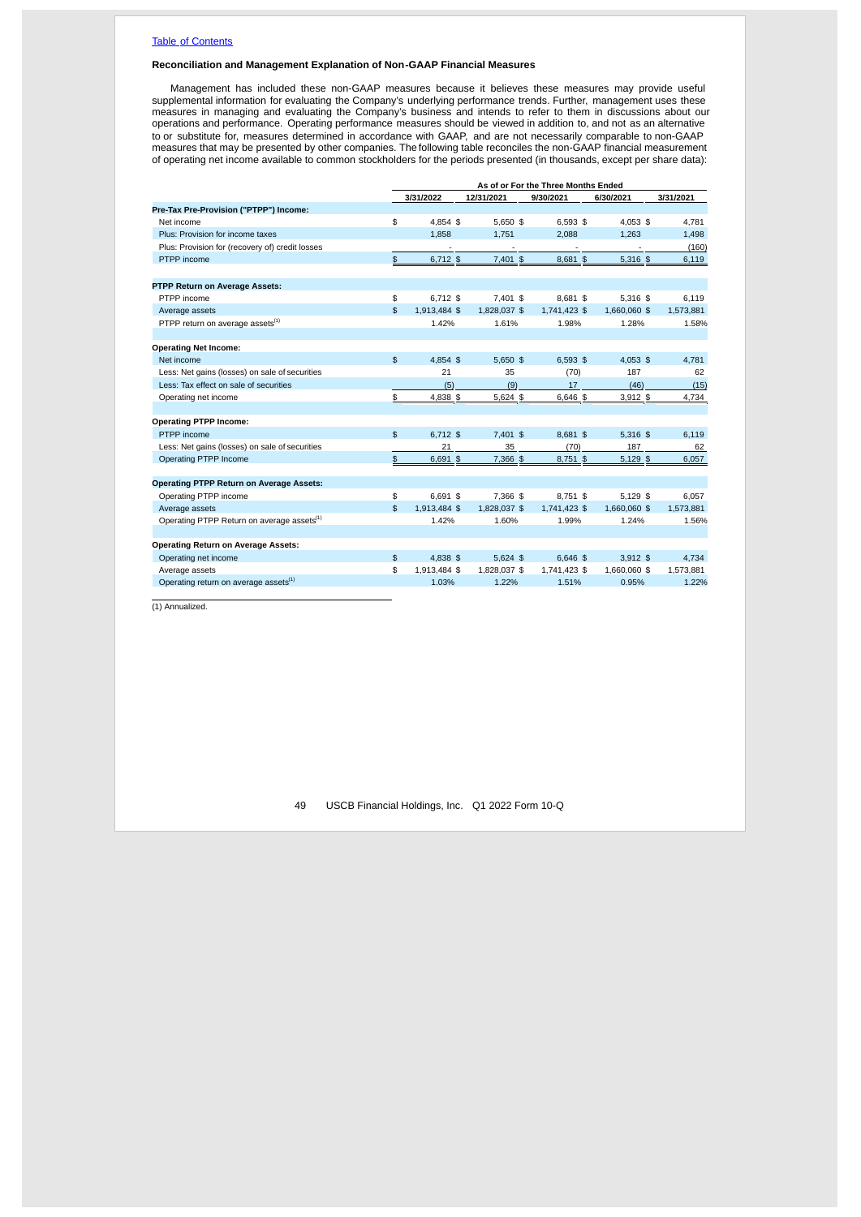[Table of Contents](#)

### Reconciliation and Management Explanation of Non-GAAP Financial Measures

Management has included these non-GAAP measures because it believes these measures may provide useful supplemental information for evaluating the Company's underlying performance trends. Further, management uses these measures in managing and evaluating the Company's business and intends to refer to them in discussions about our operations and performance. Operating performance measures should be viewed in addition to, and not as an alternative to or substitute for, measures determined in accordance with GAAP, and are not necessarily comparable to non-GAAP measures that may be presented by other companies. The following table reconciles the non-GAAP financial measurement of operating net income available to common stockholders for the periods presented (in thousands, except per share data):

| | As of or For the Three Months Ended | | | | |
|---|---|---|---|---|---|
| | 3/31/2022 | 12/31/2021 | 9/30/2021 | 6/30/2021 | 3/31/2021 |
| **Pre-Tax Pre-Provision ("PTPP") Income:** | | | | | |
| Net income | $ 4,854 | $ 5,650 | $ 6,593 | $ 4,053 | $ 4,781 |
| Plus: Provision for income taxes | 1,858 | 1,751 | 2,088 | 1,263 | 1,498 |
| Plus: Provision for (recovery of) credit losses | - | - | - | - | (160) |
| PTPP income | $ 6,712 | $ 7,401 | $ 8,681 | $ 5,316 | $ 6,119 |
| | | | | | |
| **PTPP Return on Average Assets:** | | | | | |
| PTPP income | $ 6,712 | $ 7,401 | $ 8,681 | $ 5,316 | $ 6,119 |
| Average assets | $ 1,913,484 | $ 1,828,037 | $ 1,741,423 | $ 1,660,060 | $ 1,573,881 |
| PTPP return on average assets[(1)] | 1.42% | 1.61% | 1.98% | 1.28% | 1.58% |
| | | | | | |
| **Operating Net Income:** | | | | | |
| Net income | $ 4,854 | $ 5,650 | $ 6,593 | $ 4,053 | $ 4,781 |
| Less: Net gains (losses) on sale of securities | 21 | 35 | (70) | 187 | 62 |
| Less: Tax effect on sale of securities | (5) | (9) | 17 | (46) | (15) |
| Operating net income | $ 4,838 | $ 5,624 | $ 6,646 | $ 3,912 | $ 4,734 |
| | | | | | |
| **Operating PTPP Income:** | | | | | |
| PTPP income | $ 6,712 | $ 7,401 | $ 8,681 | $ 5,316 | $ 6,119 |
| Less: Net gains (losses) on sale of securities | 21 | 35 | (70) | 187 | 62 |
| Operating PTPP Income | $ 6,691 | $ 7,366 | $ 8,751 | $ 5,129 | $ 6,057 |
| | | | | | |
| **Operating PTPP Return on Average Assets:** | | | | | |
| Operating PTPP income | $ 6,691 | $ 7,366 | $ 8,751 | $ 5,129 | $ 6,057 |
| Average assets | $ 1,913,484 | $ 1,828,037 | $ 1,741,423 | $ 1,660,060 | $ 1,573,881 |
| Operating PTPP Return on average assets[(1)] | 1.42% | 1.60% | 1.99% | 1.24% | 1.56% |
| | | | | | |
| **Operating Return on Average Assets:** | | | | | |
| Operating net income | $ 4,838 | $ 5,624 | $ 6,646 | $ 3,912 | $ 4,734 |
| Average assets | $ 1,913,484 | $ 1,828,037 | $ 1,741,423 | $ 1,660,060 | $ 1,573,881 |
| Operating return on average assets[(1)] | 1.03% | 1.22% | 1.51% | 0.95% | 1.22% |

(1) Annualized.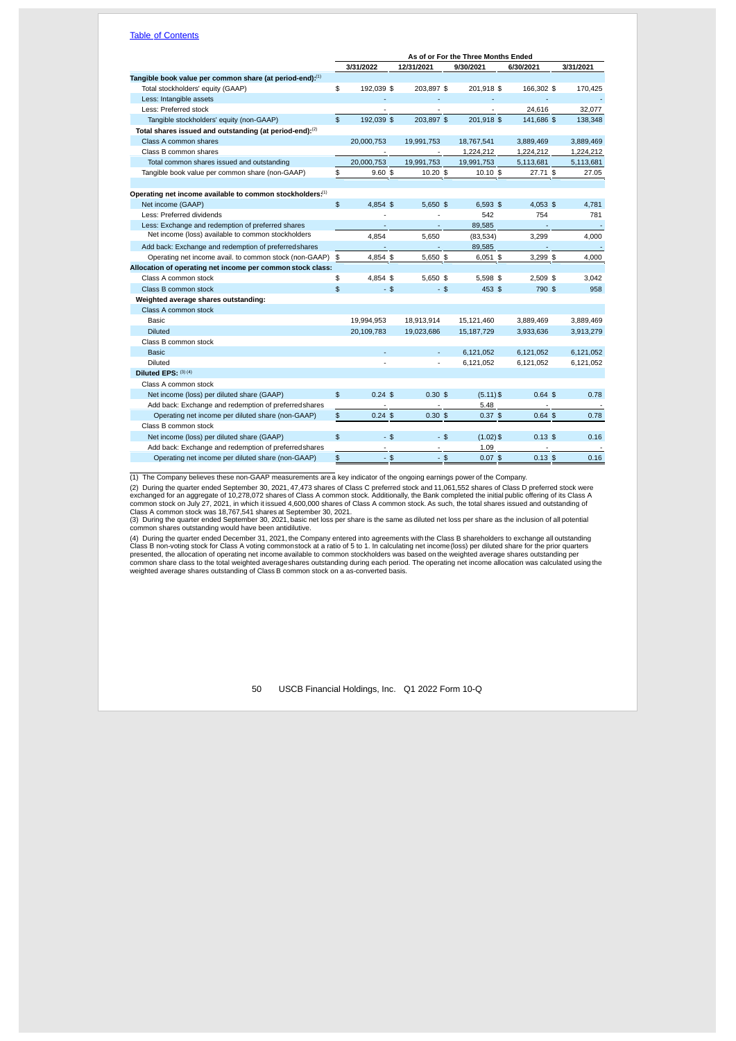| | As of or For the Three Months Ended | | | | |
|---|---|---|---|---|---|
| | 3/31/2022 | 12/31/2021 | 9/30/2021 | 6/30/2021 | 3/31/2021 |
| **Tangible book value per common share (at period-end):**[1] | | | | | |
| Total stockholders' equity (GAAP) | $ 192,039 | $ 203,897 | $ 201,918 | $ 166,302 | $ 170,425 |
| Less: Intangible assets | - | - | - | - | - |
| Less: Preferred stock | - | - | - | 24,616 | 32,077 |
| Tangible stockholders' equity (non-GAAP) | $ 192,039 | $ 203,897 | $ 201,918 | $ 141,686 | $ 138,348 |
| **Total shares issued and outstanding (at period-end):**[2] | | | | | |
| Class A common shares | 20,000,753 | 19,991,753 | 18,767,541 | 3,889,469 | 3,889,469 |
| Class B common shares | - | - | 1,224,212 | 1,224,212 | 1,224,212 |
| Total common shares issued and outstanding | 20,000,753 | 19,991,753 | 19,991,753 | 5,113,681 | 5,113,681 |
| Tangible book value per common share (non-GAAP) | $ 9.60 | $ 10.20 | $ 10.10 | $ 27.71 | $ 27.05 |
| | | | | | |
| **Operating net income available to common stockholders:**[1] | | | | | |
| Net income (GAAP) | $ 4,854 | $ 5,650 | $ 6,593 | $ 4,053 | $ 4,781 |
| Less: Preferred dividends | - | - | 542 | 754 | 781 |
| Less: Exchange and redemption of preferred shares | - | - | 89,585 | - | - |
| Net income (loss) available to common stockholders | 4,854 | 5,650 | (83,534) | 3,299 | 4,000 |
| Add back: Exchange and redemption of preferred shares | - | - | 89,585 | - | - |
| Operating net income avail. to common stock (non-GAAP) | $ 4,854 | $ 5,650 | $ 6,051 | $ 3,299 | $ 4,000 |
| **Allocation of operating net income per common stock class:** | | | | | |
| Class A common stock | $ 4,854 | $ 5,650 | $ 5,598 | $ 2,509 | $ 3,042 |
| Class B common stock | $ - | $ - | $ 453 | $ 790 | $ 958 |
| **Weighted average shares outstanding:** | | | | | |
| Class A common stock | | | | | |
| Basic | 19,994,953 | 18,913,914 | 15,121,460 | 3,889,469 | 3,889,469 |
| Diluted | 20,109,783 | 19,023,686 | 15,187,729 | 3,933,636 | 3,913,279 |
| Class B common stock | | | | | |
| Basic | - | - | 6,121,052 | 6,121,052 | 6,121,052 |
| Diluted | - | - | 6,121,052 | 6,121,052 | 6,121,052 |
| **Diluted EPS:** [3][4] | | | | | |
| Class A common stock | | | | | |
| Net income (loss) per diluted share (GAAP) | $ 0.24 | $ 0.30 | $ (5.11) | $ 0.64 | $ 0.78 |
| Add back: Exchange and redemption of preferred shares | - | - | 5.48 | - | - |
| Operating net income per diluted share (non-GAAP) | $ 0.24 | $ 0.30 | $ 0.37 | $ 0.64 | $ 0.78 |
| Class B common stock | | | | | |
| Net income (loss) per diluted share (GAAP) | $ - | $ - | $ (1.02) | $ 0.13 | $ 0.16 |
| Add back: Exchange and redemption of preferred shares | - | - | 1.09 | - | - |
| Operating net income per diluted share (non-GAAP) | $ - | $ - | $ 0.07 | $ 0.13 | $ 0.16 |

(1) The Company believes these non-GAAP measurements are a key indicator of the ongoing earnings power of the Company.

(2) During the quarter ended September 30, 2021, 47,473 shares of Class C preferred stock and 11,061,552 shares of Class D preferred stock were exchanged for an aggregate of 10,278,072 shares of Class A common stock. Additionally, the Bank completed the initial public offering of its Class A common stock on July 27, 2021, in which it issued 4,600,000 shares of Class A common stock. As such, the total shares issued and outstanding of Class A common stock was 18,767,541 shares at September 30, 2021.

(3) During the quarter ended September 30, 2021, basic net loss per share is the same as diluted net loss per share as the inclusion of all potential common shares outstanding would have been antidilutive.

(4) During the quarter ended December 31, 2021, the Company entered into agreements with the Class B shareholders to exchange all outstanding Class B non-voting stock for Class A voting common stock at a ratio of 5 to 1. In calculating net income (loss) per diluted share for the prior quarters presented, the allocation of operating net income available to common stockholders was based on the weighted average shares outstanding per common share class to the total weighted average shares outstanding during each period. The operating net income allocation was calculated using the weighted average shares outstanding of Class B common stock on a as-converted basis.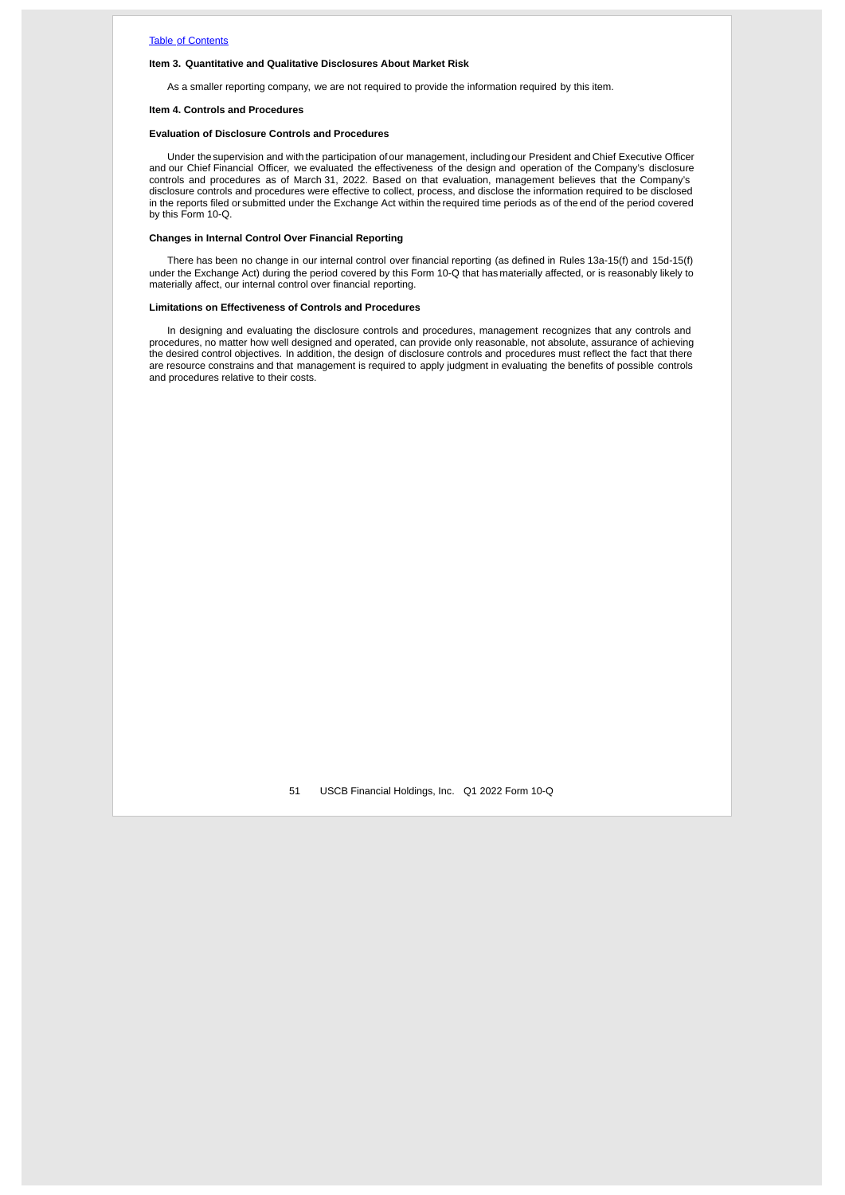## Item 3. Quantitative and Qualitative Disclosures About Market Risk

As a smaller reporting company, we are not required to provide the information required by this item.

## Item 4. Controls and Procedures

### Evaluation of Disclosure Controls and Procedures

Under the supervision and with the participation of our management, including our President and Chief Executive Officer and our Chief Financial Officer, we evaluated the effectiveness of the design and operation of the Company's disclosure controls and procedures as of March 31, 2022. Based on that evaluation, management believes that the Company's disclosure controls and procedures were effective to collect, process, and disclose the information required to be disclosed in the reports filed or submitted under the Exchange Act within the required time periods as of the end of the period covered by this Form 10-Q.

### Changes in Internal Control Over Financial Reporting

There has been no change in our internal control over financial reporting (as defined in Rules 13a-15(f) and 15d-15(f) under the Exchange Act) during the period covered by this Form 10-Q that has materially affected, or is reasonably likely to materially affect, our internal control over financial reporting.

### Limitations on Effectiveness of Controls and Procedures

In designing and evaluating the disclosure controls and procedures, management recognizes that any controls and procedures, no matter how well designed and operated, can provide only reasonable, not absolute, assurance of achieving the desired control objectives. In addition, the design of disclosure controls and procedures must reflect the fact that there are resource constraints and that management is required to apply judgment in evaluating the benefits of possible controls and procedures relative to their costs.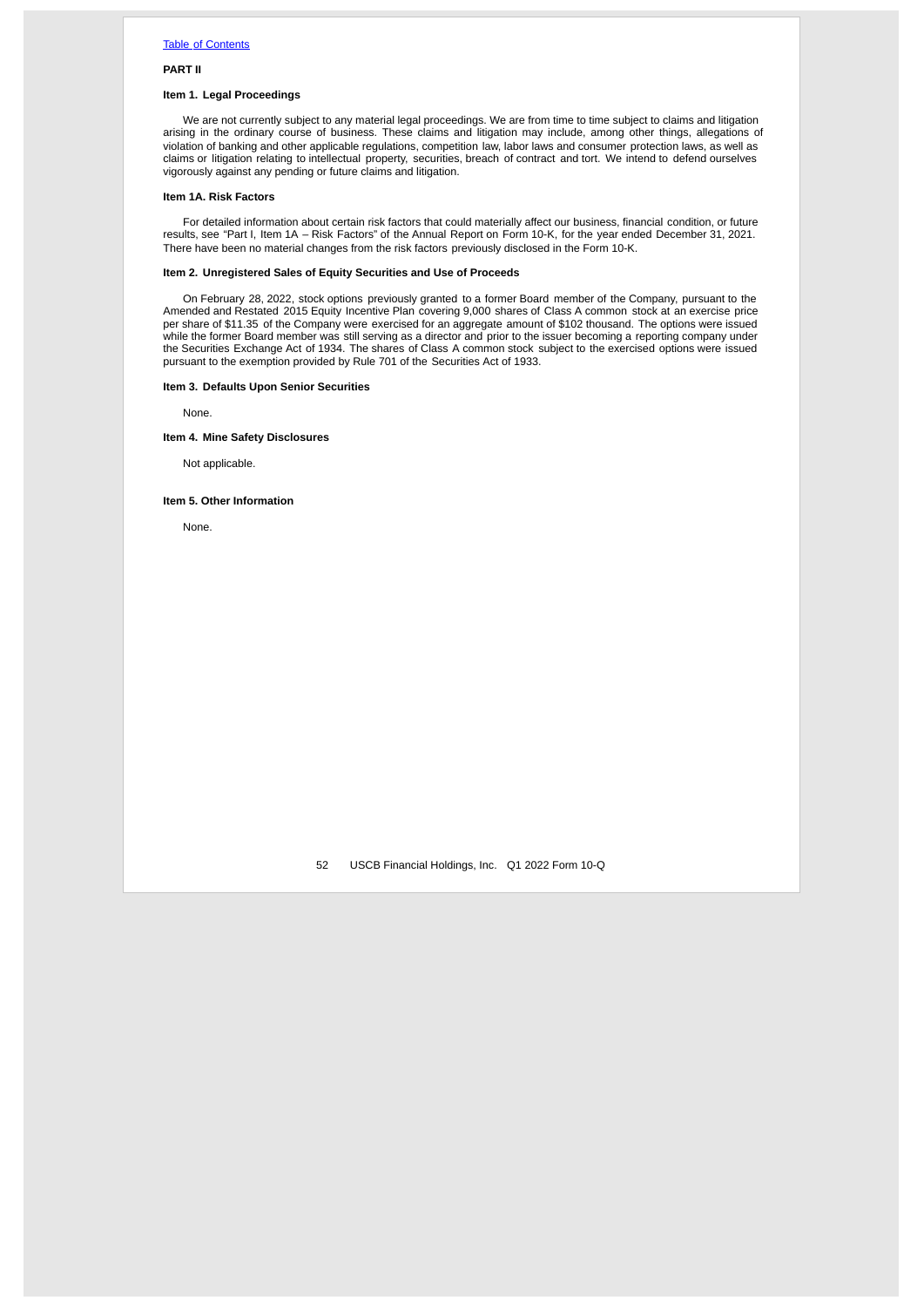[Table of Contents](#)

**PART II**

**Item 1. Legal Proceedings**

We are not currently subject to any material legal proceedings. We are from time to time subject to claims and litigation arising in the ordinary course of business. These claims and litigation may include, among other things, allegations of violation of banking and other applicable regulations, competition law, labor laws and consumer protection laws, as well as claims or litigation relating to intellectual property, securities, breach of contract and tort. We intend to defend ourselves vigorously against any pending or future claims and litigation.

**Item 1A. Risk Factors**

For detailed information about certain risk factors that could materially affect our business, financial condition, or future results, see "Part I, Item 1A – Risk Factors" of the Annual Report on Form 10-K, for the year ended December 31, 2021. There have been no material changes from the risk factors previously disclosed in the Form 10-K.

**Item 2. Unregistered Sales of Equity Securities and Use of Proceeds**

On February 28, 2022, stock options previously granted to a former Board member of the Company, pursuant to the Amended and Restated 2015 Equity Incentive Plan covering 9,000 shares of Class A common stock at an exercise price per share of $11.35 of the Company were exercised for an aggregate amount of $102 thousand. The options were issued while the former Board member was still serving as a director and prior to the issuer becoming a reporting company under the Securities Exchange Act of 1934. The shares of Class A common stock subject to the exercised options were issued pursuant to the exemption provided by Rule 701 of the Securities Act of 1933.

**Item 3. Defaults Upon Senior Securities**

None.

**Item 4. Mine Safety Disclosures**

Not applicable.

**Item 5. Other Information**

None.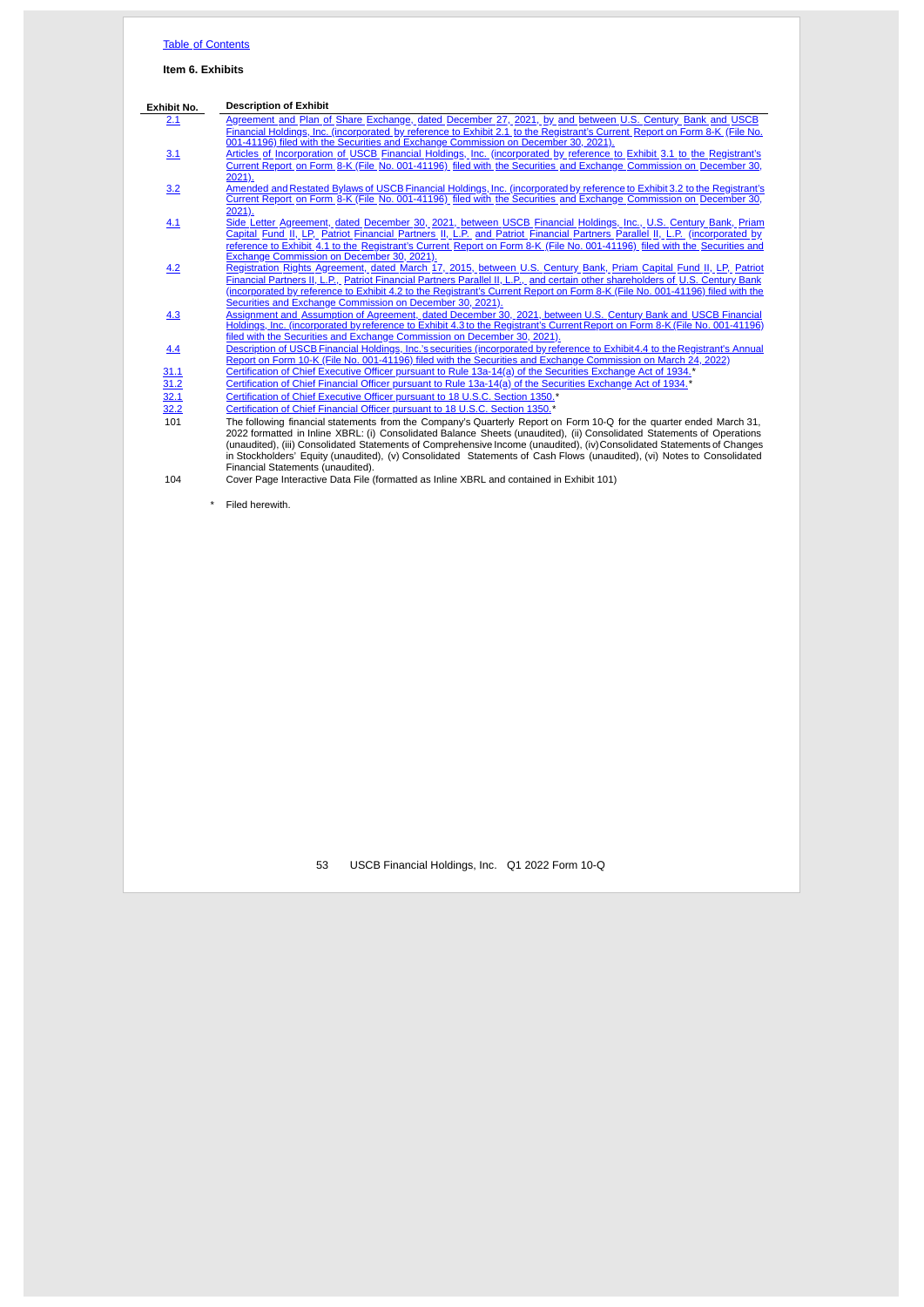Table of Contents

**Item 6. Exhibits**

| Exhibit No. | Description of Exhibit |
|---|---|
| 2.1 | Agreement and Plan of Share Exchange, dated December 27, 2021, by and between U.S. Century Bank and USCB Financial Holdings, Inc. (incorporated by reference to Exhibit 2.1 to the Registrant's Current Report on Form 8-K (File No. 001-41196) filed with the Securities and Exchange Commission on December 30, 2021). |
| 3.1 | Articles of Incorporation of USCB Financial Holdings, Inc. (incorporated by reference to Exhibit 3.1 to the Registrant's Current Report on Form 8-K (File No. 001-41196) filed with the Securities and Exchange Commission on December 30, 2021). |
| 3.2 | Amended and Restated Bylaws of USCB Financial Holdings, Inc. (incorporated by reference to Exhibit 3.2 to the Registrant's Current Report on Form 8-K (File No. 001-41196) filed with the Securities and Exchange Commission on December 30, 2021). |
| 4.1 | Side Letter Agreement, dated December 30, 2021, between USCB Financial Holdings, Inc., U.S. Century Bank, Priam Capital Fund II, LP, Patriot Financial Partners II, L.P. and Patriot Financial Partners Parallel II, L.P. (incorporated by reference to Exhibit 4.1 to the Registrant's Current Report on Form 8-K (File No. 001-41196) filed with the Securities and Exchange Commission on December 30, 2021). |
| 4.2 | Registration Rights Agreement, dated March 17, 2015, between U.S. Century Bank, Priam Capital Fund II, LP, Patriot Financial Partners II, L.P., Patriot Financial Partners Parallel II, L.P., and certain other shareholders of U.S. Century Bank (incorporated by reference to Exhibit 4.2 to the Registrant's Current Report on Form 8-K (File No. 001-41196) filed with the Securities and Exchange Commission on December 30, 2021). |
| 4.3 | Assignment and Assumption of Agreement, dated December 30, 2021, between U.S. Century Bank and USCB Financial Holdings, Inc. (incorporated by reference to Exhibit 4.3 to the Registrant's Current Report on Form 8-K (File No. 001-41196) filed with the Securities and Exchange Commission on December 30, 2021). |
| 4.4 | Description of USCB Financial Holdings, Inc.'s securities (incorporated by reference to Exhibit 4.4 to the Registrant's Annual Report on Form 10-K (File No. 001-41196) filed with the Securities and Exchange Commission on March 24, 2022) |
| 31.1 | Certification of Chief Executive Officer pursuant to Rule 13a-14(a) of the Securities Exchange Act of 1934.* |
| 31.2 | Certification of Chief Financial Officer pursuant to Rule 13a-14(a) of the Securities Exchange Act of 1934.* |
| 32.1 | Certification of Chief Executive Officer pursuant to 18 U.S.C. Section 1350.* |
| 32.2 | Certification of Chief Financial Officer pursuant to 18 U.S.C. Section 1350.* |
| 101 | The following financial statements from the Company's Quarterly Report on Form 10-Q for the quarter ended March 31, 2022 formatted in Inline XBRL: (i) Consolidated Balance Sheets (unaudited), (ii) Consolidated Statements of Operations (unaudited), (iii) Consolidated Statements of Comprehensive Income (unaudited), (iv) Consolidated Statements of Changes in Stockholders' Equity (unaudited), (v) Consolidated Statements of Cash Flows (unaudited), (vi) Notes to Consolidated Financial Statements (unaudited). |
| 104 | Cover Page Interactive Data File (formatted as Inline XBRL and contained in Exhibit 101) |

\* Filed herewith.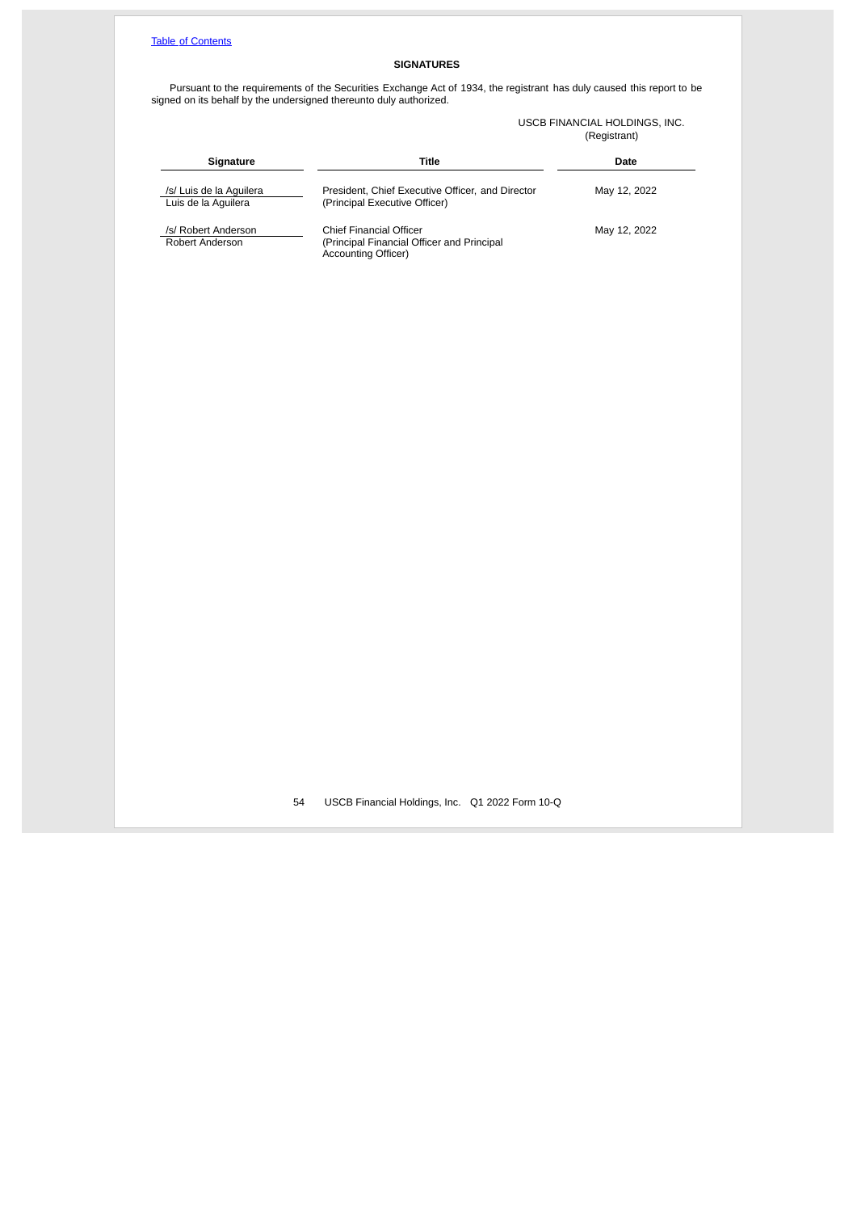[Table of Contents](#)

## SIGNATURES

Pursuant to the requirements of the Securities Exchange Act of 1934, the registrant has duly caused this report to be signed on its behalf by the undersigned thereunto duly authorized.

USCB FINANCIAL HOLDINGS, INC.
(Registrant)

| Signature | Title | Date |
|---|---|---|
| /s/ Luis de la Aguilera<br>Luis de la Aguilera | President, Chief Executive Officer, and Director<br>(Principal Executive Officer) | May 12, 2022 |
| /s/ Robert Anderson<br>Robert Anderson | Chief Financial Officer<br>(Principal Financial Officer and Principal Accounting Officer) | May 12, 2022 |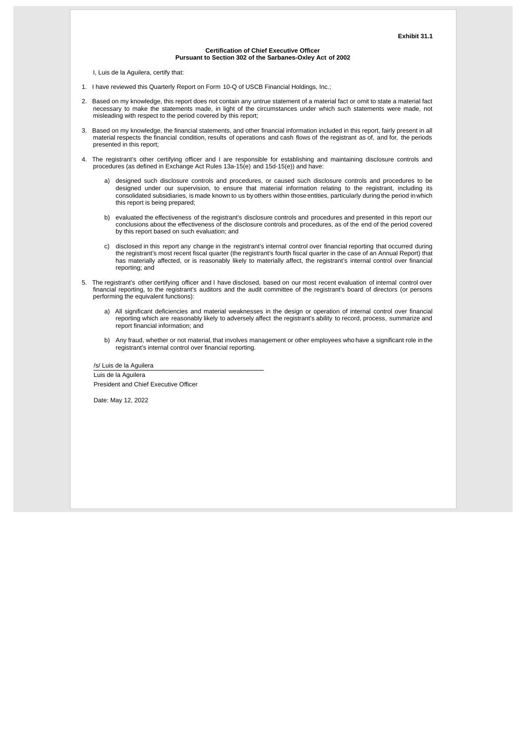**Exhibit 31.1**

**Certification of Chief Executive Officer**
**Pursuant to Section 302 of the Sarbanes-Oxley Act of 2002**

I, Luis de la Aguilera, certify that:

1. I have reviewed this Quarterly Report on Form 10-Q of USCB Financial Holdings, Inc.;

2. Based on my knowledge, this report does not contain any untrue statement of a material fact or omit to state a material fact necessary to make the statements made, in light of the circumstances under which such statements were made, not misleading with respect to the period covered by this report;

3. Based on my knowledge, the financial statements, and other financial information included in this report, fairly present in all material respects the financial condition, results of operations and cash flows of the registrant as of, and for, the periods presented in this report;

4. The registrant's other certifying officer and I are responsible for establishing and maintaining disclosure controls and procedures (as defined in Exchange Act Rules 13a-15(e) and 15d-15(e)) and have:

   a) designed such disclosure controls and procedures, or caused such disclosure controls and procedures to be designed under our supervision, to ensure that material information relating to the registrant, including its consolidated subsidiaries, is made known to us by others within those entities, particularly during the period in which this report is being prepared;

   b) evaluated the effectiveness of the registrant's disclosure controls and procedures and presented in this report our conclusions about the effectiveness of the disclosure controls and procedures, as of the end of the period covered by this report based on such evaluation; and

   c) disclosed in this report any change in the registrant's internal control over financial reporting that occurred during the registrant's most recent fiscal quarter (the registrant's fourth fiscal quarter in the case of an Annual Report) that has materially affected, or is reasonably likely to materially affect, the registrant's internal control over financial reporting; and

5. The registrant's other certifying officer and I have disclosed, based on our most recent evaluation of internal control over financial reporting, to the registrant's auditors and the audit committee of the registrant's board of directors (or persons performing the equivalent functions):

   a) All significant deficiencies and material weaknesses in the design or operation of internal control over financial reporting which are reasonably likely to adversely affect the registrant's ability to record, process, summarize and report financial information; and

   b) Any fraud, whether or not material, that involves management or other employees who have a significant role in the registrant's internal control over financial reporting.

/s/ Luis de la Aguilera
Luis de la Aguilera
President and Chief Executive Officer

Date: May 12, 2022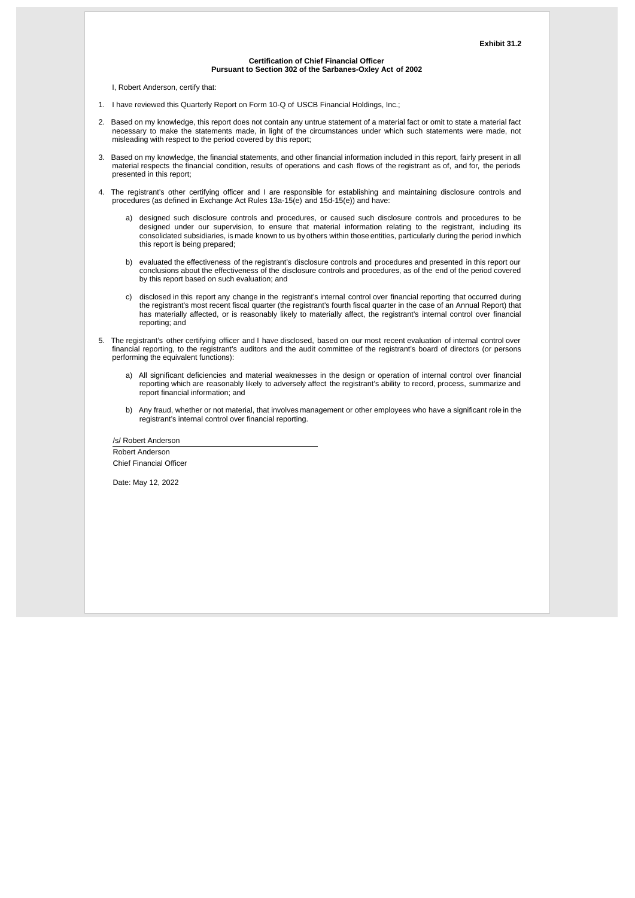**Exhibit 31.2**

**Certification of Chief Financial Officer**
**Pursuant to Section 302 of the Sarbanes-Oxley Act of 2002**

I, Robert Anderson, certify that:

1. I have reviewed this Quarterly Report on Form 10-Q of USCB Financial Holdings, Inc.;

2. Based on my knowledge, this report does not contain any untrue statement of a material fact or omit to state a material fact necessary to make the statements made, in light of the circumstances under which such statements were made, not misleading with respect to the period covered by this report;

3. Based on my knowledge, the financial statements, and other financial information included in this report, fairly present in all material respects the financial condition, results of operations and cash flows of the registrant as of, and for, the periods presented in this report;

4. The registrant's other certifying officer and I are responsible for establishing and maintaining disclosure controls and procedures (as defined in Exchange Act Rules 13a-15(e) and 15d-15(e)) and have:

   a) designed such disclosure controls and procedures, or caused such disclosure controls and procedures to be designed under our supervision, to ensure that material information relating to the registrant, including its consolidated subsidiaries, is made known to us by others within those entities, particularly during the period in which this report is being prepared;

   b) evaluated the effectiveness of the registrant's disclosure controls and procedures and presented in this report our conclusions about the effectiveness of the disclosure controls and procedures, as of the end of the period covered by this report based on such evaluation; and

   c) disclosed in this report any change in the registrant's internal control over financial reporting that occurred during the registrant's most recent fiscal quarter (the registrant's fourth fiscal quarter in the case of an Annual Report) that has materially affected, or is reasonably likely to materially affect, the registrant's internal control over financial reporting; and

5. The registrant's other certifying officer and I have disclosed, based on our most recent evaluation of internal control over financial reporting, to the registrant's auditors and the audit committee of the registrant's board of directors (or persons performing the equivalent functions):

   a) All significant deficiencies and material weaknesses in the design or operation of internal control over financial reporting which are reasonably likely to adversely affect the registrant's ability to record, process, summarize and report financial information; and

   b) Any fraud, whether or not material, that involves management or other employees who have a significant role in the registrant's internal control over financial reporting.

/s/ Robert Anderson
Robert Anderson
Chief Financial Officer

Date: May 12, 2022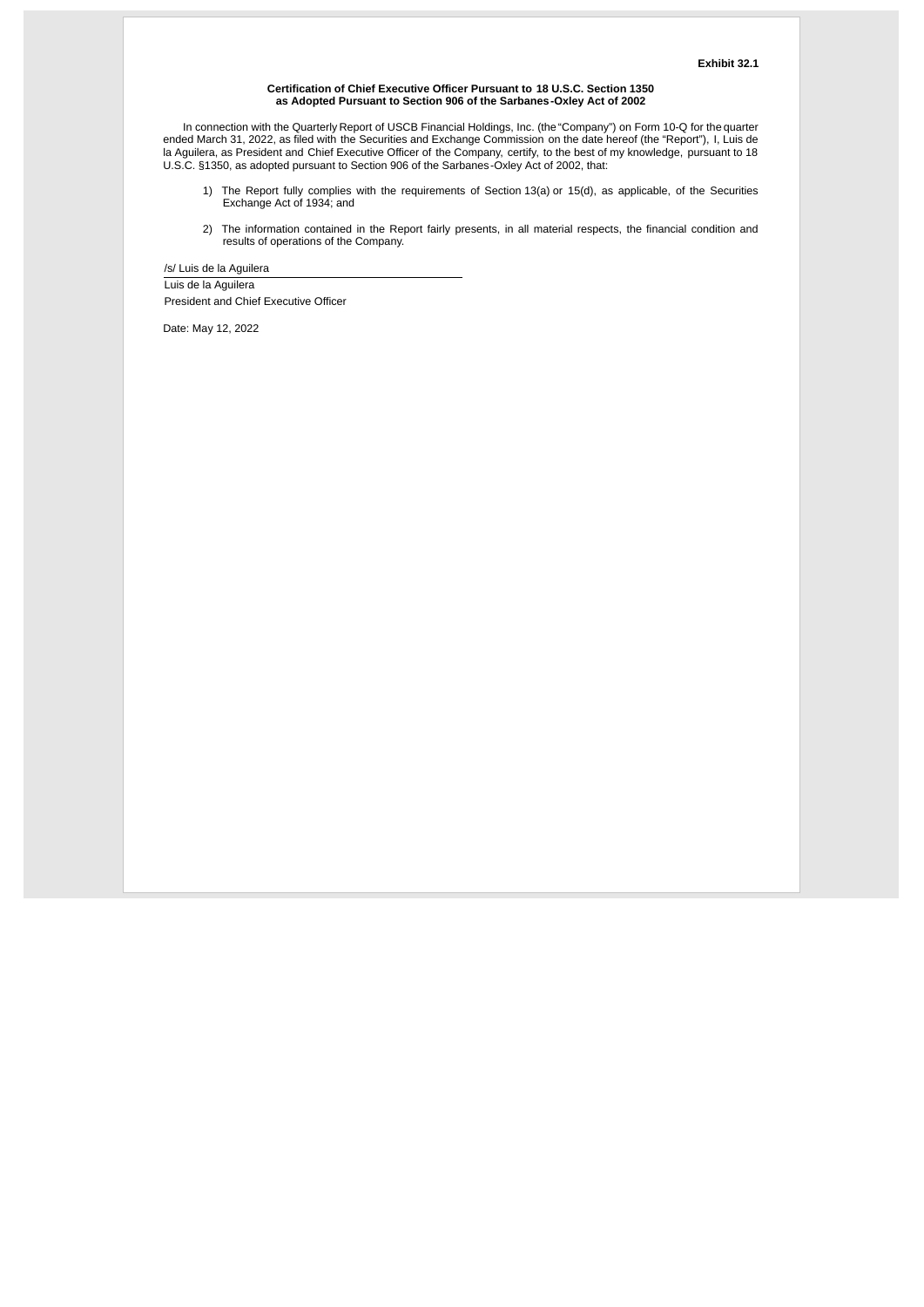**Exhibit 32.1**

**Certification of Chief Executive Officer Pursuant to 18 U.S.C. Section 1350 as Adopted Pursuant to Section 906 of the Sarbanes-Oxley Act of 2002**

In connection with the Quarterly Report of USCB Financial Holdings, Inc. (the "Company") on Form 10-Q for the quarter ended March 31, 2022, as filed with the Securities and Exchange Commission on the date hereof (the "Report"), I, Luis de la Aguilera, as President and Chief Executive Officer of the Company, certify, to the best of my knowledge, pursuant to 18 U.S.C. §1350, as adopted pursuant to Section 906 of the Sarbanes-Oxley Act of 2002, that:

1) The Report fully complies with the requirements of Section 13(a) or 15(d), as applicable, of the Securities Exchange Act of 1934; and

2) The information contained in the Report fairly presents, in all material respects, the financial condition and results of operations of the Company.

/s/ Luis de la Aguilera

Luis de la Aguilera
President and Chief Executive Officer

Date: May 12, 2022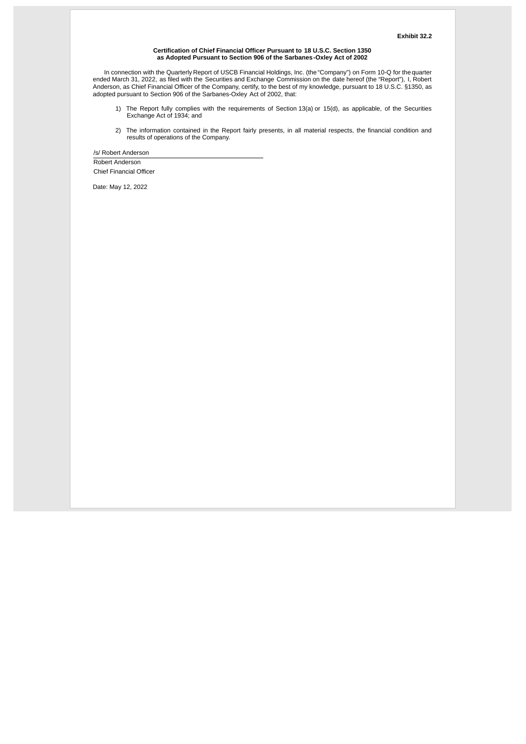**Exhibit 32.2**

**Certification of Chief Financial Officer Pursuant to 18 U.S.C. Section 1350**
**as Adopted Pursuant to Section 906 of the Sarbanes-Oxley Act of 2002**

In connection with the Quarterly Report of USCB Financial Holdings, Inc. (the "Company") on Form 10-Q for the quarter ended March 31, 2022, as filed with the Securities and Exchange Commission on the date hereof (the "Report"), I, Robert Anderson, as Chief Financial Officer of the Company, certify, to the best of my knowledge, pursuant to 18 U.S.C. §1350, as adopted pursuant to Section 906 of the Sarbanes-Oxley Act of 2002, that:

1) The Report fully complies with the requirements of Section 13(a) or 15(d), as applicable, of the Securities Exchange Act of 1934; and

2) The information contained in the Report fairly presents, in all material respects, the financial condition and results of operations of the Company.

/s/ Robert Anderson

Robert Anderson

Chief Financial Officer

Date: May 12, 2022